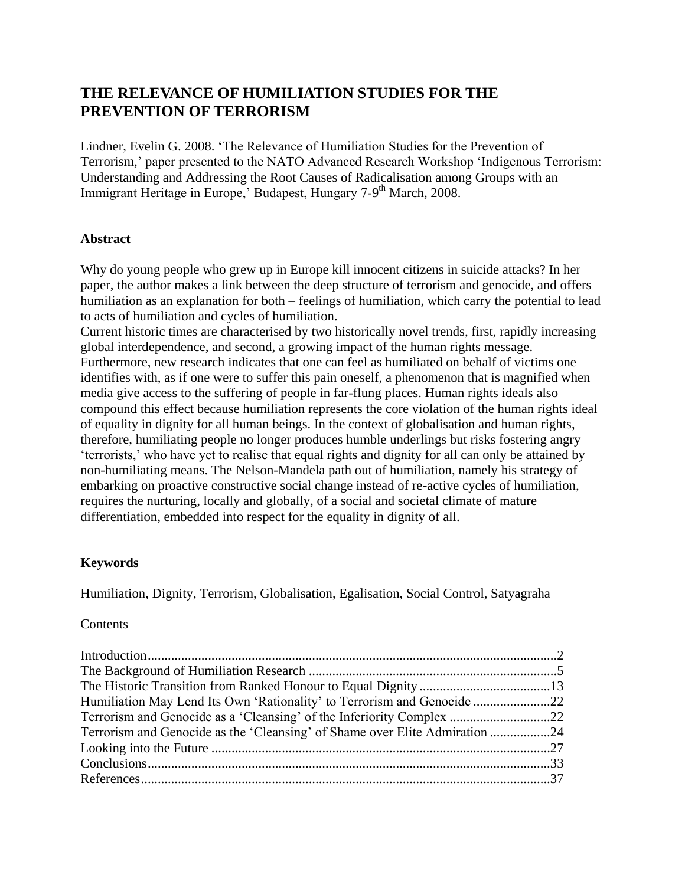# THE RELEVANCE OF HUMILIATION STUDIES FOR THE PREVENTION OF TERRORISM

Lindner, Evelin G. 2008. 'The Relevance of Humiliation Studies for the Prevention of Terrorism,' paper presented to the NATO Advanced Research Workshop 'Indigenous Terrorism: Understanding and Addressing the Root Causes of Radicalisation among Groups with an Immigrant Heritage in Europe,' Budapest, Hungary 7-9th March, 2008.

### Abstract

Why do young people who grew up in Europe kill innocent citizens in suicide attacks? In her paper, the author makes a link between the deep structure of terrorism and genocide, and offers humiliation as an explanation for both – feelings of humiliation, which carry the potential to lead to acts of humiliation and cycles of humiliation.
Current historic times are characterised by two historically novel trends, first, rapidly increasing global interdependence, and second, a growing impact of the human rights message. Furthermore, new research indicates that one can feel as humiliated on behalf of victims one identifies with, as if one were to suffer this pain oneself, a phenomenon that is magnified when media give access to the suffering of people in far-flung places. Human rights ideals also compound this effect because humiliation represents the core violation of the human rights ideal of equality in dignity for all human beings. In the context of globalisation and human rights, therefore, humiliating people no longer produces humble underlings but risks fostering angry 'terrorists,' who have yet to realise that equal rights and dignity for all can only be attained by non-humiliating means. The Nelson-Mandela path out of humiliation, namely his strategy of embarking on proactive constructive social change instead of re-active cycles of humiliation, requires the nurturing, locally and globally, of a social and societal climate of mature differentiation, embedded into respect for the equality in dignity of all.

### Keywords

Humiliation, Dignity, Terrorism, Globalisation, Egalisation, Social Control, Satyagraha

Contents

Introduction....................2
The Background of Humiliation Research....................5
The Historic Transition from Ranked Honour to Equal Dignity....................13
Humiliation May Lend Its Own 'Rationality' to Terrorism and Genocide....................22
Terrorism and Genocide as a 'Cleansing' of the Inferiority Complex....................22
Terrorism and Genocide as the 'Cleansing' of Shame over Elite Admiration....................24
Looking into the Future....................27
Conclusions....................33
References....................37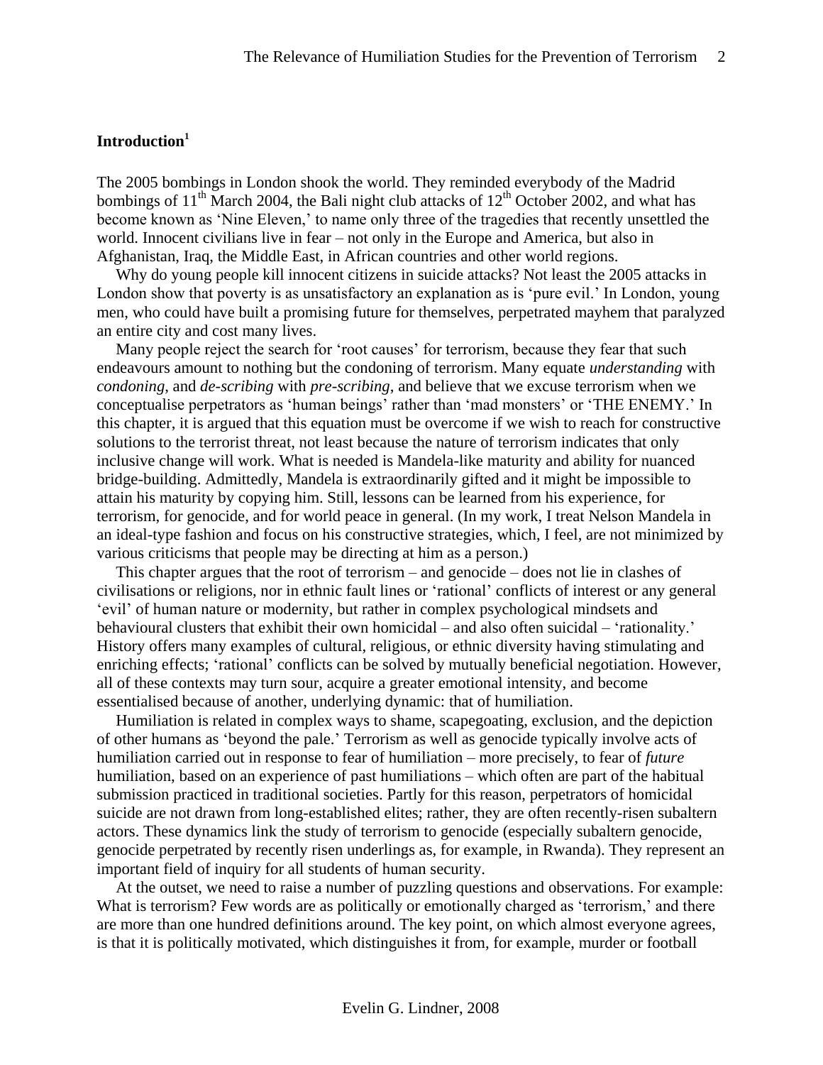## Introduction[1]

The 2005 bombings in London shook the world. They reminded everybody of the Madrid bombings of 11th March 2004, the Bali night club attacks of 12th October 2002, and what has become known as 'Nine Eleven,' to name only three of the tragedies that recently unsettled the world. Innocent civilians live in fear – not only in the Europe and America, but also in Afghanistan, Iraq, the Middle East, in African countries and other world regions.

Why do young people kill innocent citizens in suicide attacks? Not least the 2005 attacks in London show that poverty is as unsatisfactory an explanation as is 'pure evil.' In London, young men, who could have built a promising future for themselves, perpetrated mayhem that paralyzed an entire city and cost many lives.

Many people reject the search for 'root causes' for terrorism, because they fear that such endeavours amount to nothing but the condoning of terrorism. Many equate *understanding* with *condoning*, and *de-scribing* with *pre-scribing*, and believe that we excuse terrorism when we conceptualise perpetrators as 'human beings' rather than 'mad monsters' or 'THE ENEMY.' In this chapter, it is argued that this equation must be overcome if we wish to reach for constructive solutions to the terrorist threat, not least because the nature of terrorism indicates that only inclusive change will work. What is needed is Mandela-like maturity and ability for nuanced bridge-building. Admittedly, Mandela is extraordinarily gifted and it might be impossible to attain his maturity by copying him. Still, lessons can be learned from his experience, for terrorism, for genocide, and for world peace in general. (In my work, I treat Nelson Mandela in an ideal-type fashion and focus on his constructive strategies, which, I feel, are not minimized by various criticisms that people may be directing at him as a person.)

This chapter argues that the root of terrorism – and genocide – does not lie in clashes of civilisations or religions, nor in ethnic fault lines or 'rational' conflicts of interest or any general 'evil' of human nature or modernity, but rather in complex psychological mindsets and behavioural clusters that exhibit their own homicidal – and also often suicidal – 'rationality.' History offers many examples of cultural, religious, or ethnic diversity having stimulating and enriching effects; 'rational' conflicts can be solved by mutually beneficial negotiation. However, all of these contexts may turn sour, acquire a greater emotional intensity, and become essentialised because of another, underlying dynamic: that of humiliation.

Humiliation is related in complex ways to shame, scapegoating, exclusion, and the depiction of other humans as 'beyond the pale.' Terrorism as well as genocide typically involve acts of humiliation carried out in response to fear of humiliation – more precisely, to fear of *future* humiliation, based on an experience of past humiliations – which often are part of the habitual submission practiced in traditional societies. Partly for this reason, perpetrators of homicidal suicide are not drawn from long-established elites; rather, they are often recently-risen subaltern actors. These dynamics link the study of terrorism to genocide (especially subaltern genocide, genocide perpetrated by recently risen underlings as, for example, in Rwanda). They represent an important field of inquiry for all students of human security.

At the outset, we need to raise a number of puzzling questions and observations. For example: What is terrorism? Few words are as politically or emotionally charged as 'terrorism,' and there are more than one hundred definitions around. The key point, on which almost everyone agrees, is that it is politically motivated, which distinguishes it from, for example, murder or football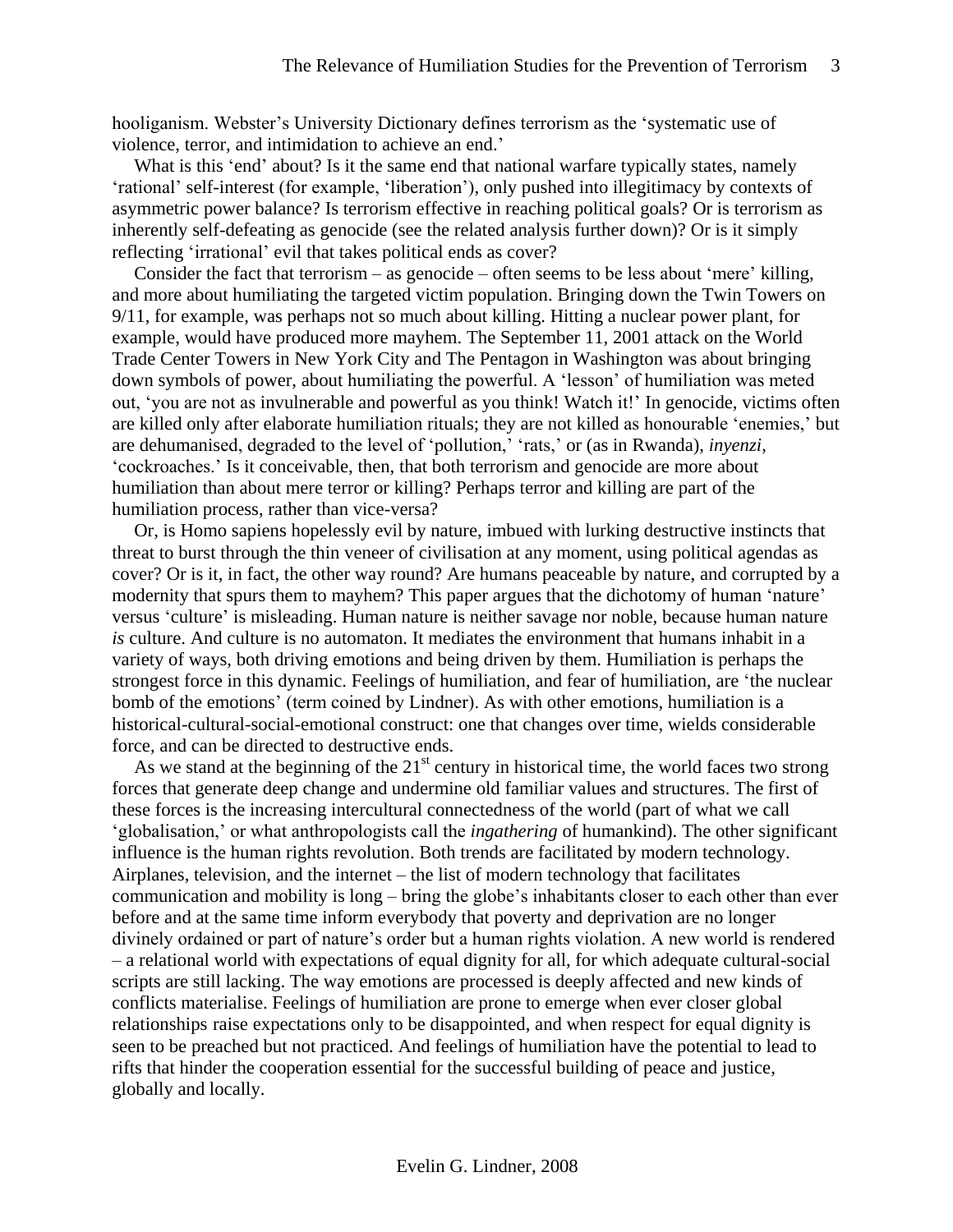hooliganism. Webster's University Dictionary defines terrorism as the 'systematic use of violence, terror, and intimidation to achieve an end.'

What is this 'end' about? Is it the same end that national warfare typically states, namely 'rational' self-interest (for example, 'liberation'), only pushed into illegitimacy by contexts of asymmetric power balance? Is terrorism effective in reaching political goals? Or is terrorism as inherently self-defeating as genocide (see the related analysis further down)? Or is it simply reflecting 'irrational' evil that takes political ends as cover?

Consider the fact that terrorism – as genocide – often seems to be less about 'mere' killing, and more about humiliating the targeted victim population. Bringing down the Twin Towers on 9/11, for example, was perhaps not so much about killing. Hitting a nuclear power plant, for example, would have produced more mayhem. The September 11, 2001 attack on the World Trade Center Towers in New York City and The Pentagon in Washington was about bringing down symbols of power, about humiliating the powerful. A 'lesson' of humiliation was meted out, 'you are not as invulnerable and powerful as you think! Watch it!' In genocide, victims often are killed only after elaborate humiliation rituals; they are not killed as honourable 'enemies,' but are dehumanised, degraded to the level of 'pollution,' 'rats,' or (as in Rwanda), *inyenzi*, 'cockroaches.' Is it conceivable, then, that both terrorism and genocide are more about humiliation than about mere terror or killing? Perhaps terror and killing are part of the humiliation process, rather than vice-versa?

Or, is Homo sapiens hopelessly evil by nature, imbued with lurking destructive instincts that threat to burst through the thin veneer of civilisation at any moment, using political agendas as cover? Or is it, in fact, the other way round? Are humans peaceable by nature, and corrupted by a modernity that spurs them to mayhem? This paper argues that the dichotomy of human 'nature' versus 'culture' is misleading. Human nature is neither savage nor noble, because human nature *is* culture. And culture is no automaton. It mediates the environment that humans inhabit in a variety of ways, both driving emotions and being driven by them. Humiliation is perhaps the strongest force in this dynamic. Feelings of humiliation, and fear of humiliation, are 'the nuclear bomb of the emotions' (term coined by Lindner). As with other emotions, humiliation is a historical-cultural-social-emotional construct: one that changes over time, wields considerable force, and can be directed to destructive ends.

As we stand at the beginning of the 21st century in historical time, the world faces two strong forces that generate deep change and undermine old familiar values and structures. The first of these forces is the increasing intercultural connectedness of the world (part of what we call 'globalisation,' or what anthropologists call the *ingathering* of humankind). The other significant influence is the human rights revolution. Both trends are facilitated by modern technology. Airplanes, television, and the internet – the list of modern technology that facilitates communication and mobility is long – bring the globe's inhabitants closer to each other than ever before and at the same time inform everybody that poverty and deprivation are no longer divinely ordained or part of nature's order but a human rights violation. A new world is rendered – a relational world with expectations of equal dignity for all, for which adequate cultural-social scripts are still lacking. The way emotions are processed is deeply affected and new kinds of conflicts materialise. Feelings of humiliation are prone to emerge when ever closer global relationships raise expectations only to be disappointed, and when respect for equal dignity is seen to be preached but not practiced. And feelings of humiliation have the potential to lead to rifts that hinder the cooperation essential for the successful building of peace and justice, globally and locally.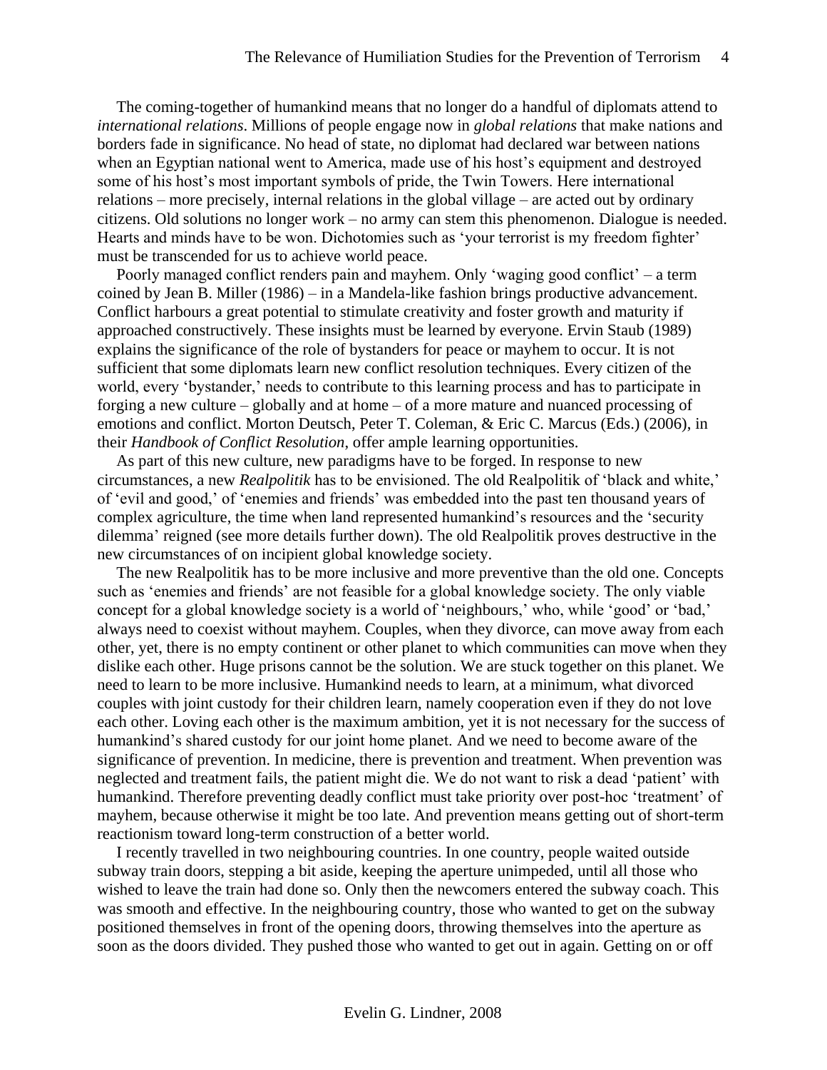The coming-together of humankind means that no longer do a handful of diplomats attend to *international relations*. Millions of people engage now in *global relations* that make nations and borders fade in significance. No head of state, no diplomat had declared war between nations when an Egyptian national went to America, made use of his host's equipment and destroyed some of his host's most important symbols of pride, the Twin Towers. Here international relations – more precisely, internal relations in the global village – are acted out by ordinary citizens. Old solutions no longer work – no army can stem this phenomenon. Dialogue is needed. Hearts and minds have to be won. Dichotomies such as 'your terrorist is my freedom fighter' must be transcended for us to achieve world peace.

Poorly managed conflict renders pain and mayhem. Only 'waging good conflict' – a term coined by Jean B. Miller (1986) – in a Mandela-like fashion brings productive advancement. Conflict harbours a great potential to stimulate creativity and foster growth and maturity if approached constructively. These insights must be learned by everyone. Ervin Staub (1989) explains the significance of the role of bystanders for peace or mayhem to occur. It is not sufficient that some diplomats learn new conflict resolution techniques. Every citizen of the world, every 'bystander,' needs to contribute to this learning process and has to participate in forging a new culture – globally and at home – of a more mature and nuanced processing of emotions and conflict. Morton Deutsch, Peter T. Coleman, & Eric C. Marcus (Eds.) (2006), in their *Handbook of Conflict Resolution*, offer ample learning opportunities.

As part of this new culture, new paradigms have to be forged. In response to new circumstances, a new *Realpolitik* has to be envisioned. The old Realpolitik of 'black and white,' of 'evil and good,' of 'enemies and friends' was embedded into the past ten thousand years of complex agriculture, the time when land represented humankind's resources and the 'security dilemma' reigned (see more details further down). The old Realpolitik proves destructive in the new circumstances of on incipient global knowledge society.

The new Realpolitik has to be more inclusive and more preventive than the old one. Concepts such as 'enemies and friends' are not feasible for a global knowledge society. The only viable concept for a global knowledge society is a world of 'neighbours,' who, while 'good' or 'bad,' always need to coexist without mayhem. Couples, when they divorce, can move away from each other, yet, there is no empty continent or other planet to which communities can move when they dislike each other. Huge prisons cannot be the solution. We are stuck together on this planet. We need to learn to be more inclusive. Humankind needs to learn, at a minimum, what divorced couples with joint custody for their children learn, namely cooperation even if they do not love each other. Loving each other is the maximum ambition, yet it is not necessary for the success of humankind's shared custody for our joint home planet. And we need to become aware of the significance of prevention. In medicine, there is prevention and treatment. When prevention was neglected and treatment fails, the patient might die. We do not want to risk a dead 'patient' with humankind. Therefore preventing deadly conflict must take priority over post-hoc 'treatment' of mayhem, because otherwise it might be too late. And prevention means getting out of short-term reactionism toward long-term construction of a better world.

I recently travelled in two neighbouring countries. In one country, people waited outside subway train doors, stepping a bit aside, keeping the aperture unimpeded, until all those who wished to leave the train had done so. Only then the newcomers entered the subway coach. This was smooth and effective. In the neighbouring country, those who wanted to get on the subway positioned themselves in front of the opening doors, throwing themselves into the aperture as soon as the doors divided. They pushed those who wanted to get out in again. Getting on or off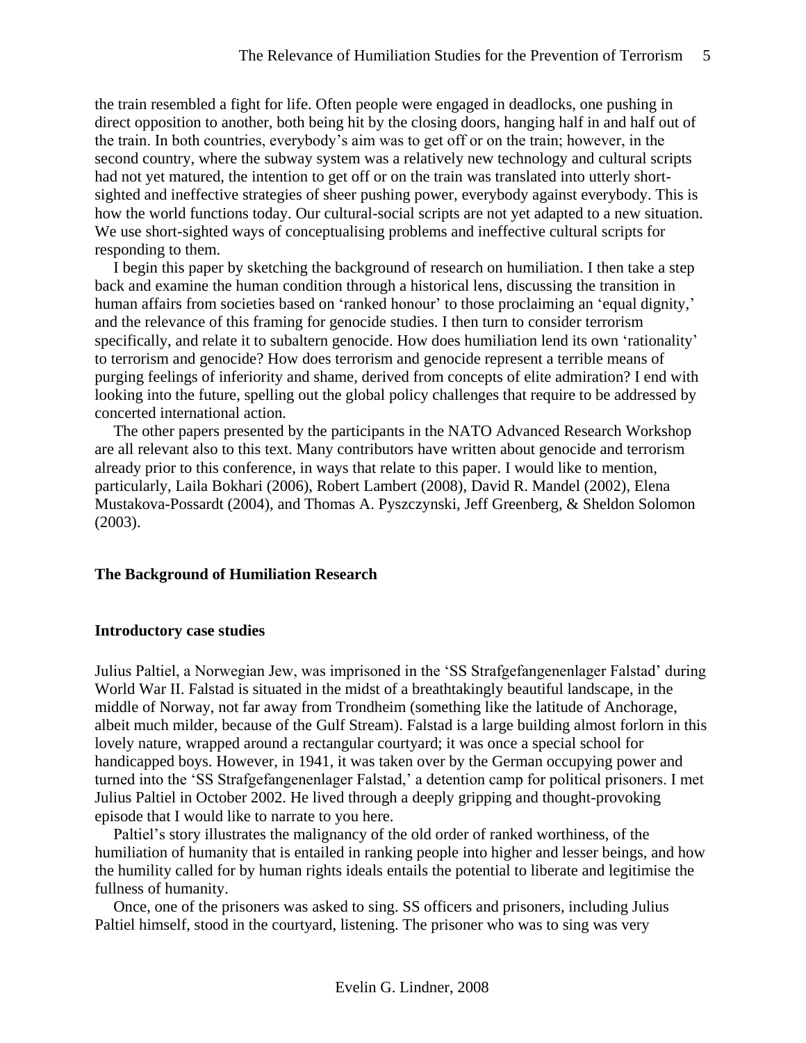the train resembled a fight for life. Often people were engaged in deadlocks, one pushing in direct opposition to another, both being hit by the closing doors, hanging half in and half out of the train. In both countries, everybody's aim was to get off or on the train; however, in the second country, where the subway system was a relatively new technology and cultural scripts had not yet matured, the intention to get off or on the train was translated into utterly short-sighted and ineffective strategies of sheer pushing power, everybody against everybody. This is how the world functions today. Our cultural-social scripts are not yet adapted to a new situation. We use short-sighted ways of conceptualising problems and ineffective cultural scripts for responding to them.

I begin this paper by sketching the background of research on humiliation. I then take a step back and examine the human condition through a historical lens, discussing the transition in human affairs from societies based on 'ranked honour' to those proclaiming an 'equal dignity,' and the relevance of this framing for genocide studies. I then turn to consider terrorism specifically, and relate it to subaltern genocide. How does humiliation lend its own 'rationality' to terrorism and genocide? How does terrorism and genocide represent a terrible means of purging feelings of inferiority and shame, derived from concepts of elite admiration? I end with looking into the future, spelling out the global policy challenges that require to be addressed by concerted international action.

The other papers presented by the participants in the NATO Advanced Research Workshop are all relevant also to this text. Many contributors have written about genocide and terrorism already prior to this conference, in ways that relate to this paper. I would like to mention, particularly, Laila Bokhari (2006), Robert Lambert (2008), David R. Mandel (2002), Elena Mustakova-Possardt (2004), and Thomas A. Pyszczynski, Jeff Greenberg, & Sheldon Solomon (2003).

## The Background of Humiliation Research

### Introductory case studies

Julius Paltiel, a Norwegian Jew, was imprisoned in the 'SS Strafgefangenenlager Falstad' during World War II. Falstad is situated in the midst of a breathtakingly beautiful landscape, in the middle of Norway, not far away from Trondheim (something like the latitude of Anchorage, albeit much milder, because of the Gulf Stream). Falstad is a large building almost forlorn in this lovely nature, wrapped around a rectangular courtyard; it was once a special school for handicapped boys. However, in 1941, it was taken over by the German occupying power and turned into the 'SS Strafgefangenenlager Falstad,' a detention camp for political prisoners. I met Julius Paltiel in October 2002. He lived through a deeply gripping and thought-provoking episode that I would like to narrate to you here.

Paltiel's story illustrates the malignancy of the old order of ranked worthiness, of the humiliation of humanity that is entailed in ranking people into higher and lesser beings, and how the humility called for by human rights ideals entails the potential to liberate and legitimise the fullness of humanity.

Once, one of the prisoners was asked to sing. SS officers and prisoners, including Julius Paltiel himself, stood in the courtyard, listening. The prisoner who was to sing was very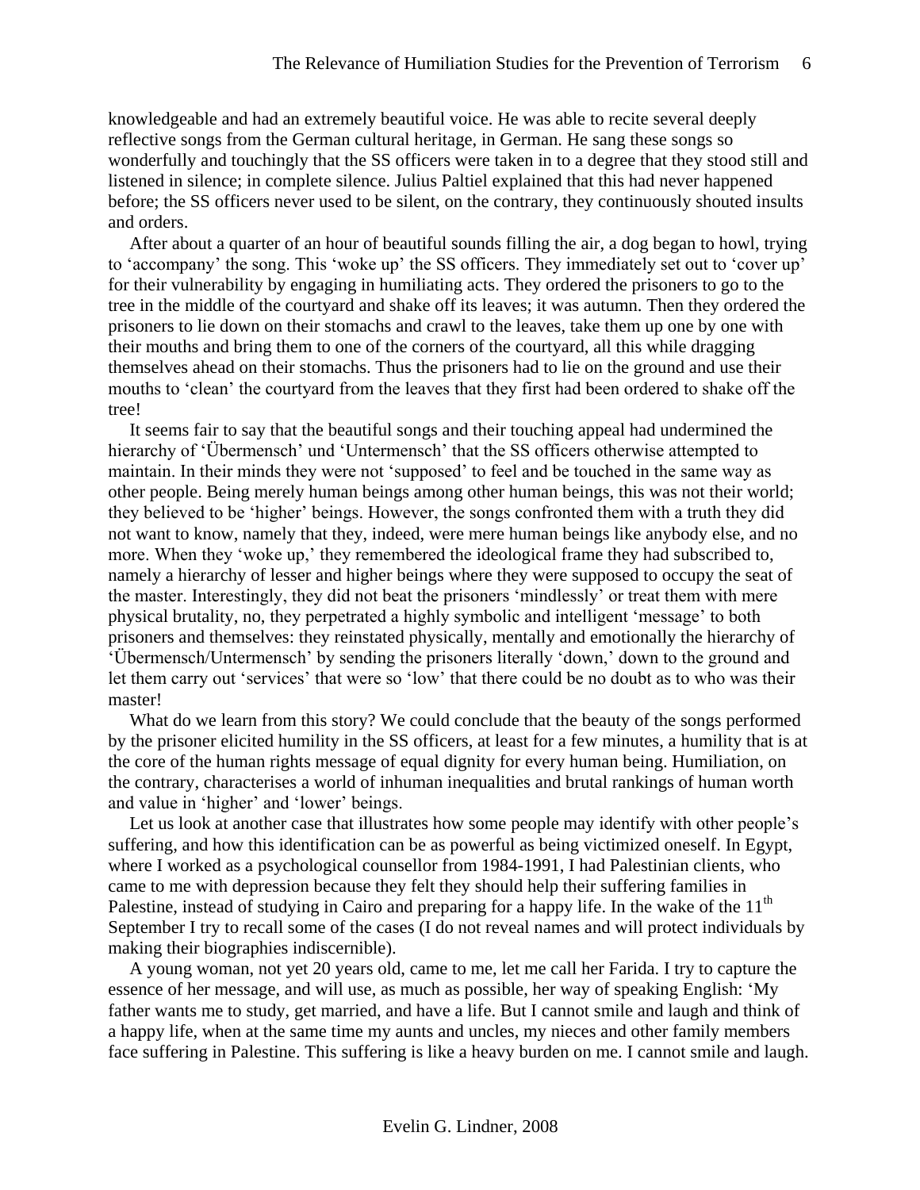knowledgeable and had an extremely beautiful voice. He was able to recite several deeply reflective songs from the German cultural heritage, in German. He sang these songs so wonderfully and touchingly that the SS officers were taken in to a degree that they stood still and listened in silence; in complete silence. Julius Paltiel explained that this had never happened before; the SS officers never used to be silent, on the contrary, they continuously shouted insults and orders.

After about a quarter of an hour of beautiful sounds filling the air, a dog began to howl, trying to 'accompany' the song. This 'woke up' the SS officers. They immediately set out to 'cover up' for their vulnerability by engaging in humiliating acts. They ordered the prisoners to go to the tree in the middle of the courtyard and shake off its leaves; it was autumn. Then they ordered the prisoners to lie down on their stomachs and crawl to the leaves, take them up one by one with their mouths and bring them to one of the corners of the courtyard, all this while dragging themselves ahead on their stomachs. Thus the prisoners had to lie on the ground and use their mouths to 'clean' the courtyard from the leaves that they first had been ordered to shake off the tree!

It seems fair to say that the beautiful songs and their touching appeal had undermined the hierarchy of 'Übermensch' und 'Untermensch' that the SS officers otherwise attempted to maintain. In their minds they were not 'supposed' to feel and be touched in the same way as other people. Being merely human beings among other human beings, this was not their world; they believed to be 'higher' beings. However, the songs confronted them with a truth they did not want to know, namely that they, indeed, were mere human beings like anybody else, and no more. When they 'woke up,' they remembered the ideological frame they had subscribed to, namely a hierarchy of lesser and higher beings where they were supposed to occupy the seat of the master. Interestingly, they did not beat the prisoners 'mindlessly' or treat them with mere physical brutality, no, they perpetrated a highly symbolic and intelligent 'message' to both prisoners and themselves: they reinstated physically, mentally and emotionally the hierarchy of 'Übermensch/Untermensch' by sending the prisoners literally 'down,' down to the ground and let them carry out 'services' that were so 'low' that there could be no doubt as to who was their master!

What do we learn from this story? We could conclude that the beauty of the songs performed by the prisoner elicited humility in the SS officers, at least for a few minutes, a humility that is at the core of the human rights message of equal dignity for every human being. Humiliation, on the contrary, characterises a world of inhuman inequalities and brutal rankings of human worth and value in 'higher' and 'lower' beings.

Let us look at another case that illustrates how some people may identify with other people's suffering, and how this identification can be as powerful as being victimized oneself. In Egypt, where I worked as a psychological counsellor from 1984-1991, I had Palestinian clients, who came to me with depression because they felt they should help their suffering families in Palestine, instead of studying in Cairo and preparing for a happy life. In the wake of the 11th September I try to recall some of the cases (I do not reveal names and will protect individuals by making their biographies indiscernible).

A young woman, not yet 20 years old, came to me, let me call her Farida. I try to capture the essence of her message, and will use, as much as possible, her way of speaking English: 'My father wants me to study, get married, and have a life. But I cannot smile and laugh and think of a happy life, when at the same time my aunts and uncles, my nieces and other family members face suffering in Palestine. This suffering is like a heavy burden on me. I cannot smile and laugh.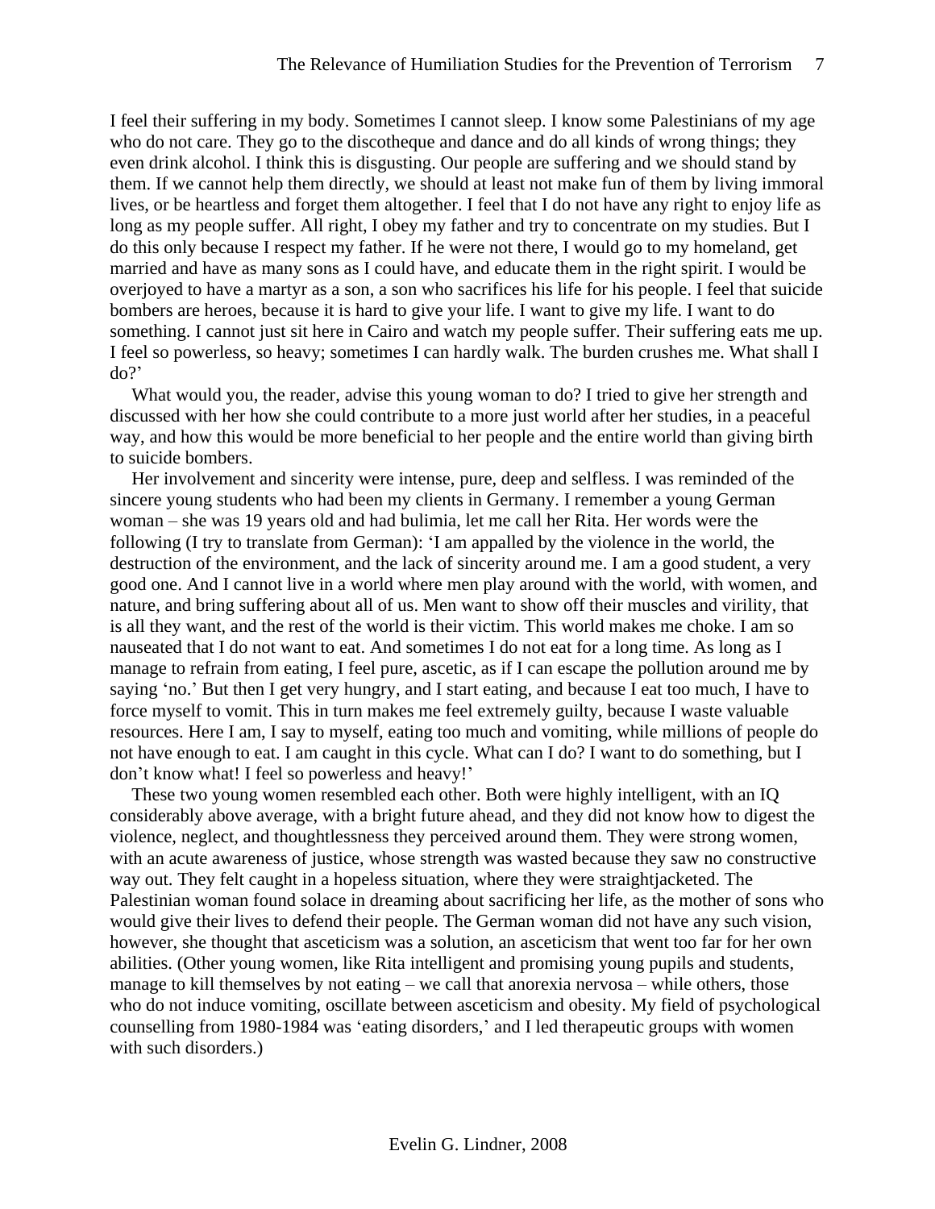I feel their suffering in my body. Sometimes I cannot sleep. I know some Palestinians of my age who do not care. They go to the discotheque and dance and do all kinds of wrong things; they even drink alcohol. I think this is disgusting. Our people are suffering and we should stand by them. If we cannot help them directly, we should at least not make fun of them by living immoral lives, or be heartless and forget them altogether. I feel that I do not have any right to enjoy life as long as my people suffer. All right, I obey my father and try to concentrate on my studies. But I do this only because I respect my father. If he were not there, I would go to my homeland, get married and have as many sons as I could have, and educate them in the right spirit. I would be overjoyed to have a martyr as a son, a son who sacrifices his life for his people. I feel that suicide bombers are heroes, because it is hard to give your life. I want to give my life. I want to do something. I cannot just sit here in Cairo and watch my people suffer. Their suffering eats me up. I feel so powerless, so heavy; sometimes I can hardly walk. The burden crushes me. What shall I do?'

What would you, the reader, advise this young woman to do? I tried to give her strength and discussed with her how she could contribute to a more just world after her studies, in a peaceful way, and how this would be more beneficial to her people and the entire world than giving birth to suicide bombers.

Her involvement and sincerity were intense, pure, deep and selfless. I was reminded of the sincere young students who had been my clients in Germany. I remember a young German woman – she was 19 years old and had bulimia, let me call her Rita. Her words were the following (I try to translate from German): 'I am appalled by the violence in the world, the destruction of the environment, and the lack of sincerity around me. I am a good student, a very good one. And I cannot live in a world where men play around with the world, with women, and nature, and bring suffering about all of us. Men want to show off their muscles and virility, that is all they want, and the rest of the world is their victim. This world makes me choke. I am so nauseated that I do not want to eat. And sometimes I do not eat for a long time. As long as I manage to refrain from eating, I feel pure, ascetic, as if I can escape the pollution around me by saying 'no.' But then I get very hungry, and I start eating, and because I eat too much, I have to force myself to vomit. This in turn makes me feel extremely guilty, because I waste valuable resources. Here I am, I say to myself, eating too much and vomiting, while millions of people do not have enough to eat. I am caught in this cycle. What can I do? I want to do something, but I don't know what! I feel so powerless and heavy!'

These two young women resembled each other. Both were highly intelligent, with an IQ considerably above average, with a bright future ahead, and they did not know how to digest the violence, neglect, and thoughtlessness they perceived around them. They were strong women, with an acute awareness of justice, whose strength was wasted because they saw no constructive way out. They felt caught in a hopeless situation, where they were straightjacketed. The Palestinian woman found solace in dreaming about sacrificing her life, as the mother of sons who would give their lives to defend their people. The German woman did not have any such vision, however, she thought that asceticism was a solution, an asceticism that went too far for her own abilities. (Other young women, like Rita intelligent and promising young pupils and students, manage to kill themselves by not eating – we call that anorexia nervosa – while others, those who do not induce vomiting, oscillate between asceticism and obesity. My field of psychological counselling from 1980-1984 was 'eating disorders,' and I led therapeutic groups with women with such disorders.)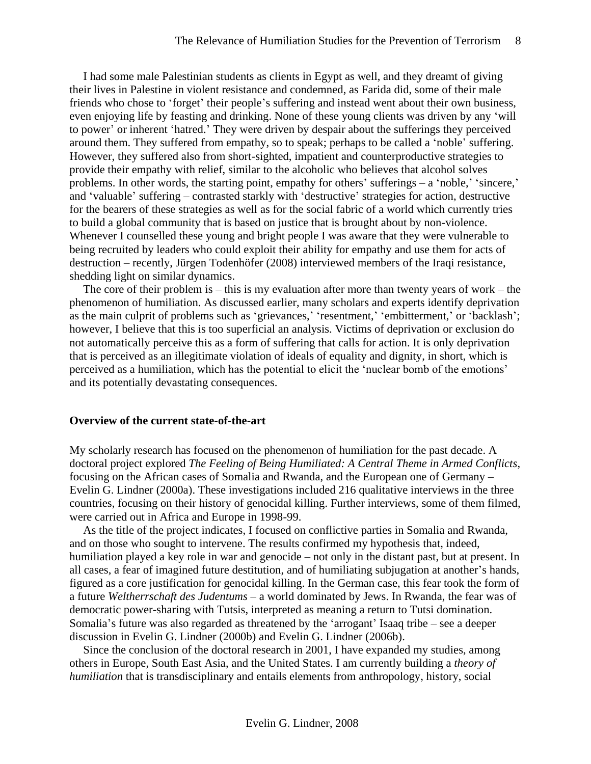I had some male Palestinian students as clients in Egypt as well, and they dreamt of giving their lives in Palestine in violent resistance and condemned, as Farida did, some of their male friends who chose to 'forget' their people's suffering and instead went about their own business, even enjoying life by feasting and drinking. None of these young clients was driven by any 'will to power' or inherent 'hatred.' They were driven by despair about the sufferings they perceived around them. They suffered from empathy, so to speak; perhaps to be called a 'noble' suffering. However, they suffered also from short-sighted, impatient and counterproductive strategies to provide their empathy with relief, similar to the alcoholic who believes that alcohol solves problems. In other words, the starting point, empathy for others' sufferings – a 'noble,' 'sincere,' and 'valuable' suffering – contrasted starkly with 'destructive' strategies for action, destructive for the bearers of these strategies as well as for the social fabric of a world which currently tries to build a global community that is based on justice that is brought about by non-violence. Whenever I counselled these young and bright people I was aware that they were vulnerable to being recruited by leaders who could exploit their ability for empathy and use them for acts of destruction – recently, Jürgen Todenhöfer (2008) interviewed members of the Iraqi resistance, shedding light on similar dynamics.

The core of their problem is – this is my evaluation after more than twenty years of work – the phenomenon of humiliation. As discussed earlier, many scholars and experts identify deprivation as the main culprit of problems such as 'grievances,' 'resentment,' 'embitterment,' or 'backlash'; however, I believe that this is too superficial an analysis. Victims of deprivation or exclusion do not automatically perceive this as a form of suffering that calls for action. It is only deprivation that is perceived as an illegitimate violation of ideals of equality and dignity, in short, which is perceived as a humiliation, which has the potential to elicit the 'nuclear bomb of the emotions' and its potentially devastating consequences.

**Overview of the current state-of-the-art**

My scholarly research has focused on the phenomenon of humiliation for the past decade. A doctoral project explored *The Feeling of Being Humiliated: A Central Theme in Armed Conflicts*, focusing on the African cases of Somalia and Rwanda, and the European one of Germany – Evelin G. Lindner (2000a). These investigations included 216 qualitative interviews in the three countries, focusing on their history of genocidal killing. Further interviews, some of them filmed, were carried out in Africa and Europe in 1998-99.

As the title of the project indicates, I focused on conflictive parties in Somalia and Rwanda, and on those who sought to intervene. The results confirmed my hypothesis that, indeed, humiliation played a key role in war and genocide – not only in the distant past, but at present. In all cases, a fear of imagined future destitution, and of humiliating subjugation at another's hands, figured as a core justification for genocidal killing. In the German case, this fear took the form of a future *Weltherrschaft des Judentums* – a world dominated by Jews. In Rwanda, the fear was of democratic power-sharing with Tutsis, interpreted as meaning a return to Tutsi domination. Somalia's future was also regarded as threatened by the 'arrogant' Isaaq tribe – see a deeper discussion in Evelin G. Lindner (2000b) and Evelin G. Lindner (2006b).

Since the conclusion of the doctoral research in 2001, I have expanded my studies, among others in Europe, South East Asia, and the United States. I am currently building a *theory of humiliation* that is transdisciplinary and entails elements from anthropology, history, social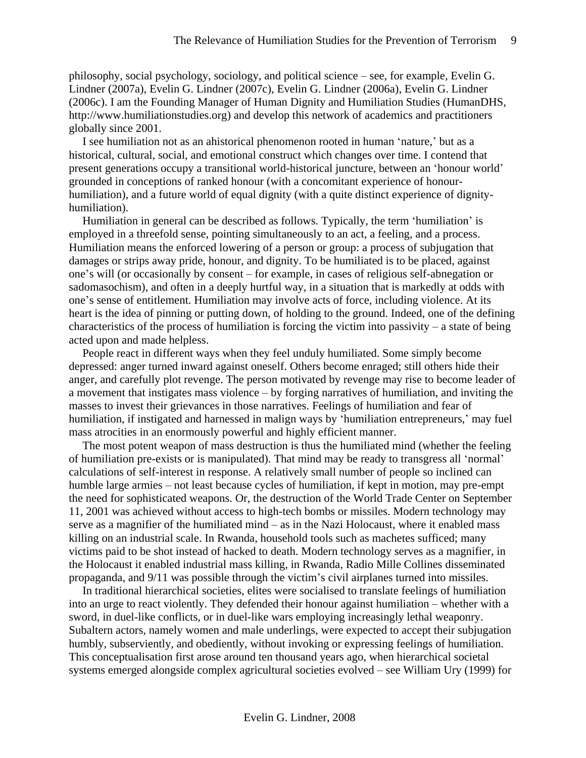philosophy, social psychology, sociology, and political science – see, for example, Evelin G. Lindner (2007a), Evelin G. Lindner (2007c), Evelin G. Lindner (2006a), Evelin G. Lindner (2006c). I am the Founding Manager of Human Dignity and Humiliation Studies (HumanDHS, http://www.humiliationstudies.org) and develop this network of academics and practitioners globally since 2001.

I see humiliation not as an ahistorical phenomenon rooted in human 'nature,' but as a historical, cultural, social, and emotional construct which changes over time. I contend that present generations occupy a transitional world-historical juncture, between an 'honour world' grounded in conceptions of ranked honour (with a concomitant experience of honour-humiliation), and a future world of equal dignity (with a quite distinct experience of dignity-humiliation).

Humiliation in general can be described as follows. Typically, the term 'humiliation' is employed in a threefold sense, pointing simultaneously to an act, a feeling, and a process. Humiliation means the enforced lowering of a person or group: a process of subjugation that damages or strips away pride, honour, and dignity. To be humiliated is to be placed, against one's will (or occasionally by consent – for example, in cases of religious self-abnegation or sadomasochism), and often in a deeply hurtful way, in a situation that is markedly at odds with one's sense of entitlement. Humiliation may involve acts of force, including violence. At its heart is the idea of pinning or putting down, of holding to the ground. Indeed, one of the defining characteristics of the process of humiliation is forcing the victim into passivity – a state of being acted upon and made helpless.

People react in different ways when they feel unduly humiliated. Some simply become depressed: anger turned inward against oneself. Others become enraged; still others hide their anger, and carefully plot revenge. The person motivated by revenge may rise to become leader of a movement that instigates mass violence – by forging narratives of humiliation, and inviting the masses to invest their grievances in those narratives. Feelings of humiliation and fear of humiliation, if instigated and harnessed in malign ways by 'humiliation entrepreneurs,' may fuel mass atrocities in an enormously powerful and highly efficient manner.

The most potent weapon of mass destruction is thus the humiliated mind (whether the feeling of humiliation pre-exists or is manipulated). That mind may be ready to transgress all 'normal' calculations of self-interest in response. A relatively small number of people so inclined can humble large armies – not least because cycles of humiliation, if kept in motion, may pre-empt the need for sophisticated weapons. Or, the destruction of the World Trade Center on September 11, 2001 was achieved without access to high-tech bombs or missiles. Modern technology may serve as a magnifier of the humiliated mind – as in the Nazi Holocaust, where it enabled mass killing on an industrial scale. In Rwanda, household tools such as machetes sufficed; many victims paid to be shot instead of hacked to death. Modern technology serves as a magnifier, in the Holocaust it enabled industrial mass killing, in Rwanda, Radio Mille Collines disseminated propaganda, and 9/11 was possible through the victim's civil airplanes turned into missiles.

In traditional hierarchical societies, elites were socialised to translate feelings of humiliation into an urge to react violently. They defended their honour against humiliation – whether with a sword, in duel-like conflicts, or in duel-like wars employing increasingly lethal weaponry. Subaltern actors, namely women and male underlings, were expected to accept their subjugation humbly, subserviently, and obediently, without invoking or expressing feelings of humiliation. This conceptualisation first arose around ten thousand years ago, when hierarchical societal systems emerged alongside complex agricultural societies evolved – see William Ury (1999) for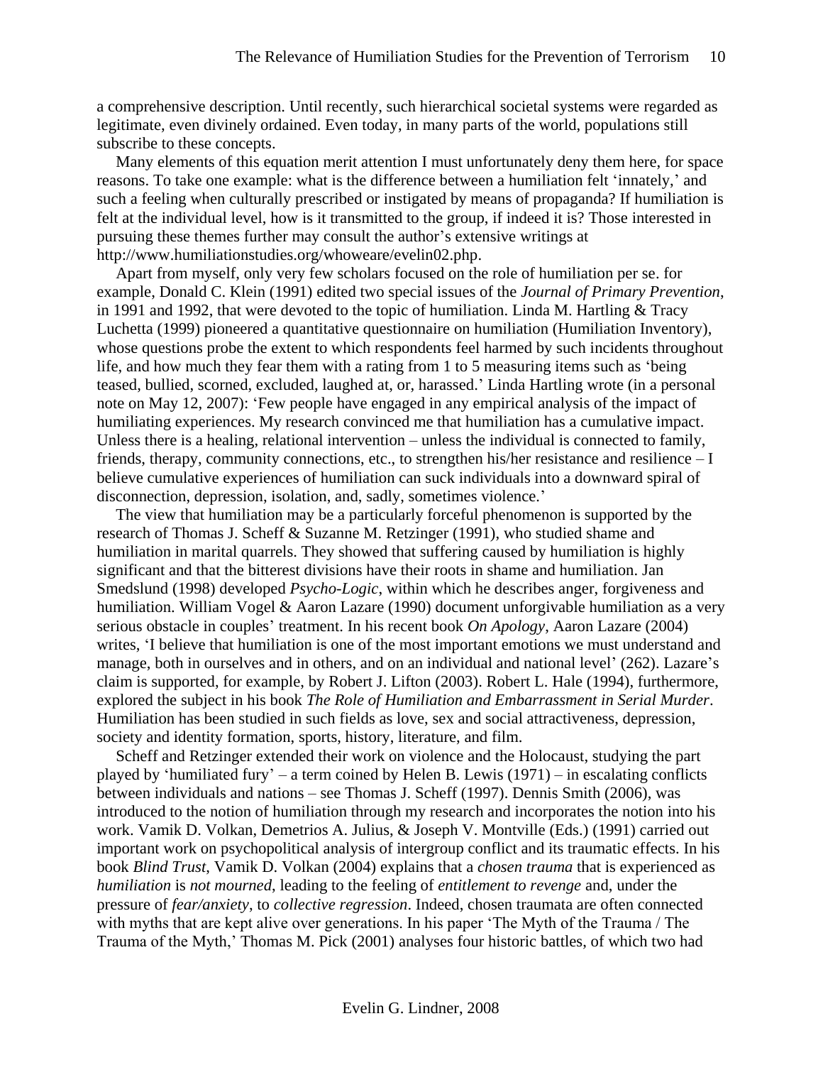a comprehensive description. Until recently, such hierarchical societal systems were regarded as legitimate, even divinely ordained. Even today, in many parts of the world, populations still subscribe to these concepts.

Many elements of this equation merit attention I must unfortunately deny them here, for space reasons. To take one example: what is the difference between a humiliation felt 'innately,' and such a feeling when culturally prescribed or instigated by means of propaganda? If humiliation is felt at the individual level, how is it transmitted to the group, if indeed it is? Those interested in pursuing these themes further may consult the author's extensive writings at http://www.humiliationstudies.org/whoweare/evelin02.php.

Apart from myself, only very few scholars focused on the role of humiliation per se. for example, Donald C. Klein (1991) edited two special issues of the *Journal of Primary Prevention*, in 1991 and 1992, that were devoted to the topic of humiliation. Linda M. Hartling & Tracy Luchetta (1999) pioneered a quantitative questionnaire on humiliation (Humiliation Inventory), whose questions probe the extent to which respondents feel harmed by such incidents throughout life, and how much they fear them with a rating from 1 to 5 measuring items such as 'being teased, bullied, scorned, excluded, laughed at, or, harassed.' Linda Hartling wrote (in a personal note on May 12, 2007): 'Few people have engaged in any empirical analysis of the impact of humiliating experiences. My research convinced me that humiliation has a cumulative impact. Unless there is a healing, relational intervention – unless the individual is connected to family, friends, therapy, community connections, etc., to strengthen his/her resistance and resilience – I believe cumulative experiences of humiliation can suck individuals into a downward spiral of disconnection, depression, isolation, and, sadly, sometimes violence.'

The view that humiliation may be a particularly forceful phenomenon is supported by the research of Thomas J. Scheff & Suzanne M. Retzinger (1991), who studied shame and humiliation in marital quarrels. They showed that suffering caused by humiliation is highly significant and that the bitterest divisions have their roots in shame and humiliation. Jan Smedslund (1998) developed *Psycho-Logic*, within which he describes anger, forgiveness and humiliation. William Vogel & Aaron Lazare (1990) document unforgivable humiliation as a very serious obstacle in couples' treatment. In his recent book *On Apology*, Aaron Lazare (2004) writes, 'I believe that humiliation is one of the most important emotions we must understand and manage, both in ourselves and in others, and on an individual and national level' (262). Lazare's claim is supported, for example, by Robert J. Lifton (2003). Robert L. Hale (1994), furthermore, explored the subject in his book *The Role of Humiliation and Embarrassment in Serial Murder*. Humiliation has been studied in such fields as love, sex and social attractiveness, depression, society and identity formation, sports, history, literature, and film.

Scheff and Retzinger extended their work on violence and the Holocaust, studying the part played by 'humiliated fury' – a term coined by Helen B. Lewis (1971) – in escalating conflicts between individuals and nations – see Thomas J. Scheff (1997). Dennis Smith (2006), was introduced to the notion of humiliation through my research and incorporates the notion into his work. Vamik D. Volkan, Demetrios A. Julius, & Joseph V. Montville (Eds.) (1991) carried out important work on psychopolitical analysis of intergroup conflict and its traumatic effects. In his book *Blind Trust*, Vamik D. Volkan (2004) explains that a *chosen trauma* that is experienced as *humiliation* is *not mourned*, leading to the feeling of *entitlement to revenge* and, under the pressure of *fear/anxiety*, to *collective regression*. Indeed, chosen traumata are often connected with myths that are kept alive over generations. In his paper 'The Myth of the Trauma / The Trauma of the Myth,' Thomas M. Pick (2001) analyses four historic battles, of which two had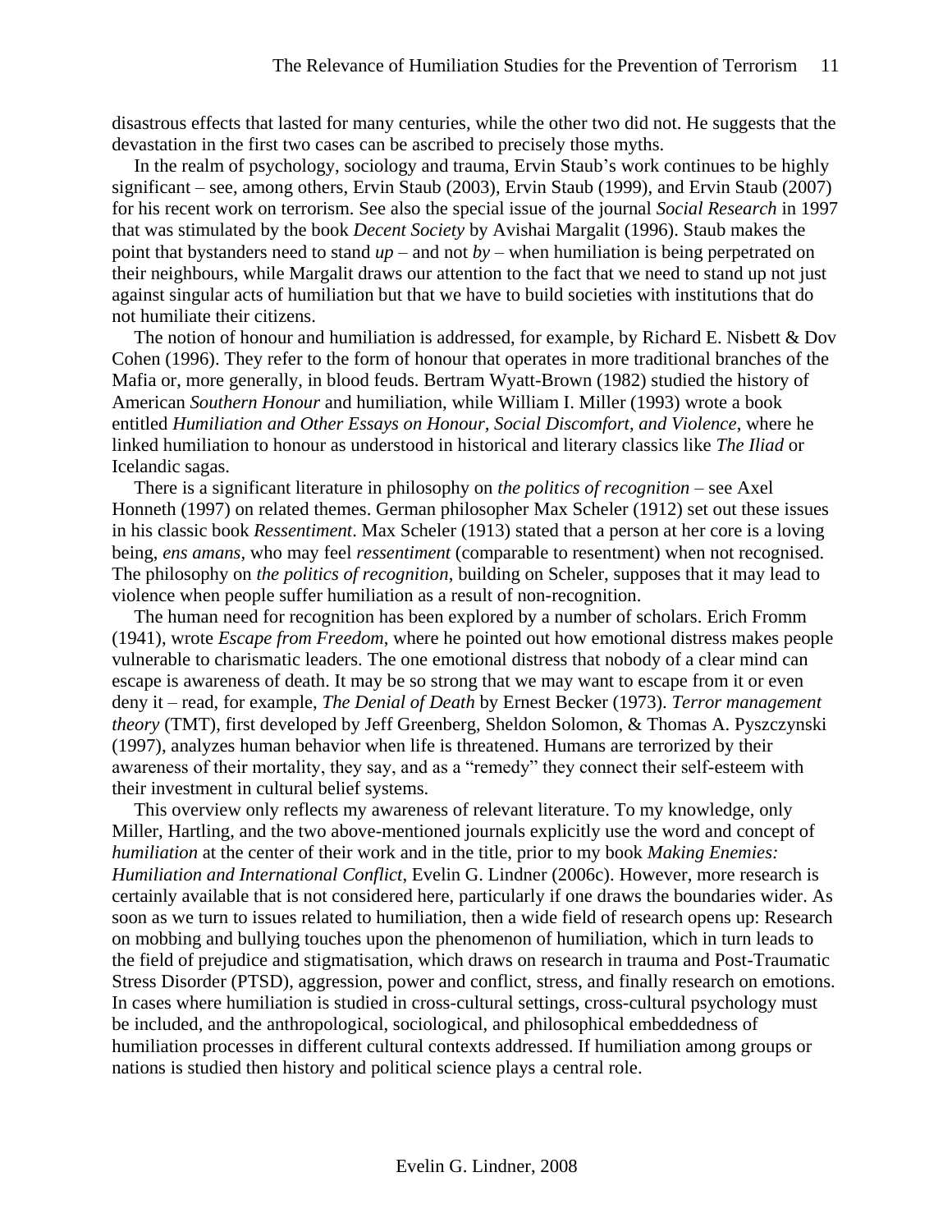disastrous effects that lasted for many centuries, while the other two did not. He suggests that the devastation in the first two cases can be ascribed to precisely those myths.

In the realm of psychology, sociology and trauma, Ervin Staub's work continues to be highly significant – see, among others, Ervin Staub (2003), Ervin Staub (1999), and Ervin Staub (2007) for his recent work on terrorism. See also the special issue of the journal *Social Research* in 1997 that was stimulated by the book *Decent Society* by Avishai Margalit (1996). Staub makes the point that bystanders need to stand *up* – and not *by* – when humiliation is being perpetrated on their neighbours, while Margalit draws our attention to the fact that we need to stand up not just against singular acts of humiliation but that we have to build societies with institutions that do not humiliate their citizens.

The notion of honour and humiliation is addressed, for example, by Richard E. Nisbett & Dov Cohen (1996). They refer to the form of honour that operates in more traditional branches of the Mafia or, more generally, in blood feuds. Bertram Wyatt-Brown (1982) studied the history of American *Southern Honour* and humiliation, while William I. Miller (1993) wrote a book entitled *Humiliation and Other Essays on Honour, Social Discomfort, and Violence*, where he linked humiliation to honour as understood in historical and literary classics like *The Iliad* or Icelandic sagas.

There is a significant literature in philosophy on *the politics of recognition* – see Axel Honneth (1997) on related themes. German philosopher Max Scheler (1912) set out these issues in his classic book *Ressentiment*. Max Scheler (1913) stated that a person at her core is a loving being, *ens amans*, who may feel *ressentiment* (comparable to resentment) when not recognised. The philosophy on *the politics of recognition*, building on Scheler, supposes that it may lead to violence when people suffer humiliation as a result of non-recognition.

The human need for recognition has been explored by a number of scholars. Erich Fromm (1941), wrote *Escape from Freedom*, where he pointed out how emotional distress makes people vulnerable to charismatic leaders. The one emotional distress that nobody of a clear mind can escape is awareness of death. It may be so strong that we may want to escape from it or even deny it – read, for example, *The Denial of Death* by Ernest Becker (1973). *Terror management theory* (TMT), first developed by Jeff Greenberg, Sheldon Solomon, & Thomas A. Pyszczynski (1997), analyzes human behavior when life is threatened. Humans are terrorized by their awareness of their mortality, they say, and as a "remedy" they connect their self-esteem with their investment in cultural belief systems.

This overview only reflects my awareness of relevant literature. To my knowledge, only Miller, Hartling, and the two above-mentioned journals explicitly use the word and concept of *humiliation* at the center of their work and in the title, prior to my book *Making Enemies: Humiliation and International Conflict*, Evelin G. Lindner (2006c). However, more research is certainly available that is not considered here, particularly if one draws the boundaries wider. As soon as we turn to issues related to humiliation, then a wide field of research opens up: Research on mobbing and bullying touches upon the phenomenon of humiliation, which in turn leads to the field of prejudice and stigmatisation, which draws on research in trauma and Post-Traumatic Stress Disorder (PTSD), aggression, power and conflict, stress, and finally research on emotions. In cases where humiliation is studied in cross-cultural settings, cross-cultural psychology must be included, and the anthropological, sociological, and philosophical embeddedness of humiliation processes in different cultural contexts addressed. If humiliation among groups or nations is studied then history and political science plays a central role.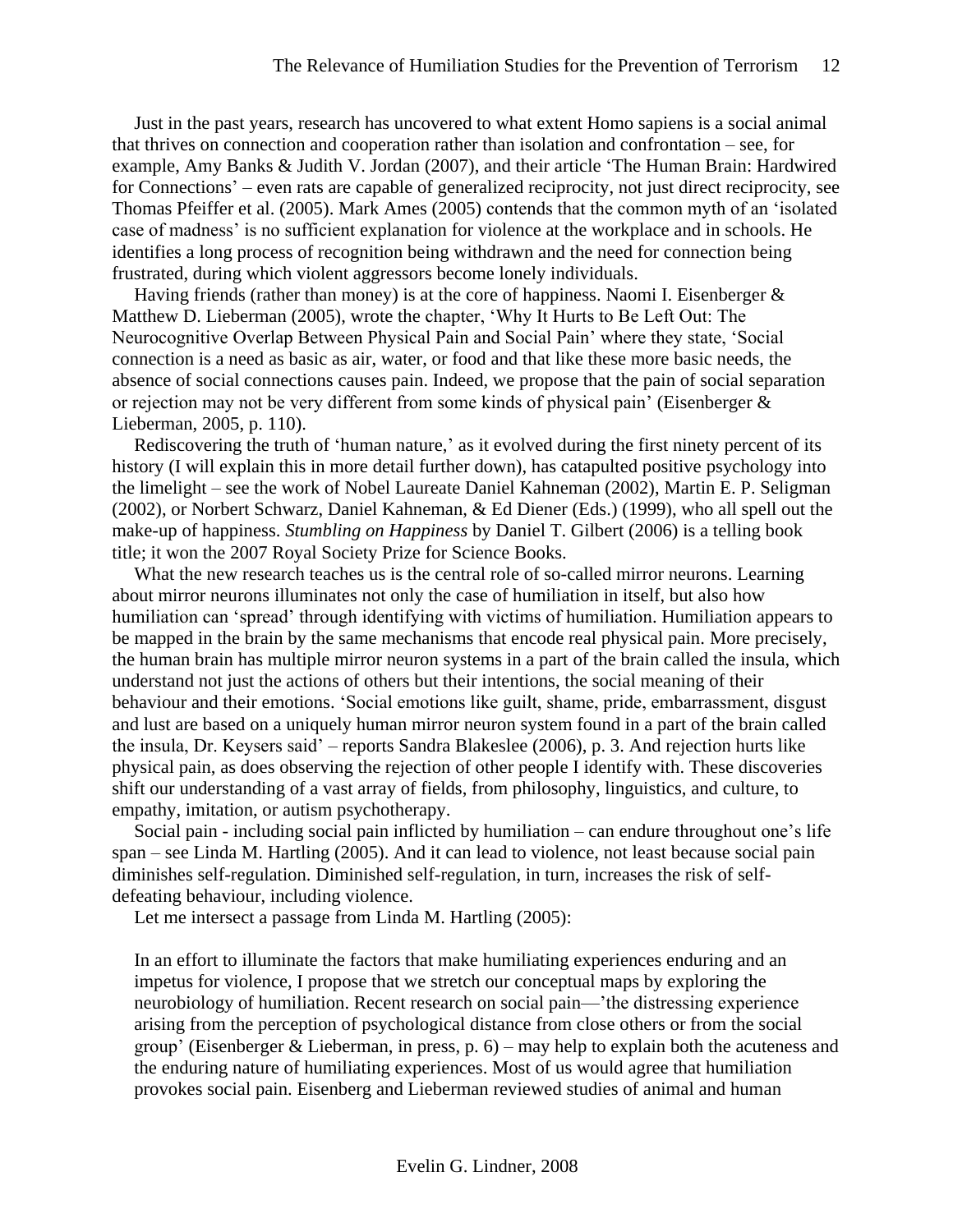Just in the past years, research has uncovered to what extent Homo sapiens is a social animal that thrives on connection and cooperation rather than isolation and confrontation – see, for example, Amy Banks & Judith V. Jordan (2007), and their article 'The Human Brain: Hardwired for Connections' – even rats are capable of generalized reciprocity, not just direct reciprocity, see Thomas Pfeiffer et al. (2005). Mark Ames (2005) contends that the common myth of an 'isolated case of madness' is no sufficient explanation for violence at the workplace and in schools. He identifies a long process of recognition being withdrawn and the need for connection being frustrated, during which violent aggressors become lonely individuals.

Having friends (rather than money) is at the core of happiness. Naomi I. Eisenberger & Matthew D. Lieberman (2005), wrote the chapter, 'Why It Hurts to Be Left Out: The Neurocognitive Overlap Between Physical Pain and Social Pain' where they state, 'Social connection is a need as basic as air, water, or food and that like these more basic needs, the absence of social connections causes pain. Indeed, we propose that the pain of social separation or rejection may not be very different from some kinds of physical pain' (Eisenberger & Lieberman, 2005, p. 110).

Rediscovering the truth of 'human nature,' as it evolved during the first ninety percent of its history (I will explain this in more detail further down), has catapulted positive psychology into the limelight – see the work of Nobel Laureate Daniel Kahneman (2002), Martin E. P. Seligman (2002), or Norbert Schwarz, Daniel Kahneman, & Ed Diener (Eds.) (1999), who all spell out the make-up of happiness. *Stumbling on Happiness* by Daniel T. Gilbert (2006) is a telling book title; it won the 2007 Royal Society Prize for Science Books.

What the new research teaches us is the central role of so-called mirror neurons. Learning about mirror neurons illuminates not only the case of humiliation in itself, but also how humiliation can 'spread' through identifying with victims of humiliation. Humiliation appears to be mapped in the brain by the same mechanisms that encode real physical pain. More precisely, the human brain has multiple mirror neuron systems in a part of the brain called the insula, which understand not just the actions of others but their intentions, the social meaning of their behaviour and their emotions. 'Social emotions like guilt, shame, pride, embarrassment, disgust and lust are based on a uniquely human mirror neuron system found in a part of the brain called the insula, Dr. Keysers said' – reports Sandra Blakeslee (2006), p. 3. And rejection hurts like physical pain, as does observing the rejection of other people I identify with. These discoveries shift our understanding of a vast array of fields, from philosophy, linguistics, and culture, to empathy, imitation, or autism psychotherapy.

Social pain - including social pain inflicted by humiliation – can endure throughout one's life span – see Linda M. Hartling (2005). And it can lead to violence, not least because social pain diminishes self-regulation. Diminished self-regulation, in turn, increases the risk of self-defeating behaviour, including violence.

Let me intersect a passage from Linda M. Hartling (2005):

> In an effort to illuminate the factors that make humiliating experiences enduring and an impetus for violence, I propose that we stretch our conceptual maps by exploring the neurobiology of humiliation. Recent research on social pain—'the distressing experience arising from the perception of psychological distance from close others or from the social group' (Eisenberger & Lieberman, in press, p. 6) – may help to explain both the acuteness and the enduring nature of humiliating experiences. Most of us would agree that humiliation provokes social pain. Eisenberg and Lieberman reviewed studies of animal and human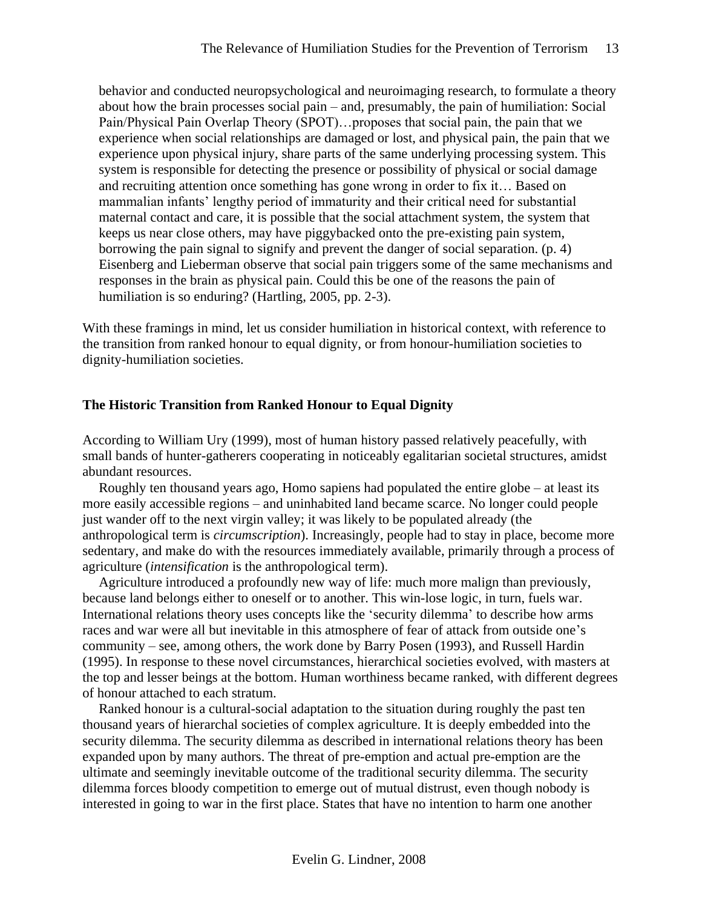> behavior and conducted neuropsychological and neuroimaging research, to formulate a theory about how the brain processes social pain – and, presumably, the pain of humiliation: Social Pain/Physical Pain Overlap Theory (SPOT)…proposes that social pain, the pain that we experience when social relationships are damaged or lost, and physical pain, the pain that we experience upon physical injury, share parts of the same underlying processing system. This system is responsible for detecting the presence or possibility of physical or social damage and recruiting attention once something has gone wrong in order to fix it… Based on mammalian infants' lengthy period of immaturity and their critical need for substantial maternal contact and care, it is possible that the social attachment system, the system that keeps us near close others, may have piggybacked onto the pre-existing pain system, borrowing the pain signal to signify and prevent the danger of social separation. (p. 4)
> Eisenberg and Lieberman observe that social pain triggers some of the same mechanisms and responses in the brain as physical pain. Could this be one of the reasons the pain of humiliation is so enduring? (Hartling, 2005, pp. 2-3).

With these framings in mind, let us consider humiliation in historical context, with reference to the transition from ranked honour to equal dignity, or from honour-humiliation societies to dignity-humiliation societies.

## The Historic Transition from Ranked Honour to Equal Dignity

According to William Ury (1999), most of human history passed relatively peacefully, with small bands of hunter-gatherers cooperating in noticeably egalitarian societal structures, amidst abundant resources.

Roughly ten thousand years ago, Homo sapiens had populated the entire globe – at least its more easily accessible regions – and uninhabited land became scarce. No longer could people just wander off to the next virgin valley; it was likely to be populated already (the anthropological term is *circumscription*). Increasingly, people had to stay in place, become more sedentary, and make do with the resources immediately available, primarily through a process of agriculture (*intensification* is the anthropological term).

Agriculture introduced a profoundly new way of life: much more malign than previously, because land belongs either to oneself or to another. This win-lose logic, in turn, fuels war. International relations theory uses concepts like the 'security dilemma' to describe how arms races and war were all but inevitable in this atmosphere of fear of attack from outside one's community – see, among others, the work done by Barry Posen (1993), and Russell Hardin (1995). In response to these novel circumstances, hierarchical societies evolved, with masters at the top and lesser beings at the bottom. Human worthiness became ranked, with different degrees of honour attached to each stratum.

Ranked honour is a cultural-social adaptation to the situation during roughly the past ten thousand years of hierarchal societies of complex agriculture. It is deeply embedded into the security dilemma. The security dilemma as described in international relations theory has been expanded upon by many authors. The threat of pre-emption and actual pre-emption are the ultimate and seemingly inevitable outcome of the traditional security dilemma. The security dilemma forces bloody competition to emerge out of mutual distrust, even though nobody is interested in going to war in the first place. States that have no intention to harm one another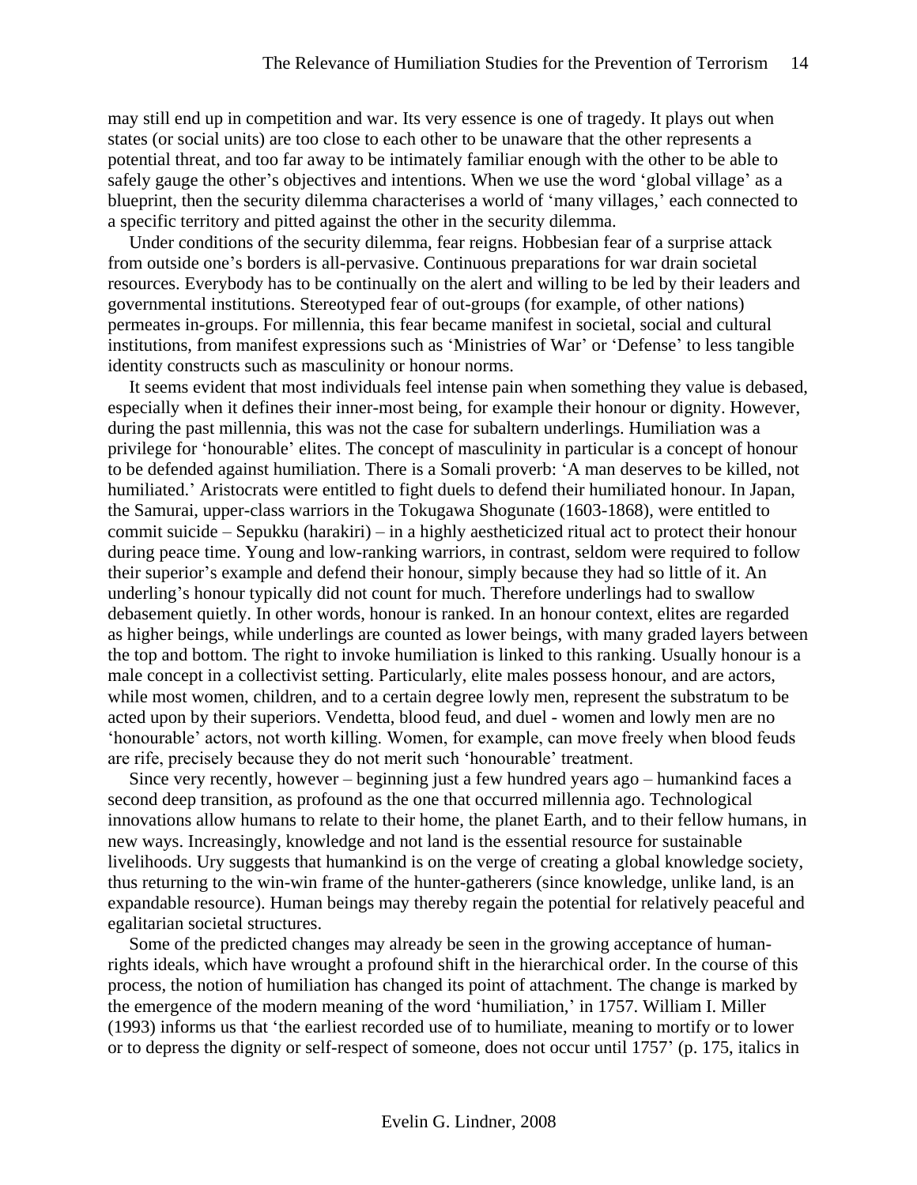may still end up in competition and war. Its very essence is one of tragedy. It plays out when states (or social units) are too close to each other to be unaware that the other represents a potential threat, and too far away to be intimately familiar enough with the other to be able to safely gauge the other's objectives and intentions. When we use the word 'global village' as a blueprint, then the security dilemma characterises a world of 'many villages,' each connected to a specific territory and pitted against the other in the security dilemma.

Under conditions of the security dilemma, fear reigns. Hobbesian fear of a surprise attack from outside one's borders is all-pervasive. Continuous preparations for war drain societal resources. Everybody has to be continually on the alert and willing to be led by their leaders and governmental institutions. Stereotyped fear of out-groups (for example, of other nations) permeates in-groups. For millennia, this fear became manifest in societal, social and cultural institutions, from manifest expressions such as 'Ministries of War' or 'Defense' to less tangible identity constructs such as masculinity or honour norms.

It seems evident that most individuals feel intense pain when something they value is debased, especially when it defines their inner-most being, for example their honour or dignity. However, during the past millennia, this was not the case for subaltern underlings. Humiliation was a privilege for 'honourable' elites. The concept of masculinity in particular is a concept of honour to be defended against humiliation. There is a Somali proverb: 'A man deserves to be killed, not humiliated.' Aristocrats were entitled to fight duels to defend their humiliated honour. In Japan, the Samurai, upper-class warriors in the Tokugawa Shogunate (1603-1868), were entitled to commit suicide – Sepukku (harakiri) – in a highly aestheticized ritual act to protect their honour during peace time. Young and low-ranking warriors, in contrast, seldom were required to follow their superior's example and defend their honour, simply because they had so little of it. An underling's honour typically did not count for much. Therefore underlings had to swallow debasement quietly. In other words, honour is ranked. In an honour context, elites are regarded as higher beings, while underlings are counted as lower beings, with many graded layers between the top and bottom. The right to invoke humiliation is linked to this ranking. Usually honour is a male concept in a collectivist setting. Particularly, elite males possess honour, and are actors, while most women, children, and to a certain degree lowly men, represent the substratum to be acted upon by their superiors. Vendetta, blood feud, and duel - women and lowly men are no 'honourable' actors, not worth killing. Women, for example, can move freely when blood feuds are rife, precisely because they do not merit such 'honourable' treatment.

Since very recently, however – beginning just a few hundred years ago – humankind faces a second deep transition, as profound as the one that occurred millennia ago. Technological innovations allow humans to relate to their home, the planet Earth, and to their fellow humans, in new ways. Increasingly, knowledge and not land is the essential resource for sustainable livelihoods. Ury suggests that humankind is on the verge of creating a global knowledge society, thus returning to the win-win frame of the hunter-gatherers (since knowledge, unlike land, is an expandable resource). Human beings may thereby regain the potential for relatively peaceful and egalitarian societal structures.

Some of the predicted changes may already be seen in the growing acceptance of human-rights ideals, which have wrought a profound shift in the hierarchical order. In the course of this process, the notion of humiliation has changed its point of attachment. The change is marked by the emergence of the modern meaning of the word 'humiliation,' in 1757. William I. Miller (1993) informs us that 'the earliest recorded use of to humiliate, meaning to mortify or to lower or to depress the dignity or self-respect of someone, does not occur until 1757' (p. 175, italics in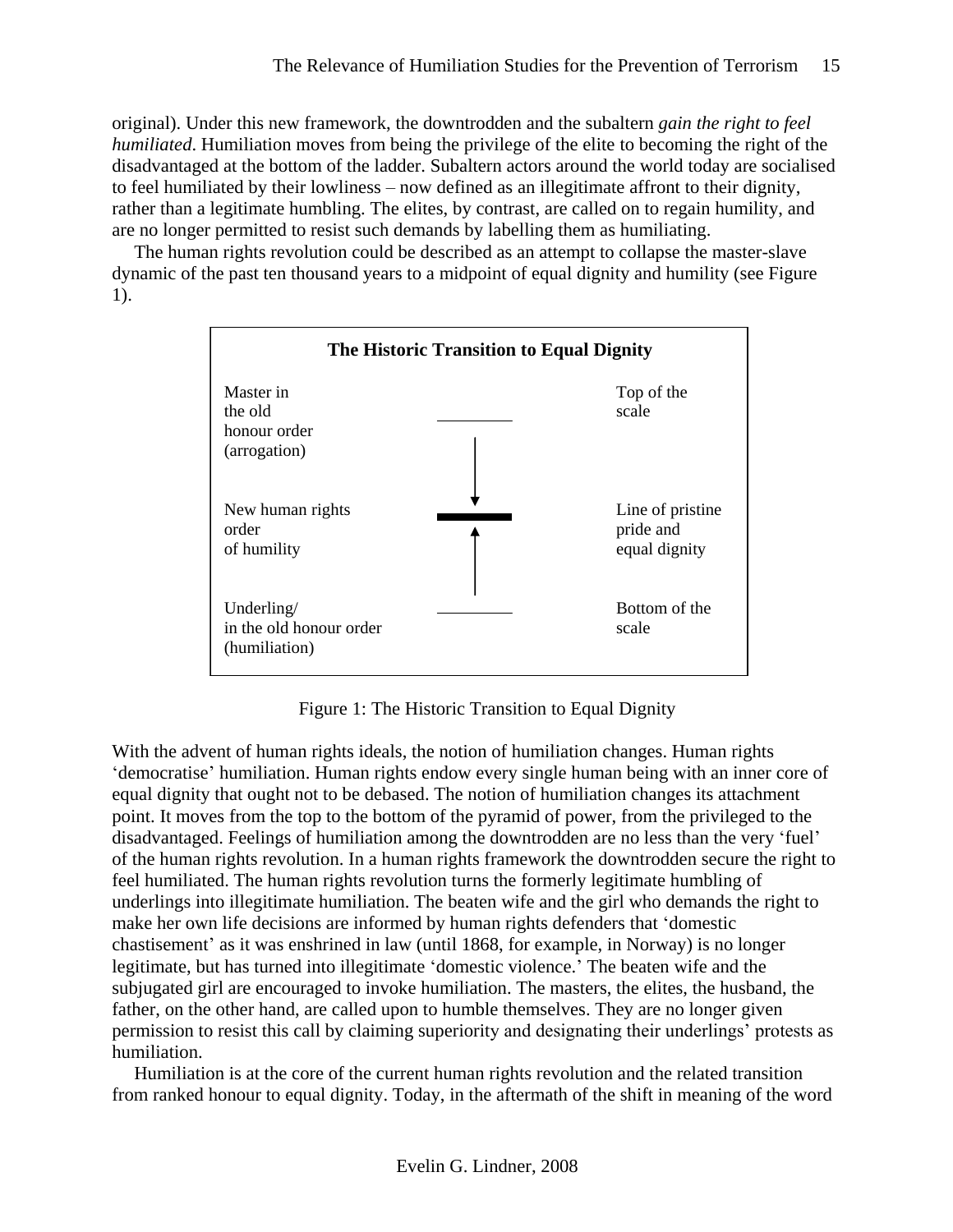original). Under this new framework, the downtrodden and the subaltern *gain the right to feel humiliated*. Humiliation moves from being the privilege of the elite to becoming the right of the disadvantaged at the bottom of the ladder. Subaltern actors around the world today are socialised to feel humiliated by their lowliness – now defined as an illegitimate affront to their dignity, rather than a legitimate humbling. The elites, by contrast, are called on to regain humility, and are no longer permitted to resist such demands by labelling them as humiliating.

The human rights revolution could be described as an attempt to collapse the master-slave dynamic of the past ten thousand years to a midpoint of equal dignity and humility (see Figure 1).

**The Historic Transition to Equal Dignity**

| | | |
|---|---|---|
| Master in the old honour order (arrogation) | ——— ↓ | Top of the scale |
| New human rights order of humility | ━━━ | Line of pristine pride and equal dignity |
| Underling/ in the old honour order (humiliation) | ↑ ——— | Bottom of the scale |

Figure 1: The Historic Transition to Equal Dignity

With the advent of human rights ideals, the notion of humiliation changes. Human rights 'democratise' humiliation. Human rights endow every single human being with an inner core of equal dignity that ought not to be debased. The notion of humiliation changes its attachment point. It moves from the top to the bottom of the pyramid of power, from the privileged to the disadvantaged. Feelings of humiliation among the downtrodden are no less than the very 'fuel' of the human rights revolution. In a human rights framework the downtrodden secure the right to feel humiliated. The human rights revolution turns the formerly legitimate humbling of underlings into illegitimate humiliation. The beaten wife and the girl who demands the right to make her own life decisions are informed by human rights defenders that 'domestic chastisement' as it was enshrined in law (until 1868, for example, in Norway) is no longer legitimate, but has turned into illegitimate 'domestic violence.' The beaten wife and the subjugated girl are encouraged to invoke humiliation. The masters, the elites, the husband, the father, on the other hand, are called upon to humble themselves. They are no longer given permission to resist this call by claiming superiority and designating their underlings' protests as humiliation.

Humiliation is at the core of the current human rights revolution and the related transition from ranked honour to equal dignity. Today, in the aftermath of the shift in meaning of the word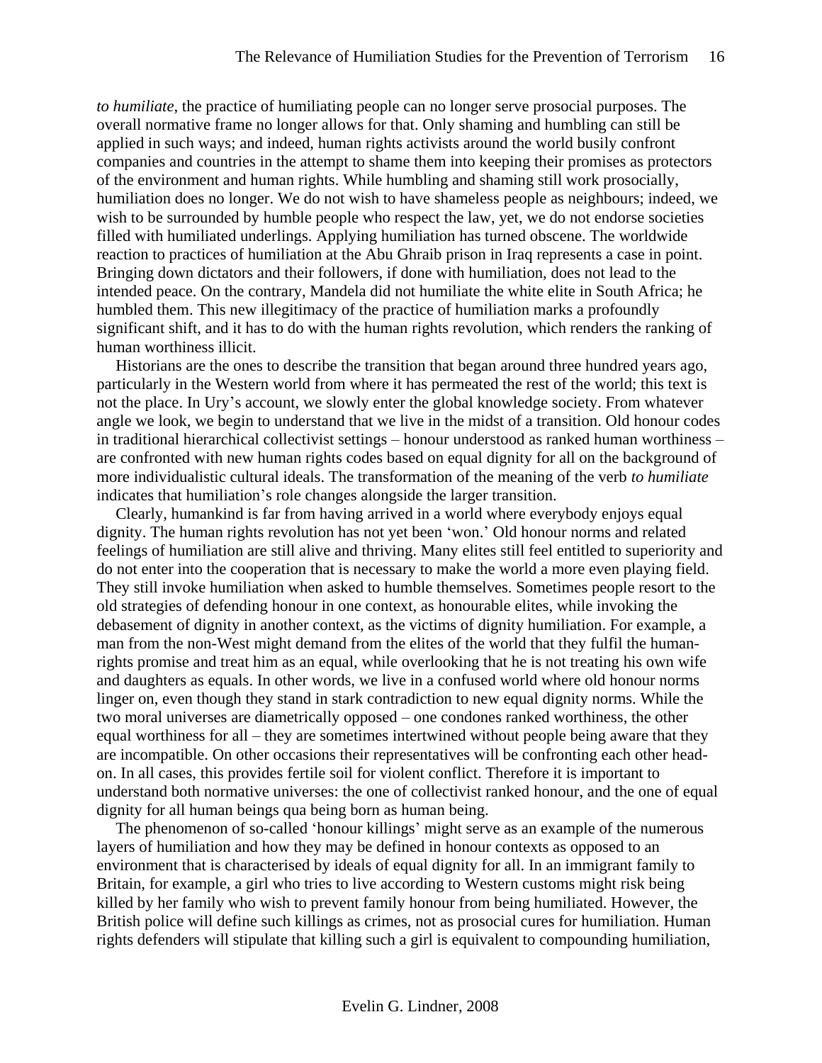*to humiliate*, the practice of humiliating people can no longer serve prosocial purposes. The overall normative frame no longer allows for that. Only shaming and humbling can still be applied in such ways; and indeed, human rights activists around the world busily confront companies and countries in the attempt to shame them into keeping their promises as protectors of the environment and human rights. While humbling and shaming still work prosocially, humiliation does no longer. We do not wish to have shameless people as neighbours; indeed, we wish to be surrounded by humble people who respect the law, yet, we do not endorse societies filled with humiliated underlings. Applying humiliation has turned obscene. The worldwide reaction to practices of humiliation at the Abu Ghraib prison in Iraq represents a case in point. Bringing down dictators and their followers, if done with humiliation, does not lead to the intended peace. On the contrary, Mandela did not humiliate the white elite in South Africa; he humbled them. This new illegitimacy of the practice of humiliation marks a profoundly significant shift, and it has to do with the human rights revolution, which renders the ranking of human worthiness illicit.

Historians are the ones to describe the transition that began around three hundred years ago, particularly in the Western world from where it has permeated the rest of the world; this text is not the place. In Ury's account, we slowly enter the global knowledge society. From whatever angle we look, we begin to understand that we live in the midst of a transition. Old honour codes in traditional hierarchical collectivist settings – honour understood as ranked human worthiness – are confronted with new human rights codes based on equal dignity for all on the background of more individualistic cultural ideals. The transformation of the meaning of the verb *to humiliate* indicates that humiliation's role changes alongside the larger transition.

Clearly, humankind is far from having arrived in a world where everybody enjoys equal dignity. The human rights revolution has not yet been 'won.' Old honour norms and related feelings of humiliation are still alive and thriving. Many elites still feel entitled to superiority and do not enter into the cooperation that is necessary to make the world a more even playing field. They still invoke humiliation when asked to humble themselves. Sometimes people resort to the old strategies of defending honour in one context, as honourable elites, while invoking the debasement of dignity in another context, as the victims of dignity humiliation. For example, a man from the non-West might demand from the elites of the world that they fulfil the human-rights promise and treat him as an equal, while overlooking that he is not treating his own wife and daughters as equals. In other words, we live in a confused world where old honour norms linger on, even though they stand in stark contradiction to new equal dignity norms. While the two moral universes are diametrically opposed – one condones ranked worthiness, the other equal worthiness for all – they are sometimes intertwined without people being aware that they are incompatible. On other occasions their representatives will be confronting each other head-on. In all cases, this provides fertile soil for violent conflict. Therefore it is important to understand both normative universes: the one of collectivist ranked honour, and the one of equal dignity for all human beings qua being born as human being.

The phenomenon of so-called 'honour killings' might serve as an example of the numerous layers of humiliation and how they may be defined in honour contexts as opposed to an environment that is characterised by ideals of equal dignity for all. In an immigrant family to Britain, for example, a girl who tries to live according to Western customs might risk being killed by her family who wish to prevent family honour from being humiliated. However, the British police will define such killings as crimes, not as prosocial cures for humiliation. Human rights defenders will stipulate that killing such a girl is equivalent to compounding humiliation,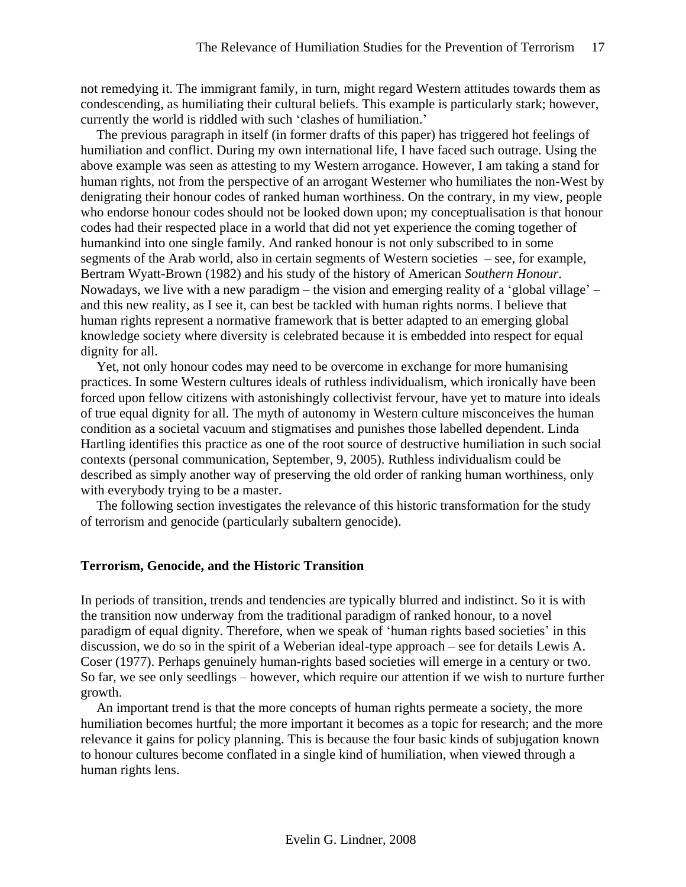not remedying it. The immigrant family, in turn, might regard Western attitudes towards them as condescending, as humiliating their cultural beliefs. This example is particularly stark; however, currently the world is riddled with such 'clashes of humiliation.'

The previous paragraph in itself (in former drafts of this paper) has triggered hot feelings of humiliation and conflict. During my own international life, I have faced such outrage. Using the above example was seen as attesting to my Western arrogance. However, I am taking a stand for human rights, not from the perspective of an arrogant Westerner who humiliates the non-West by denigrating their honour codes of ranked human worthiness. On the contrary, in my view, people who endorse honour codes should not be looked down upon; my conceptualisation is that honour codes had their respected place in a world that did not yet experience the coming together of humankind into one single family. And ranked honour is not only subscribed to in some segments of the Arab world, also in certain segments of Western societies – see, for example, Bertram Wyatt-Brown (1982) and his study of the history of American *Southern Honour*. Nowadays, we live with a new paradigm – the vision and emerging reality of a 'global village' – and this new reality, as I see it, can best be tackled with human rights norms. I believe that human rights represent a normative framework that is better adapted to an emerging global knowledge society where diversity is celebrated because it is embedded into respect for equal dignity for all.

Yet, not only honour codes may need to be overcome in exchange for more humanising practices. In some Western cultures ideals of ruthless individualism, which ironically have been forced upon fellow citizens with astonishingly collectivist fervour, have yet to mature into ideals of true equal dignity for all. The myth of autonomy in Western culture misconceives the human condition as a societal vacuum and stigmatises and punishes those labelled dependent. Linda Hartling identifies this practice as one of the root source of destructive humiliation in such social contexts (personal communication, September, 9, 2005). Ruthless individualism could be described as simply another way of preserving the old order of ranking human worthiness, only with everybody trying to be a master.

The following section investigates the relevance of this historic transformation for the study of terrorism and genocide (particularly subaltern genocide).

## Terrorism, Genocide, and the Historic Transition

In periods of transition, trends and tendencies are typically blurred and indistinct. So it is with the transition now underway from the traditional paradigm of ranked honour, to a novel paradigm of equal dignity. Therefore, when we speak of 'human rights based societies' in this discussion, we do so in the spirit of a Weberian ideal-type approach – see for details Lewis A. Coser (1977). Perhaps genuinely human-rights based societies will emerge in a century or two. So far, we see only seedlings – however, which require our attention if we wish to nurture further growth.

An important trend is that the more concepts of human rights permeate a society, the more humiliation becomes hurtful; the more important it becomes as a topic for research; and the more relevance it gains for policy planning. This is because the four basic kinds of subjugation known to honour cultures become conflated in a single kind of humiliation, when viewed through a human rights lens.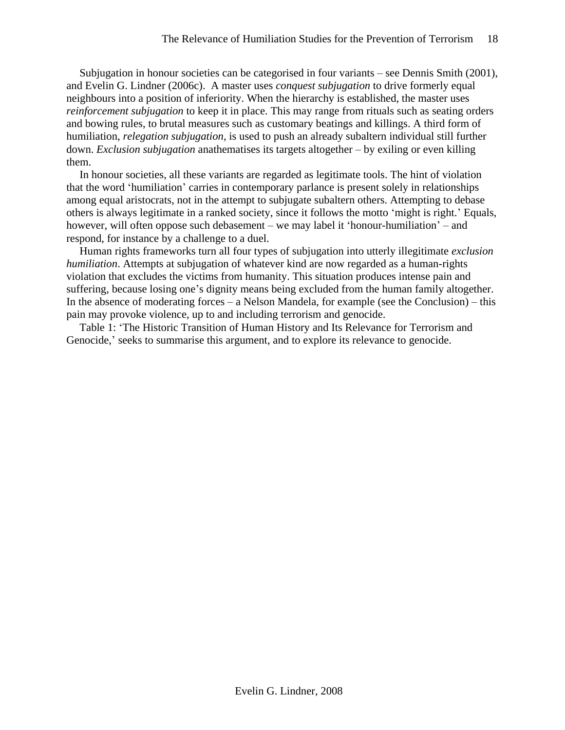Subjugation in honour societies can be categorised in four variants – see Dennis Smith (2001), and Evelin G. Lindner (2006c). A master uses *conquest subjugation* to drive formerly equal neighbours into a position of inferiority. When the hierarchy is established, the master uses *reinforcement subjugation* to keep it in place. This may range from rituals such as seating orders and bowing rules, to brutal measures such as customary beatings and killings. A third form of humiliation, *relegation subjugation*, is used to push an already subaltern individual still further down. *Exclusion subjugation* anathematises its targets altogether – by exiling or even killing them.

In honour societies, all these variants are regarded as legitimate tools. The hint of violation that the word 'humiliation' carries in contemporary parlance is present solely in relationships among equal aristocrats, not in the attempt to subjugate subaltern others. Attempting to debase others is always legitimate in a ranked society, since it follows the motto 'might is right.' Equals, however, will often oppose such debasement – we may label it 'honour-humiliation' – and respond, for instance by a challenge to a duel.

Human rights frameworks turn all four types of subjugation into utterly illegitimate *exclusion humiliation*. Attempts at subjugation of whatever kind are now regarded as a human-rights violation that excludes the victims from humanity. This situation produces intense pain and suffering, because losing one's dignity means being excluded from the human family altogether. In the absence of moderating forces – a Nelson Mandela, for example (see the Conclusion) – this pain may provoke violence, up to and including terrorism and genocide.

Table 1: 'The Historic Transition of Human History and Its Relevance for Terrorism and Genocide,' seeks to summarise this argument, and to explore its relevance to genocide.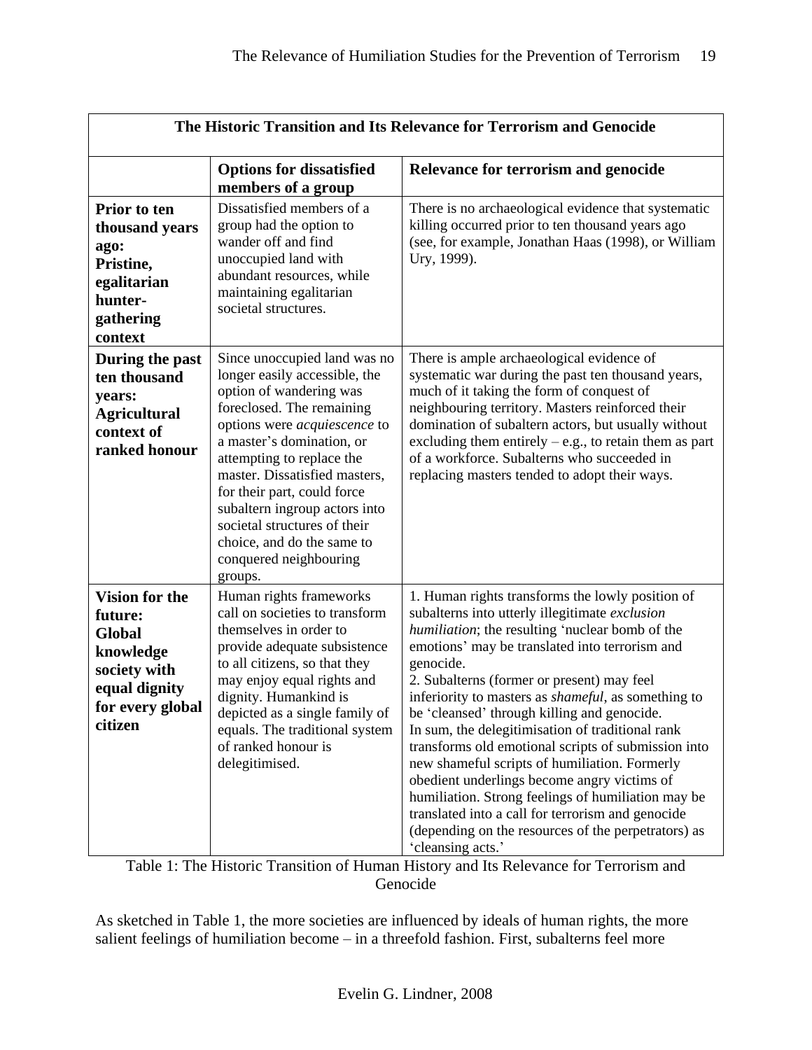| The Historic Transition and Its Relevance for Terrorism and Genocide | | |
|---|---|---|
| | **Options for dissatisfied members of a group** | **Relevance for terrorism and genocide** |
| **Prior to ten thousand years ago: Pristine, egalitarian hunter-gathering context** | Dissatisfied members of a group had the option to wander off and find unoccupied land with abundant resources, while maintaining egalitarian societal structures. | There is no archaeological evidence that systematic killing occurred prior to ten thousand years ago (see, for example, Jonathan Haas (1998), or William Ury, 1999). |
| **During the past ten thousand years: Agricultural context of ranked honour** | Since unoccupied land was no longer easily accessible, the option of wandering was foreclosed. The remaining options were *acquiescence* to a master's domination, or attempting to replace the master. Dissatisfied masters, for their part, could force subaltern ingroup actors into societal structures of their choice, and do the same to conquered neighbouring groups. | There is ample archaeological evidence of systematic war during the past ten thousand years, much of it taking the form of conquest of neighbouring territory. Masters reinforced their domination of subaltern actors, but usually without excluding them entirely – e.g., to retain them as part of a workforce. Subalterns who succeeded in replacing masters tended to adopt their ways. |
| **Vision for the future: Global knowledge society with equal dignity for every global citizen** | Human rights frameworks call on societies to transform themselves in order to provide adequate subsistence to all citizens, so that they may enjoy equal rights and dignity. Humankind is depicted as a single family of equals. The traditional system of ranked honour is delegitimised. | 1. Human rights transforms the lowly position of subalterns into utterly illegitimate *exclusion humiliation*; the resulting 'nuclear bomb of the emotions' may be translated into terrorism and genocide.<br>2. Subalterns (former or present) may feel inferiority to masters as *shameful*, as something to be 'cleansed' through killing and genocide.<br>In sum, the delegitimisation of traditional rank transforms old emotional scripts of submission into new shameful scripts of humiliation. Formerly obedient underlings become angry victims of humiliation. Strong feelings of humiliation may be translated into a call for terrorism and genocide (depending on the resources of the perpetrators) as 'cleansing acts.' |

Table 1: The Historic Transition of Human History and Its Relevance for Terrorism and Genocide

As sketched in Table 1, the more societies are influenced by ideals of human rights, the more salient feelings of humiliation become – in a threefold fashion. First, subalterns feel more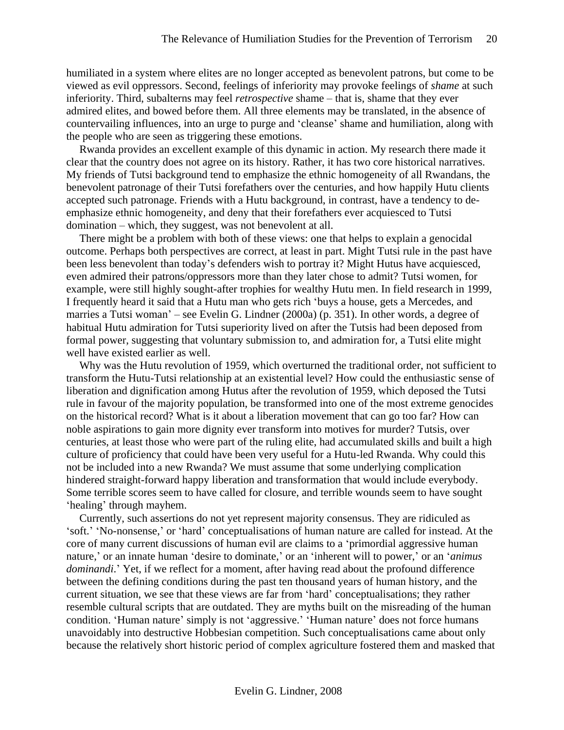humiliated in a system where elites are no longer accepted as benevolent patrons, but come to be viewed as evil oppressors. Second, feelings of inferiority may provoke feelings of *shame* at such inferiority. Third, subalterns may feel *retrospective* shame – that is, shame that they ever admired elites, and bowed before them. All three elements may be translated, in the absence of countervailing influences, into an urge to purge and 'cleanse' shame and humiliation, along with the people who are seen as triggering these emotions.

Rwanda provides an excellent example of this dynamic in action. My research there made it clear that the country does not agree on its history. Rather, it has two core historical narratives. My friends of Tutsi background tend to emphasize the ethnic homogeneity of all Rwandans, the benevolent patronage of their Tutsi forefathers over the centuries, and how happily Hutu clients accepted such patronage. Friends with a Hutu background, in contrast, have a tendency to de-emphasize ethnic homogeneity, and deny that their forefathers ever acquiesced to Tutsi domination – which, they suggest, was not benevolent at all.

There might be a problem with both of these views: one that helps to explain a genocidal outcome. Perhaps both perspectives are correct, at least in part. Might Tutsi rule in the past have been less benevolent than today's defenders wish to portray it? Might Hutus have acquiesced, even admired their patrons/oppressors more than they later chose to admit? Tutsi women, for example, were still highly sought-after trophies for wealthy Hutu men. In field research in 1999, I frequently heard it said that a Hutu man who gets rich 'buys a house, gets a Mercedes, and marries a Tutsi woman' – see Evelin G. Lindner (2000a) (p. 351). In other words, a degree of habitual Hutu admiration for Tutsi superiority lived on after the Tutsis had been deposed from formal power, suggesting that voluntary submission to, and admiration for, a Tutsi elite might well have existed earlier as well.

Why was the Hutu revolution of 1959, which overturned the traditional order, not sufficient to transform the Hutu-Tutsi relationship at an existential level? How could the enthusiastic sense of liberation and dignification among Hutus after the revolution of 1959, which deposed the Tutsi rule in favour of the majority population, be transformed into one of the most extreme genocides on the historical record? What is it about a liberation movement that can go too far? How can noble aspirations to gain more dignity ever transform into motives for murder? Tutsis, over centuries, at least those who were part of the ruling elite, had accumulated skills and built a high culture of proficiency that could have been very useful for a Hutu-led Rwanda. Why could this not be included into a new Rwanda? We must assume that some underlying complication hindered straight-forward happy liberation and transformation that would include everybody. Some terrible scores seem to have called for closure, and terrible wounds seem to have sought 'healing' through mayhem.

Currently, such assertions do not yet represent majority consensus. They are ridiculed as 'soft.' 'No-nonsense,' or 'hard' conceptualisations of human nature are called for instead. At the core of many current discussions of human evil are claims to a 'primordial aggressive human nature,' or an innate human 'desire to dominate,' or an 'inherent will to power,' or an '*animus dominandi*.' Yet, if we reflect for a moment, after having read about the profound difference between the defining conditions during the past ten thousand years of human history, and the current situation, we see that these views are far from 'hard' conceptualisations; they rather resemble cultural scripts that are outdated. They are myths built on the misreading of the human condition. 'Human nature' simply is not 'aggressive.' 'Human nature' does not force humans unavoidably into destructive Hobbesian competition. Such conceptualisations came about only because the relatively short historic period of complex agriculture fostered them and masked that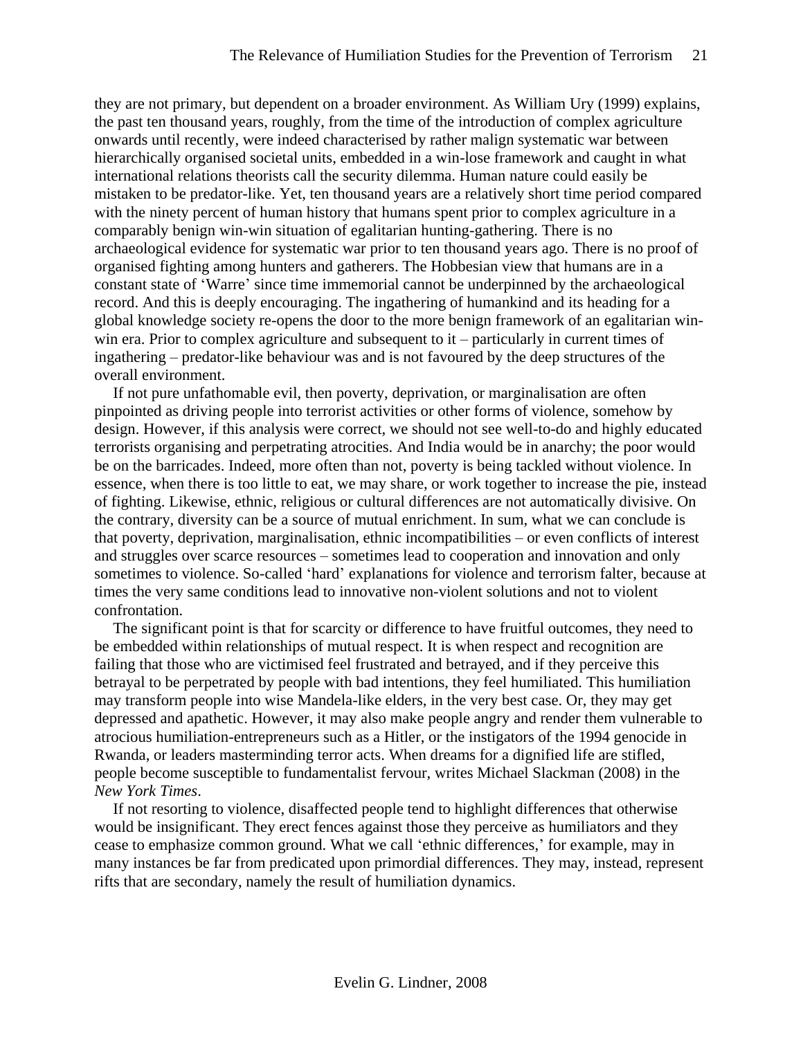they are not primary, but dependent on a broader environment. As William Ury (1999) explains, the past ten thousand years, roughly, from the time of the introduction of complex agriculture onwards until recently, were indeed characterised by rather malign systematic war between hierarchically organised societal units, embedded in a win-lose framework and caught in what international relations theorists call the security dilemma. Human nature could easily be mistaken to be predator-like. Yet, ten thousand years are a relatively short time period compared with the ninety percent of human history that humans spent prior to complex agriculture in a comparably benign win-win situation of egalitarian hunting-gathering. There is no archaeological evidence for systematic war prior to ten thousand years ago. There is no proof of organised fighting among hunters and gatherers. The Hobbesian view that humans are in a constant state of 'Warre' since time immemorial cannot be underpinned by the archaeological record. And this is deeply encouraging. The ingathering of humankind and its heading for a global knowledge society re-opens the door to the more benign framework of an egalitarian win-win era. Prior to complex agriculture and subsequent to it – particularly in current times of ingathering – predator-like behaviour was and is not favoured by the deep structures of the overall environment.

If not pure unfathomable evil, then poverty, deprivation, or marginalisation are often pinpointed as driving people into terrorist activities or other forms of violence, somehow by design. However, if this analysis were correct, we should not see well-to-do and highly educated terrorists organising and perpetrating atrocities. And India would be in anarchy; the poor would be on the barricades. Indeed, more often than not, poverty is being tackled without violence. In essence, when there is too little to eat, we may share, or work together to increase the pie, instead of fighting. Likewise, ethnic, religious or cultural differences are not automatically divisive. On the contrary, diversity can be a source of mutual enrichment. In sum, what we can conclude is that poverty, deprivation, marginalisation, ethnic incompatibilities – or even conflicts of interest and struggles over scarce resources – sometimes lead to cooperation and innovation and only sometimes to violence. So-called 'hard' explanations for violence and terrorism falter, because at times the very same conditions lead to innovative non-violent solutions and not to violent confrontation.

The significant point is that for scarcity or difference to have fruitful outcomes, they need to be embedded within relationships of mutual respect. It is when respect and recognition are failing that those who are victimised feel frustrated and betrayed, and if they perceive this betrayal to be perpetrated by people with bad intentions, they feel humiliated. This humiliation may transform people into wise Mandela-like elders, in the very best case. Or, they may get depressed and apathetic. However, it may also make people angry and render them vulnerable to atrocious humiliation-entrepreneurs such as a Hitler, or the instigators of the 1994 genocide in Rwanda, or leaders masterminding terror acts. When dreams for a dignified life are stifled, people become susceptible to fundamentalist fervour, writes Michael Slackman (2008) in the *New York Times*.

If not resorting to violence, disaffected people tend to highlight differences that otherwise would be insignificant. They erect fences against those they perceive as humiliators and they cease to emphasize common ground. What we call 'ethnic differences,' for example, may in many instances be far from predicated upon primordial differences. They may, instead, represent rifts that are secondary, namely the result of humiliation dynamics.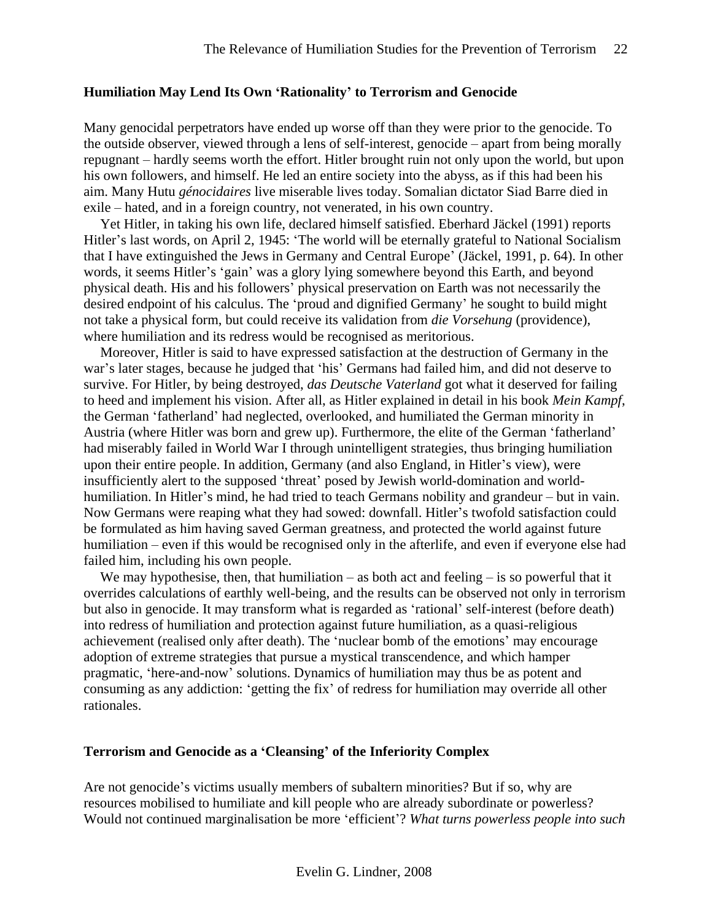### Humiliation May Lend Its Own 'Rationality' to Terrorism and Genocide

Many genocidal perpetrators have ended up worse off than they were prior to the genocide. To the outside observer, viewed through a lens of self-interest, genocide – apart from being morally repugnant – hardly seems worth the effort. Hitler brought ruin not only upon the world, but upon his own followers, and himself. He led an entire society into the abyss, as if this had been his aim. Many Hutu *génocidaires* live miserable lives today. Somalian dictator Siad Barre died in exile – hated, and in a foreign country, not venerated, in his own country.

Yet Hitler, in taking his own life, declared himself satisfied. Eberhard Jäckel (1991) reports Hitler's last words, on April 2, 1945: 'The world will be eternally grateful to National Socialism that I have extinguished the Jews in Germany and Central Europe' (Jäckel, 1991, p. 64). In other words, it seems Hitler's 'gain' was a glory lying somewhere beyond this Earth, and beyond physical death. His and his followers' physical preservation on Earth was not necessarily the desired endpoint of his calculus. The 'proud and dignified Germany' he sought to build might not take a physical form, but could receive its validation from *die Vorsehung* (providence), where humiliation and its redress would be recognised as meritorious.

Moreover, Hitler is said to have expressed satisfaction at the destruction of Germany in the war's later stages, because he judged that 'his' Germans had failed him, and did not deserve to survive. For Hitler, by being destroyed, *das Deutsche Vaterland* got what it deserved for failing to heed and implement his vision. After all, as Hitler explained in detail in his book *Mein Kampf*, the German 'fatherland' had neglected, overlooked, and humiliated the German minority in Austria (where Hitler was born and grew up). Furthermore, the elite of the German 'fatherland' had miserably failed in World War I through unintelligent strategies, thus bringing humiliation upon their entire people. In addition, Germany (and also England, in Hitler's view), were insufficiently alert to the supposed 'threat' posed by Jewish world-domination and world-humiliation. In Hitler's mind, he had tried to teach Germans nobility and grandeur – but in vain. Now Germans were reaping what they had sowed: downfall. Hitler's twofold satisfaction could be formulated as him having saved German greatness, and protected the world against future humiliation – even if this would be recognised only in the afterlife, and even if everyone else had failed him, including his own people.

We may hypothesise, then, that humiliation – as both act and feeling – is so powerful that it overrides calculations of earthly well-being, and the results can be observed not only in terrorism but also in genocide. It may transform what is regarded as 'rational' self-interest (before death) into redress of humiliation and protection against future humiliation, as a quasi-religious achievement (realised only after death). The 'nuclear bomb of the emotions' may encourage adoption of extreme strategies that pursue a mystical transcendence, and which hamper pragmatic, 'here-and-now' solutions. Dynamics of humiliation may thus be as potent and consuming as any addiction: 'getting the fix' of redress for humiliation may override all other rationales.

### Terrorism and Genocide as a 'Cleansing' of the Inferiority Complex

Are not genocide's victims usually members of subaltern minorities? But if so, why are resources mobilised to humiliate and kill people who are already subordinate or powerless? Would not continued marginalisation be more 'efficient'? *What turns powerless people into such*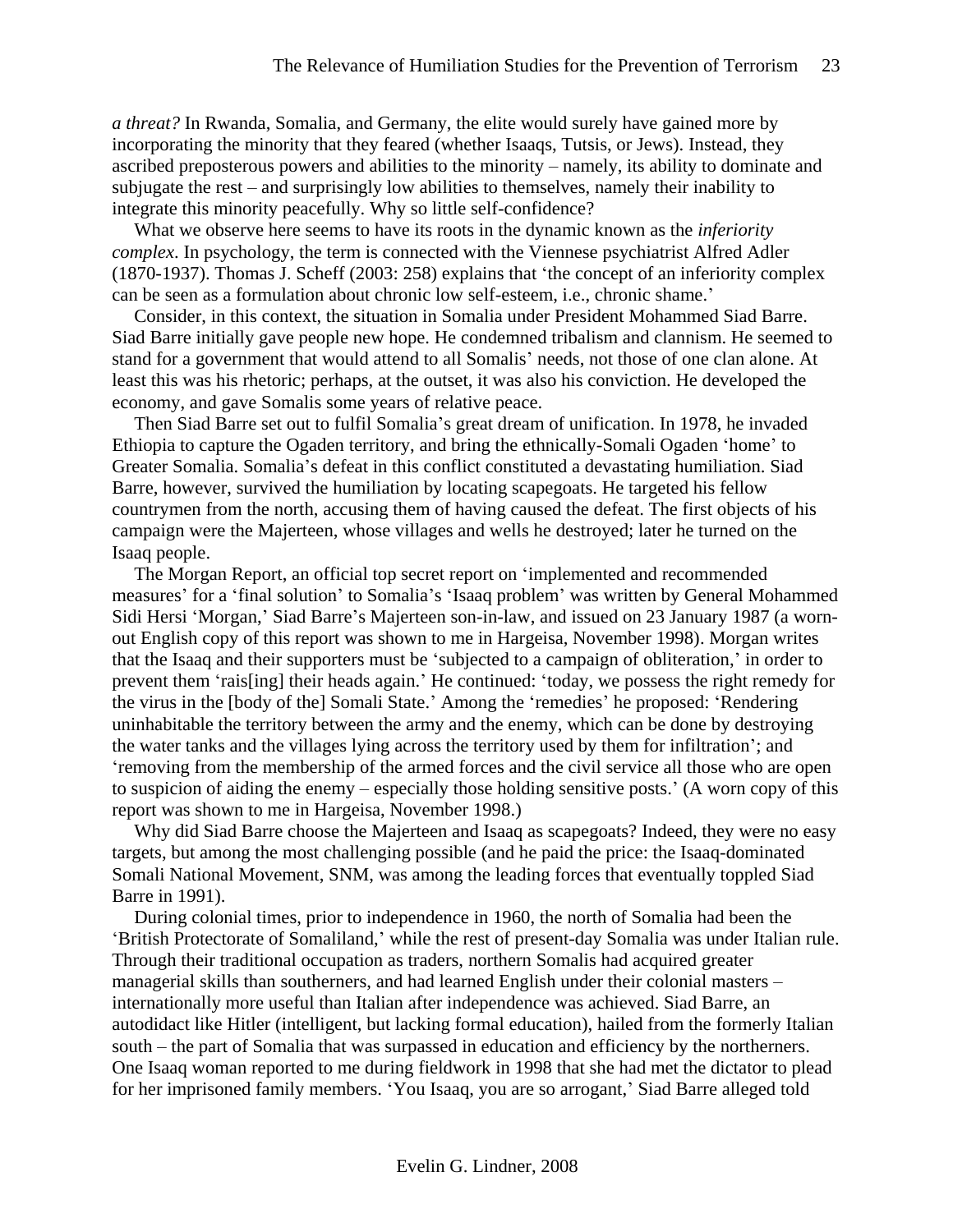*a threat?* In Rwanda, Somalia, and Germany, the elite would surely have gained more by incorporating the minority that they feared (whether Isaaqs, Tutsis, or Jews). Instead, they ascribed preposterous powers and abilities to the minority – namely, its ability to dominate and subjugate the rest – and surprisingly low abilities to themselves, namely their inability to integrate this minority peacefully. Why so little self-confidence?

What we observe here seems to have its roots in the dynamic known as the *inferiority complex*. In psychology, the term is connected with the Viennese psychiatrist Alfred Adler (1870-1937). Thomas J. Scheff (2003: 258) explains that 'the concept of an inferiority complex can be seen as a formulation about chronic low self-esteem, i.e., chronic shame.'

Consider, in this context, the situation in Somalia under President Mohammed Siad Barre. Siad Barre initially gave people new hope. He condemned tribalism and clannism. He seemed to stand for a government that would attend to all Somalis' needs, not those of one clan alone. At least this was his rhetoric; perhaps, at the outset, it was also his conviction. He developed the economy, and gave Somalis some years of relative peace.

Then Siad Barre set out to fulfil Somalia's great dream of unification. In 1978, he invaded Ethiopia to capture the Ogaden territory, and bring the ethnically-Somali Ogaden 'home' to Greater Somalia. Somalia's defeat in this conflict constituted a devastating humiliation. Siad Barre, however, survived the humiliation by locating scapegoats. He targeted his fellow countrymen from the north, accusing them of having caused the defeat. The first objects of his campaign were the Majerteen, whose villages and wells he destroyed; later he turned on the Isaaq people.

The Morgan Report, an official top secret report on 'implemented and recommended measures' for a 'final solution' to Somalia's 'Isaaq problem' was written by General Mohammed Sidi Hersi 'Morgan,' Siad Barre's Majerteen son-in-law, and issued on 23 January 1987 (a worn-out English copy of this report was shown to me in Hargeisa, November 1998). Morgan writes that the Isaaq and their supporters must be 'subjected to a campaign of obliteration,' in order to prevent them 'rais[ing] their heads again.' He continued: 'today, we possess the right remedy for the virus in the [body of the] Somali State.' Among the 'remedies' he proposed: 'Rendering uninhabitable the territory between the army and the enemy, which can be done by destroying the water tanks and the villages lying across the territory used by them for infiltration'; and 'removing from the membership of the armed forces and the civil service all those who are open to suspicion of aiding the enemy – especially those holding sensitive posts.' (A worn copy of this report was shown to me in Hargeisa, November 1998.)

Why did Siad Barre choose the Majerteen and Isaaq as scapegoats? Indeed, they were no easy targets, but among the most challenging possible (and he paid the price: the Isaaq-dominated Somali National Movement, SNM, was among the leading forces that eventually toppled Siad Barre in 1991).

During colonial times, prior to independence in 1960, the north of Somalia had been the 'British Protectorate of Somaliland,' while the rest of present-day Somalia was under Italian rule. Through their traditional occupation as traders, northern Somalis had acquired greater managerial skills than southerners, and had learned English under their colonial masters – internationally more useful than Italian after independence was achieved. Siad Barre, an autodidact like Hitler (intelligent, but lacking formal education), hailed from the formerly Italian south – the part of Somalia that was surpassed in education and efficiency by the northerners. One Isaaq woman reported to me during fieldwork in 1998 that she had met the dictator to plead for her imprisoned family members. 'You Isaaq, you are so arrogant,' Siad Barre alleged told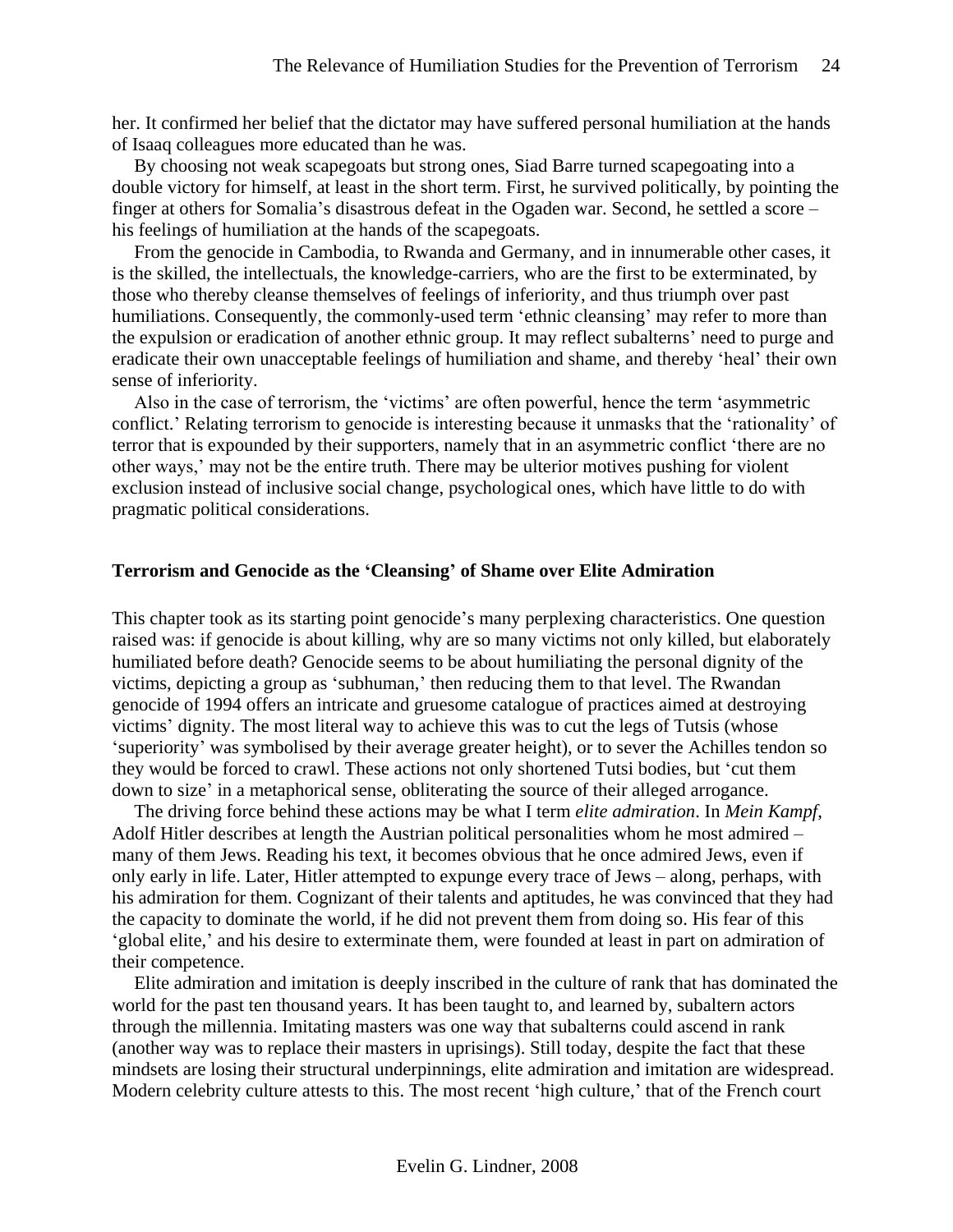her. It confirmed her belief that the dictator may have suffered personal humiliation at the hands of Isaaq colleagues more educated than he was.

By choosing not weak scapegoats but strong ones, Siad Barre turned scapegoating into a double victory for himself, at least in the short term. First, he survived politically, by pointing the finger at others for Somalia's disastrous defeat in the Ogaden war. Second, he settled a score – his feelings of humiliation at the hands of the scapegoats.

From the genocide in Cambodia, to Rwanda and Germany, and in innumerable other cases, it is the skilled, the intellectuals, the knowledge-carriers, who are the first to be exterminated, by those who thereby cleanse themselves of feelings of inferiority, and thus triumph over past humiliations. Consequently, the commonly-used term 'ethnic cleansing' may refer to more than the expulsion or eradication of another ethnic group. It may reflect subalterns' need to purge and eradicate their own unacceptable feelings of humiliation and shame, and thereby 'heal' their own sense of inferiority.

Also in the case of terrorism, the 'victims' are often powerful, hence the term 'asymmetric conflict.' Relating terrorism to genocide is interesting because it unmasks that the 'rationality' of terror that is expounded by their supporters, namely that in an asymmetric conflict 'there are no other ways,' may not be the entire truth. There may be ulterior motives pushing for violent exclusion instead of inclusive social change, psychological ones, which have little to do with pragmatic political considerations.

### Terrorism and Genocide as the 'Cleansing' of Shame over Elite Admiration

This chapter took as its starting point genocide's many perplexing characteristics. One question raised was: if genocide is about killing, why are so many victims not only killed, but elaborately humiliated before death? Genocide seems to be about humiliating the personal dignity of the victims, depicting a group as 'subhuman,' then reducing them to that level. The Rwandan genocide of 1994 offers an intricate and gruesome catalogue of practices aimed at destroying victims' dignity. The most literal way to achieve this was to cut the legs of Tutsis (whose 'superiority' was symbolised by their average greater height), or to sever the Achilles tendon so they would be forced to crawl. These actions not only shortened Tutsi bodies, but 'cut them down to size' in a metaphorical sense, obliterating the source of their alleged arrogance.

The driving force behind these actions may be what I term *elite admiration*. In *Mein Kampf*, Adolf Hitler describes at length the Austrian political personalities whom he most admired – many of them Jews. Reading his text, it becomes obvious that he once admired Jews, even if only early in life. Later, Hitler attempted to expunge every trace of Jews – along, perhaps, with his admiration for them. Cognizant of their talents and aptitudes, he was convinced that they had the capacity to dominate the world, if he did not prevent them from doing so. His fear of this 'global elite,' and his desire to exterminate them, were founded at least in part on admiration of their competence.

Elite admiration and imitation is deeply inscribed in the culture of rank that has dominated the world for the past ten thousand years. It has been taught to, and learned by, subaltern actors through the millennia. Imitating masters was one way that subalterns could ascend in rank (another way was to replace their masters in uprisings). Still today, despite the fact that these mindsets are losing their structural underpinnings, elite admiration and imitation are widespread. Modern celebrity culture attests to this. The most recent 'high culture,' that of the French court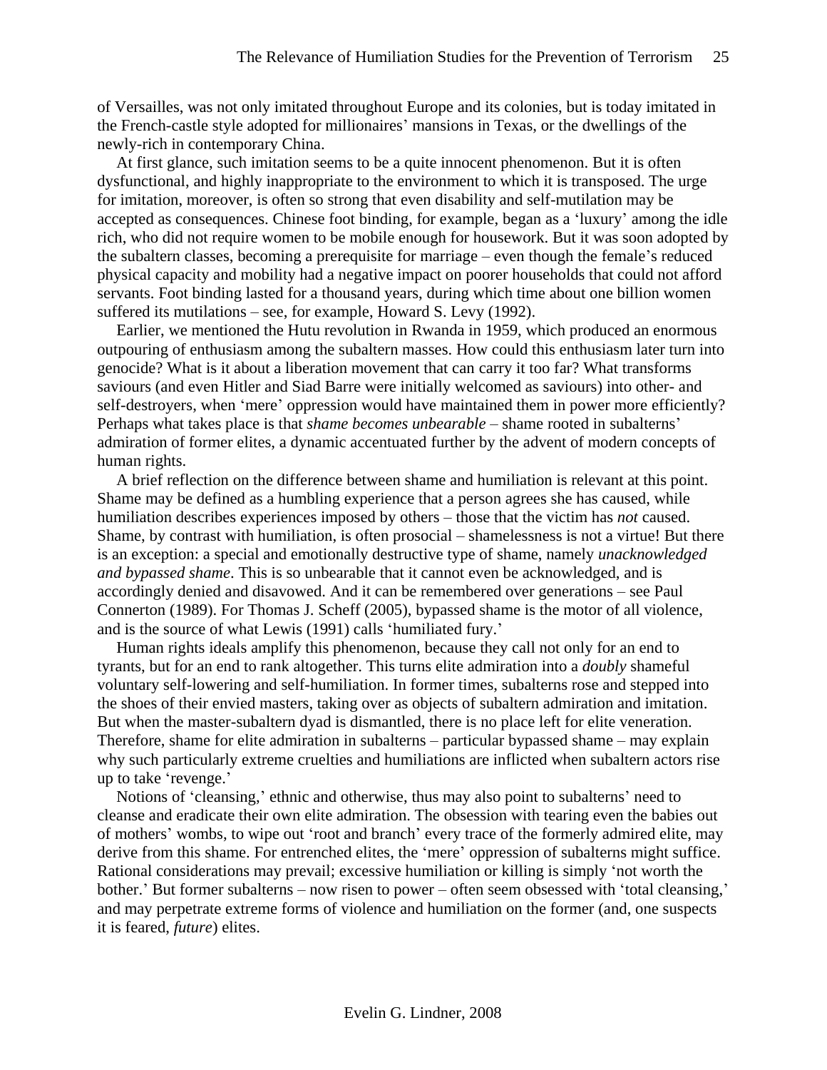of Versailles, was not only imitated throughout Europe and its colonies, but is today imitated in the French-castle style adopted for millionaires' mansions in Texas, or the dwellings of the newly-rich in contemporary China.

At first glance, such imitation seems to be a quite innocent phenomenon. But it is often dysfunctional, and highly inappropriate to the environment to which it is transposed. The urge for imitation, moreover, is often so strong that even disability and self-mutilation may be accepted as consequences. Chinese foot binding, for example, began as a 'luxury' among the idle rich, who did not require women to be mobile enough for housework. But it was soon adopted by the subaltern classes, becoming a prerequisite for marriage – even though the female's reduced physical capacity and mobility had a negative impact on poorer households that could not afford servants. Foot binding lasted for a thousand years, during which time about one billion women suffered its mutilations – see, for example, Howard S. Levy (1992).

Earlier, we mentioned the Hutu revolution in Rwanda in 1959, which produced an enormous outpouring of enthusiasm among the subaltern masses. How could this enthusiasm later turn into genocide? What is it about a liberation movement that can carry it too far? What transforms saviours (and even Hitler and Siad Barre were initially welcomed as saviours) into other- and self-destroyers, when 'mere' oppression would have maintained them in power more efficiently? Perhaps what takes place is that *shame becomes unbearable* – shame rooted in subalterns' admiration of former elites, a dynamic accentuated further by the advent of modern concepts of human rights.

A brief reflection on the difference between shame and humiliation is relevant at this point. Shame may be defined as a humbling experience that a person agrees she has caused, while humiliation describes experiences imposed by others – those that the victim has *not* caused. Shame, by contrast with humiliation, is often prosocial – shamelessness is not a virtue! But there is an exception: a special and emotionally destructive type of shame, namely *unacknowledged and bypassed shame*. This is so unbearable that it cannot even be acknowledged, and is accordingly denied and disavowed. And it can be remembered over generations – see Paul Connerton (1989). For Thomas J. Scheff (2005), bypassed shame is the motor of all violence, and is the source of what Lewis (1991) calls 'humiliated fury.'

Human rights ideals amplify this phenomenon, because they call not only for an end to tyrants, but for an end to rank altogether. This turns elite admiration into a *doubly* shameful voluntary self-lowering and self-humiliation. In former times, subalterns rose and stepped into the shoes of their envied masters, taking over as objects of subaltern admiration and imitation. But when the master-subaltern dyad is dismantled, there is no place left for elite veneration. Therefore, shame for elite admiration in subalterns – particular bypassed shame – may explain why such particularly extreme cruelties and humiliations are inflicted when subaltern actors rise up to take 'revenge.'

Notions of 'cleansing,' ethnic and otherwise, thus may also point to subalterns' need to cleanse and eradicate their own elite admiration. The obsession with tearing even the babies out of mothers' wombs, to wipe out 'root and branch' every trace of the formerly admired elite, may derive from this shame. For entrenched elites, the 'mere' oppression of subalterns might suffice. Rational considerations may prevail; excessive humiliation or killing is simply 'not worth the bother.' But former subalterns – now risen to power – often seem obsessed with 'total cleansing,' and may perpetrate extreme forms of violence and humiliation on the former (and, one suspects it is feared, *future*) elites.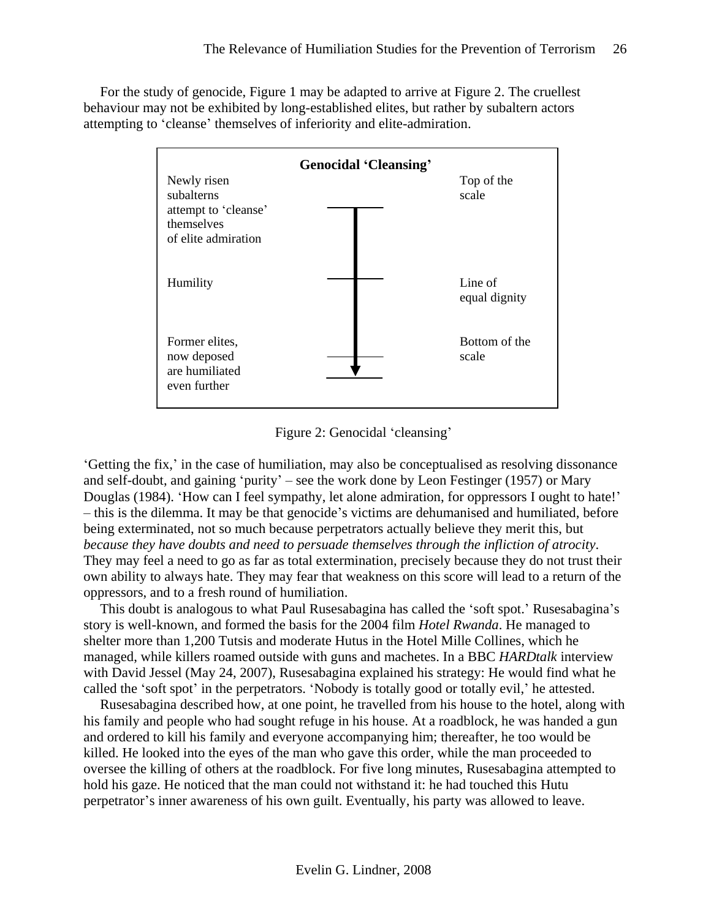For the study of genocide, Figure 1 may be adapted to arrive at Figure 2. The cruellest behaviour may not be exhibited by long-established elites, but rather by subaltern actors attempting to 'cleanse' themselves of inferiority and elite-admiration.

**Genocidal 'Cleansing'**

Newly risen subalterns attempt to 'cleanse' themselves of elite admiration

Top of the scale

Humility

Line of equal dignity

Former elites, now deposed are humiliated even further

Bottom of the scale

Figure 2: Genocidal 'cleansing'

'Getting the fix,' in the case of humiliation, may also be conceptualised as resolving dissonance and self-doubt, and gaining 'purity' – see the work done by Leon Festinger (1957) or Mary Douglas (1984). 'How can I feel sympathy, let alone admiration, for oppressors I ought to hate!' – this is the dilemma. It may be that genocide's victims are dehumanised and humiliated, before being exterminated, not so much because perpetrators actually believe they merit this, but *because they have doubts and need to persuade themselves through the infliction of atrocity*. They may feel a need to go as far as total extermination, precisely because they do not trust their own ability to always hate. They may fear that weakness on this score will lead to a return of the oppressors, and to a fresh round of humiliation.

This doubt is analogous to what Paul Rusesabagina has called the 'soft spot.' Rusesabagina's story is well-known, and formed the basis for the 2004 film *Hotel Rwanda*. He managed to shelter more than 1,200 Tutsis and moderate Hutus in the Hotel Mille Collines, which he managed, while killers roamed outside with guns and machetes. In a BBC *HARDtalk* interview with David Jessel (May 24, 2007), Rusesabagina explained his strategy: He would find what he called the 'soft spot' in the perpetrators. 'Nobody is totally good or totally evil,' he attested.

Rusesabagina described how, at one point, he travelled from his house to the hotel, along with his family and people who had sought refuge in his house. At a roadblock, he was handed a gun and ordered to kill his family and everyone accompanying him; thereafter, he too would be killed. He looked into the eyes of the man who gave this order, while the man proceeded to oversee the killing of others at the roadblock. For five long minutes, Rusesabagina attempted to hold his gaze. He noticed that the man could not withstand it: he had touched this Hutu perpetrator's inner awareness of his own guilt. Eventually, his party was allowed to leave.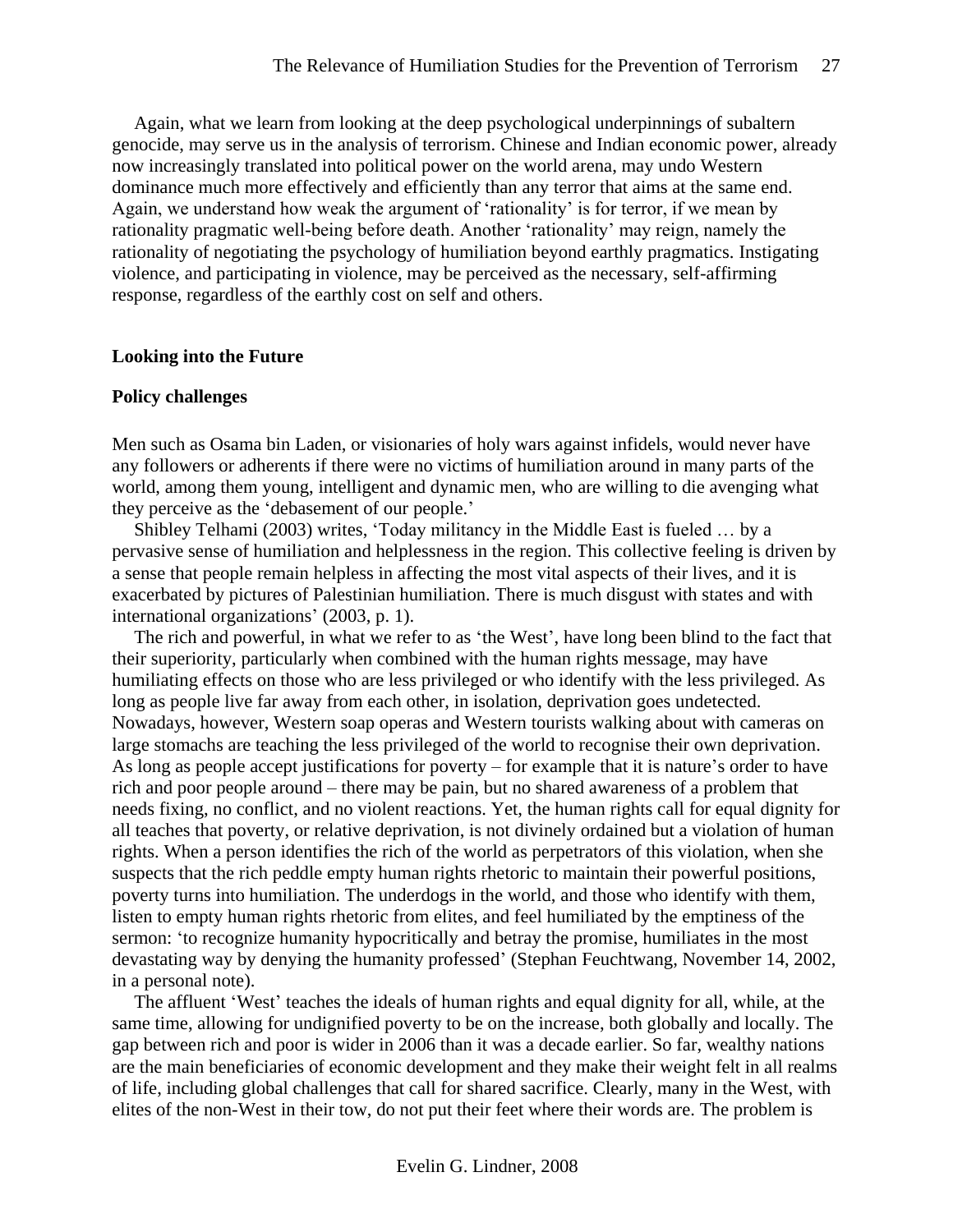Again, what we learn from looking at the deep psychological underpinnings of subaltern genocide, may serve us in the analysis of terrorism. Chinese and Indian economic power, already now increasingly translated into political power on the world arena, may undo Western dominance much more effectively and efficiently than any terror that aims at the same end. Again, we understand how weak the argument of 'rationality' is for terror, if we mean by rationality pragmatic well-being before death. Another 'rationality' may reign, namely the rationality of negotiating the psychology of humiliation beyond earthly pragmatics. Instigating violence, and participating in violence, may be perceived as the necessary, self-affirming response, regardless of the earthly cost on self and others.

## Looking into the Future

### Policy challenges

Men such as Osama bin Laden, or visionaries of holy wars against infidels, would never have any followers or adherents if there were no victims of humiliation around in many parts of the world, among them young, intelligent and dynamic men, who are willing to die avenging what they perceive as the 'debasement of our people.'

Shibley Telhami (2003) writes, 'Today militancy in the Middle East is fueled … by a pervasive sense of humiliation and helplessness in the region. This collective feeling is driven by a sense that people remain helpless in affecting the most vital aspects of their lives, and it is exacerbated by pictures of Palestinian humiliation. There is much disgust with states and with international organizations' (2003, p. 1).

The rich and powerful, in what we refer to as 'the West', have long been blind to the fact that their superiority, particularly when combined with the human rights message, may have humiliating effects on those who are less privileged or who identify with the less privileged. As long as people live far away from each other, in isolation, deprivation goes undetected. Nowadays, however, Western soap operas and Western tourists walking about with cameras on large stomachs are teaching the less privileged of the world to recognise their own deprivation. As long as people accept justifications for poverty – for example that it is nature's order to have rich and poor people around – there may be pain, but no shared awareness of a problem that needs fixing, no conflict, and no violent reactions. Yet, the human rights call for equal dignity for all teaches that poverty, or relative deprivation, is not divinely ordained but a violation of human rights. When a person identifies the rich of the world as perpetrators of this violation, when she suspects that the rich peddle empty human rights rhetoric to maintain their powerful positions, poverty turns into humiliation. The underdogs in the world, and those who identify with them, listen to empty human rights rhetoric from elites, and feel humiliated by the emptiness of the sermon: 'to recognize humanity hypocritically and betray the promise, humiliates in the most devastating way by denying the humanity professed' (Stephan Feuchtwang, November 14, 2002, in a personal note).

The affluent 'West' teaches the ideals of human rights and equal dignity for all, while, at the same time, allowing for undignified poverty to be on the increase, both globally and locally. The gap between rich and poor is wider in 2006 than it was a decade earlier. So far, wealthy nations are the main beneficiaries of economic development and they make their weight felt in all realms of life, including global challenges that call for shared sacrifice. Clearly, many in the West, with elites of the non-West in their tow, do not put their feet where their words are. The problem is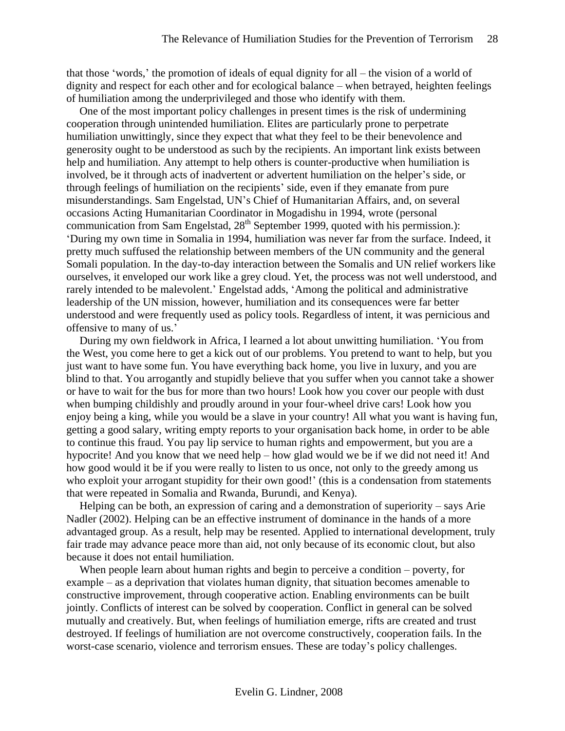that those 'words,' the promotion of ideals of equal dignity for all – the vision of a world of dignity and respect for each other and for ecological balance – when betrayed, heighten feelings of humiliation among the underprivileged and those who identify with them.

One of the most important policy challenges in present times is the risk of undermining cooperation through unintended humiliation. Elites are particularly prone to perpetrate humiliation unwittingly, since they expect that what they feel to be their benevolence and generosity ought to be understood as such by the recipients. An important link exists between help and humiliation. Any attempt to help others is counter-productive when humiliation is involved, be it through acts of inadvertent or advertent humiliation on the helper's side, or through feelings of humiliation on the recipients' side, even if they emanate from pure misunderstandings. Sam Engelstad, UN's Chief of Humanitarian Affairs, and, on several occasions Acting Humanitarian Coordinator in Mogadishu in 1994, wrote (personal communication from Sam Engelstad, 28th September 1999, quoted with his permission.): 'During my own time in Somalia in 1994, humiliation was never far from the surface. Indeed, it pretty much suffused the relationship between members of the UN community and the general Somali population. In the day-to-day interaction between the Somalis and UN relief workers like ourselves, it enveloped our work like a grey cloud. Yet, the process was not well understood, and rarely intended to be malevolent.' Engelstad adds, 'Among the political and administrative leadership of the UN mission, however, humiliation and its consequences were far better understood and were frequently used as policy tools. Regardless of intent, it was pernicious and offensive to many of us.'

During my own fieldwork in Africa, I learned a lot about unwitting humiliation. 'You from the West, you come here to get a kick out of our problems. You pretend to want to help, but you just want to have some fun. You have everything back home, you live in luxury, and you are blind to that. You arrogantly and stupidly believe that you suffer when you cannot take a shower or have to wait for the bus for more than two hours! Look how you cover our people with dust when bumping childishly and proudly around in your four-wheel drive cars! Look how you enjoy being a king, while you would be a slave in your country! All what you want is having fun, getting a good salary, writing empty reports to your organisation back home, in order to be able to continue this fraud. You pay lip service to human rights and empowerment, but you are a hypocrite! And you know that we need help – how glad would we be if we did not need it! And how good would it be if you were really to listen to us once, not only to the greedy among us who exploit your arrogant stupidity for their own good!' (this is a condensation from statements that were repeated in Somalia and Rwanda, Burundi, and Kenya).

Helping can be both, an expression of caring and a demonstration of superiority – says Arie Nadler (2002). Helping can be an effective instrument of dominance in the hands of a more advantaged group. As a result, help may be resented. Applied to international development, truly fair trade may advance peace more than aid, not only because of its economic clout, but also because it does not entail humiliation.

When people learn about human rights and begin to perceive a condition – poverty, for example – as a deprivation that violates human dignity, that situation becomes amenable to constructive improvement, through cooperative action. Enabling environments can be built jointly. Conflicts of interest can be solved by cooperation. Conflict in general can be solved mutually and creatively. But, when feelings of humiliation emerge, rifts are created and trust destroyed. If feelings of humiliation are not overcome constructively, cooperation fails. In the worst-case scenario, violence and terrorism ensues. These are today's policy challenges.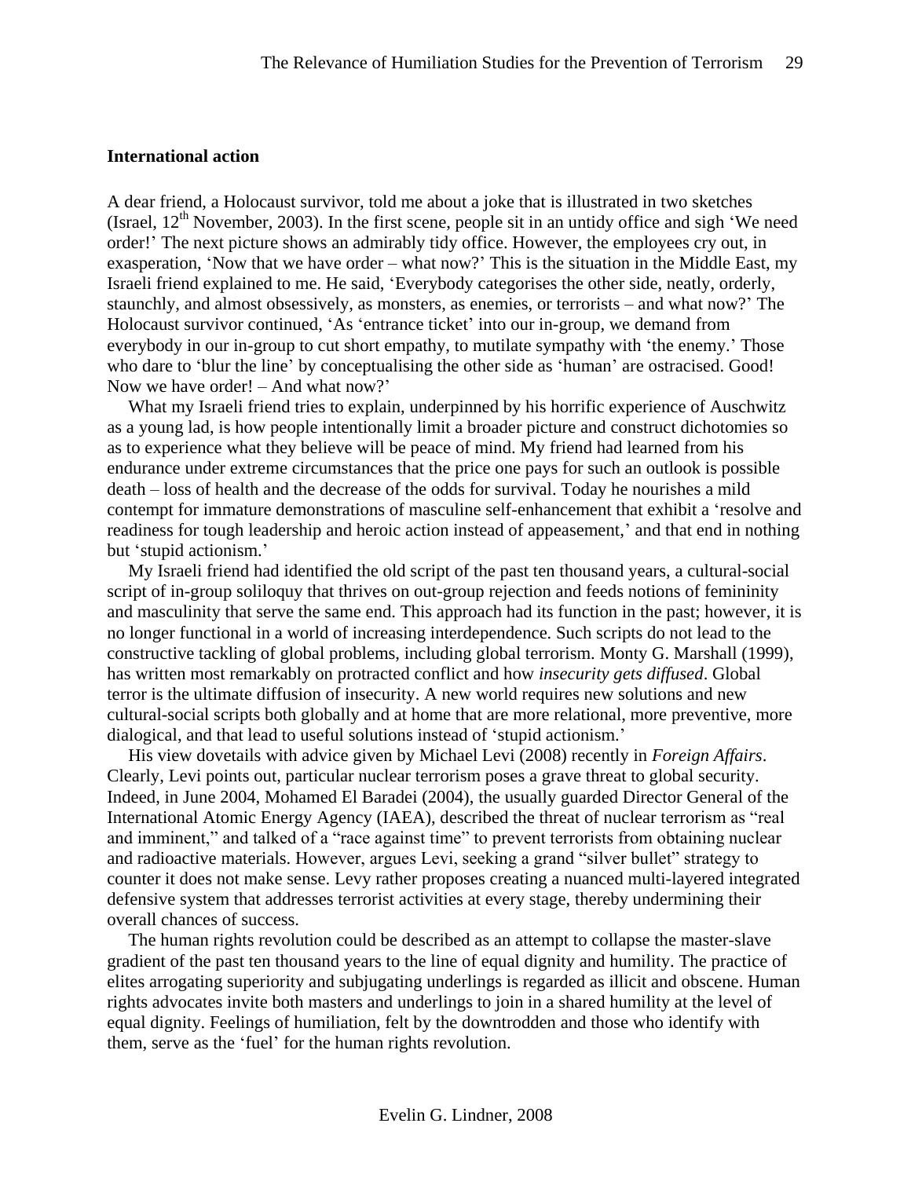### International action

A dear friend, a Holocaust survivor, told me about a joke that is illustrated in two sketches (Israel, 12th November, 2003). In the first scene, people sit in an untidy office and sigh 'We need order!' The next picture shows an admirably tidy office. However, the employees cry out, in exasperation, 'Now that we have order – what now?' This is the situation in the Middle East, my Israeli friend explained to me. He said, 'Everybody categorises the other side, neatly, orderly, staunchly, and almost obsessively, as monsters, as enemies, or terrorists – and what now?' The Holocaust survivor continued, 'As 'entrance ticket' into our in-group, we demand from everybody in our in-group to cut short empathy, to mutilate sympathy with 'the enemy.' Those who dare to 'blur the line' by conceptualising the other side as 'human' are ostracised. Good! Now we have order! – And what now?'

What my Israeli friend tries to explain, underpinned by his horrific experience of Auschwitz as a young lad, is how people intentionally limit a broader picture and construct dichotomies so as to experience what they believe will be peace of mind. My friend had learned from his endurance under extreme circumstances that the price one pays for such an outlook is possible death – loss of health and the decrease of the odds for survival. Today he nourishes a mild contempt for immature demonstrations of masculine self-enhancement that exhibit a 'resolve and readiness for tough leadership and heroic action instead of appeasement,' and that end in nothing but 'stupid actionism.'

My Israeli friend had identified the old script of the past ten thousand years, a cultural-social script of in-group soliloquy that thrives on out-group rejection and feeds notions of femininity and masculinity that serve the same end. This approach had its function in the past; however, it is no longer functional in a world of increasing interdependence. Such scripts do not lead to the constructive tackling of global problems, including global terrorism. Monty G. Marshall (1999), has written most remarkably on protracted conflict and how *insecurity gets diffused*. Global terror is the ultimate diffusion of insecurity. A new world requires new solutions and new cultural-social scripts both globally and at home that are more relational, more preventive, more dialogical, and that lead to useful solutions instead of 'stupid actionism.'

His view dovetails with advice given by Michael Levi (2008) recently in *Foreign Affairs*. Clearly, Levi points out, particular nuclear terrorism poses a grave threat to global security. Indeed, in June 2004, Mohamed El Baradei (2004), the usually guarded Director General of the International Atomic Energy Agency (IAEA), described the threat of nuclear terrorism as "real and imminent," and talked of a "race against time" to prevent terrorists from obtaining nuclear and radioactive materials. However, argues Levi, seeking a grand "silver bullet" strategy to counter it does not make sense. Levy rather proposes creating a nuanced multi-layered integrated defensive system that addresses terrorist activities at every stage, thereby undermining their overall chances of success.

The human rights revolution could be described as an attempt to collapse the master-slave gradient of the past ten thousand years to the line of equal dignity and humility. The practice of elites arrogating superiority and subjugating underlings is regarded as illicit and obscene. Human rights advocates invite both masters and underlings to join in a shared humility at the level of equal dignity. Feelings of humiliation, felt by the downtrodden and those who identify with them, serve as the 'fuel' for the human rights revolution.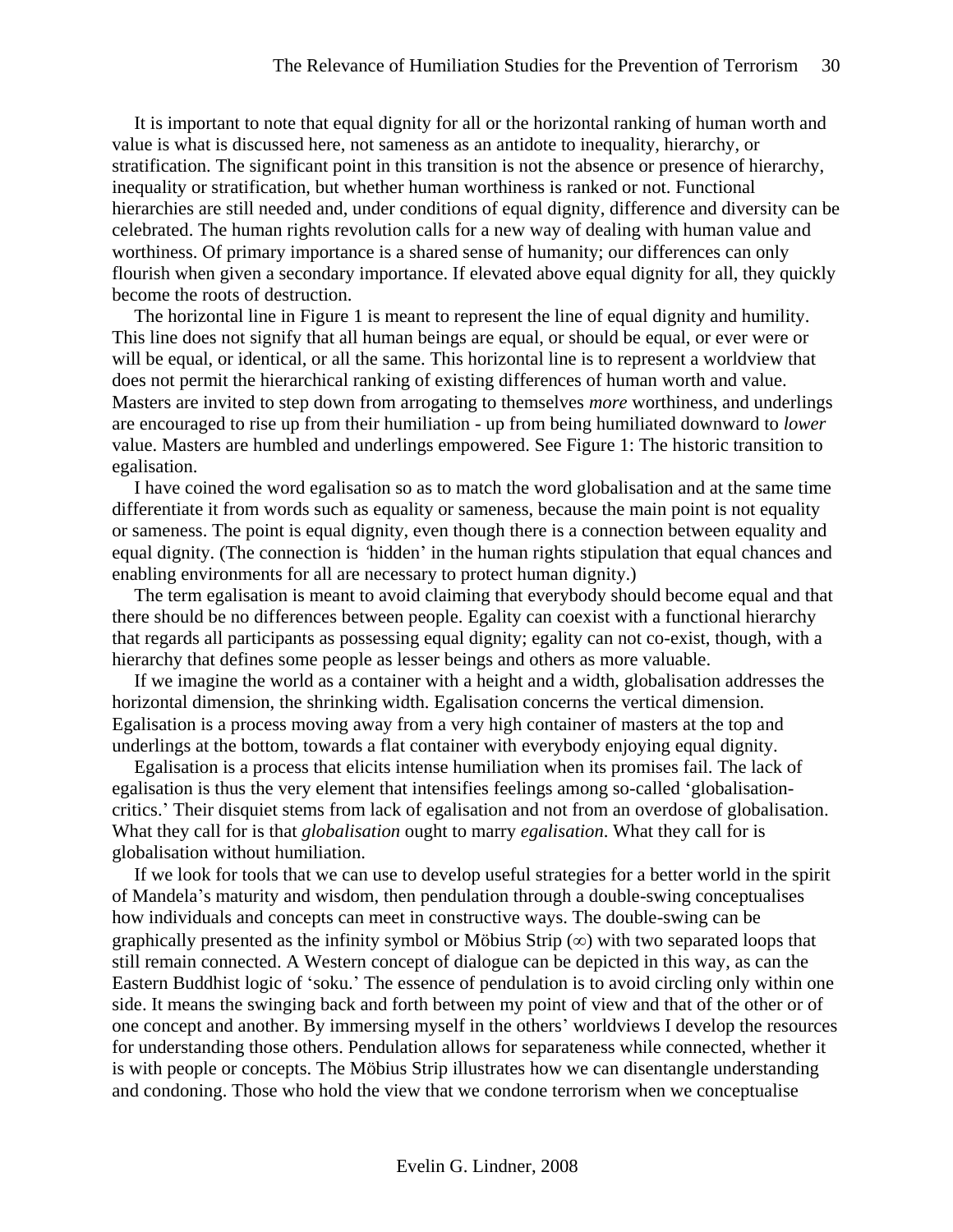It is important to note that equal dignity for all or the horizontal ranking of human worth and value is what is discussed here, not sameness as an antidote to inequality, hierarchy, or stratification. The significant point in this transition is not the absence or presence of hierarchy, inequality or stratification, but whether human worthiness is ranked or not. Functional hierarchies are still needed and, under conditions of equal dignity, difference and diversity can be celebrated. The human rights revolution calls for a new way of dealing with human value and worthiness. Of primary importance is a shared sense of humanity; our differences can only flourish when given a secondary importance. If elevated above equal dignity for all, they quickly become the roots of destruction.

The horizontal line in Figure 1 is meant to represent the line of equal dignity and humility. This line does not signify that all human beings are equal, or should be equal, or ever were or will be equal, or identical, or all the same. This horizontal line is to represent a worldview that does not permit the hierarchical ranking of existing differences of human worth and value. Masters are invited to step down from arrogating to themselves *more* worthiness, and underlings are encouraged to rise up from their humiliation - up from being humiliated downward to *lower* value. Masters are humbled and underlings empowered. See Figure 1: The historic transition to egalisation.

I have coined the word egalisation so as to match the word globalisation and at the same time differentiate it from words such as equality or sameness, because the main point is not equality or sameness. The point is equal dignity, even though there is a connection between equality and equal dignity. (The connection is 'hidden' in the human rights stipulation that equal chances and enabling environments for all are necessary to protect human dignity.)

The term egalisation is meant to avoid claiming that everybody should become equal and that there should be no differences between people. Egality can coexist with a functional hierarchy that regards all participants as possessing equal dignity; egality can not co-exist, though, with a hierarchy that defines some people as lesser beings and others as more valuable.

If we imagine the world as a container with a height and a width, globalisation addresses the horizontal dimension, the shrinking width. Egalisation concerns the vertical dimension. Egalisation is a process moving away from a very high container of masters at the top and underlings at the bottom, towards a flat container with everybody enjoying equal dignity.

Egalisation is a process that elicits intense humiliation when its promises fail. The lack of egalisation is thus the very element that intensifies feelings among so-called 'globalisation-critics.' Their disquiet stems from lack of egalisation and not from an overdose of globalisation. What they call for is that *globalisation* ought to marry *egalisation*. What they call for is globalisation without humiliation.

If we look for tools that we can use to develop useful strategies for a better world in the spirit of Mandela's maturity and wisdom, then pendulation through a double-swing conceptualises how individuals and concepts can meet in constructive ways. The double-swing can be graphically presented as the infinity symbol or Möbius Strip (∞) with two separated loops that still remain connected. A Western concept of dialogue can be depicted in this way, as can the Eastern Buddhist logic of 'soku.' The essence of pendulation is to avoid circling only within one side. It means the swinging back and forth between my point of view and that of the other or of one concept and another. By immersing myself in the others' worldviews I develop the resources for understanding those others. Pendulation allows for separateness while connected, whether it is with people or concepts. The Möbius Strip illustrates how we can disentangle understanding and condoning. Those who hold the view that we condone terrorism when we conceptualise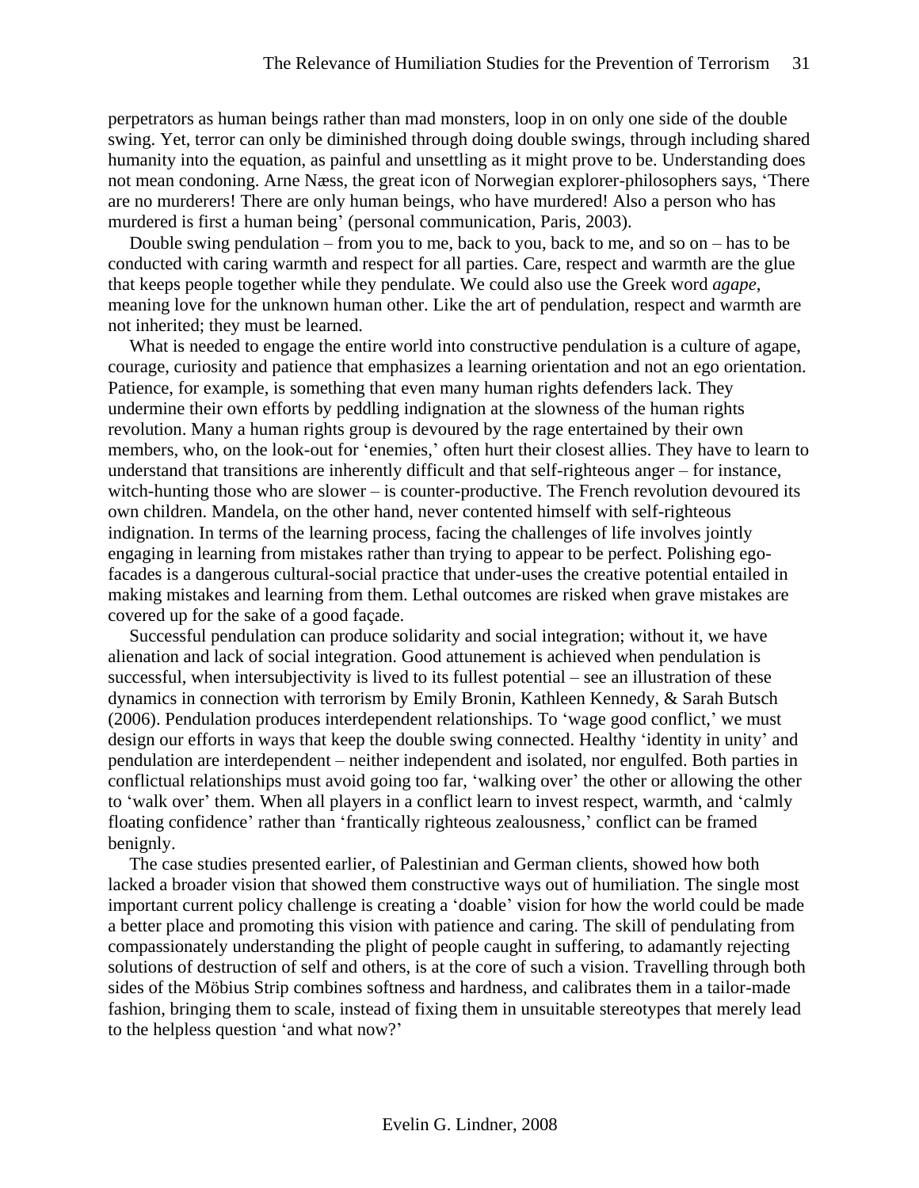perpetrators as human beings rather than mad monsters, loop in on only one side of the double swing. Yet, terror can only be diminished through doing double swings, through including shared humanity into the equation, as painful and unsettling as it might prove to be. Understanding does not mean condoning. Arne Næss, the great icon of Norwegian explorer-philosophers says, 'There are no murderers! There are only human beings, who have murdered! Also a person who has murdered is first a human being' (personal communication, Paris, 2003).

Double swing pendulation – from you to me, back to you, back to me, and so on – has to be conducted with caring warmth and respect for all parties. Care, respect and warmth are the glue that keeps people together while they pendulate. We could also use the Greek word *agape*, meaning love for the unknown human other. Like the art of pendulation, respect and warmth are not inherited; they must be learned.

What is needed to engage the entire world into constructive pendulation is a culture of agape, courage, curiosity and patience that emphasizes a learning orientation and not an ego orientation. Patience, for example, is something that even many human rights defenders lack. They undermine their own efforts by peddling indignation at the slowness of the human rights revolution. Many a human rights group is devoured by the rage entertained by their own members, who, on the look-out for 'enemies,' often hurt their closest allies. They have to learn to understand that transitions are inherently difficult and that self-righteous anger – for instance, witch-hunting those who are slower – is counter-productive. The French revolution devoured its own children. Mandela, on the other hand, never contented himself with self-righteous indignation. In terms of the learning process, facing the challenges of life involves jointly engaging in learning from mistakes rather than trying to appear to be perfect. Polishing ego-facades is a dangerous cultural-social practice that under-uses the creative potential entailed in making mistakes and learning from them. Lethal outcomes are risked when grave mistakes are covered up for the sake of a good façade.

Successful pendulation can produce solidarity and social integration; without it, we have alienation and lack of social integration. Good attunement is achieved when pendulation is successful, when intersubjectivity is lived to its fullest potential – see an illustration of these dynamics in connection with terrorism by Emily Bronin, Kathleen Kennedy, & Sarah Butsch (2006). Pendulation produces interdependent relationships. To 'wage good conflict,' we must design our efforts in ways that keep the double swing connected. Healthy 'identity in unity' and pendulation are interdependent – neither independent and isolated, nor engulfed. Both parties in conflictual relationships must avoid going too far, 'walking over' the other or allowing the other to 'walk over' them. When all players in a conflict learn to invest respect, warmth, and 'calmly floating confidence' rather than 'frantically righteous zealousness,' conflict can be framed benignly.

The case studies presented earlier, of Palestinian and German clients, showed how both lacked a broader vision that showed them constructive ways out of humiliation. The single most important current policy challenge is creating a 'doable' vision for how the world could be made a better place and promoting this vision with patience and caring. The skill of pendulating from compassionately understanding the plight of people caught in suffering, to adamantly rejecting solutions of destruction of self and others, is at the core of such a vision. Travelling through both sides of the Möbius Strip combines softness and hardness, and calibrates them in a tailor-made fashion, bringing them to scale, instead of fixing them in unsuitable stereotypes that merely lead to the helpless question 'and what now?'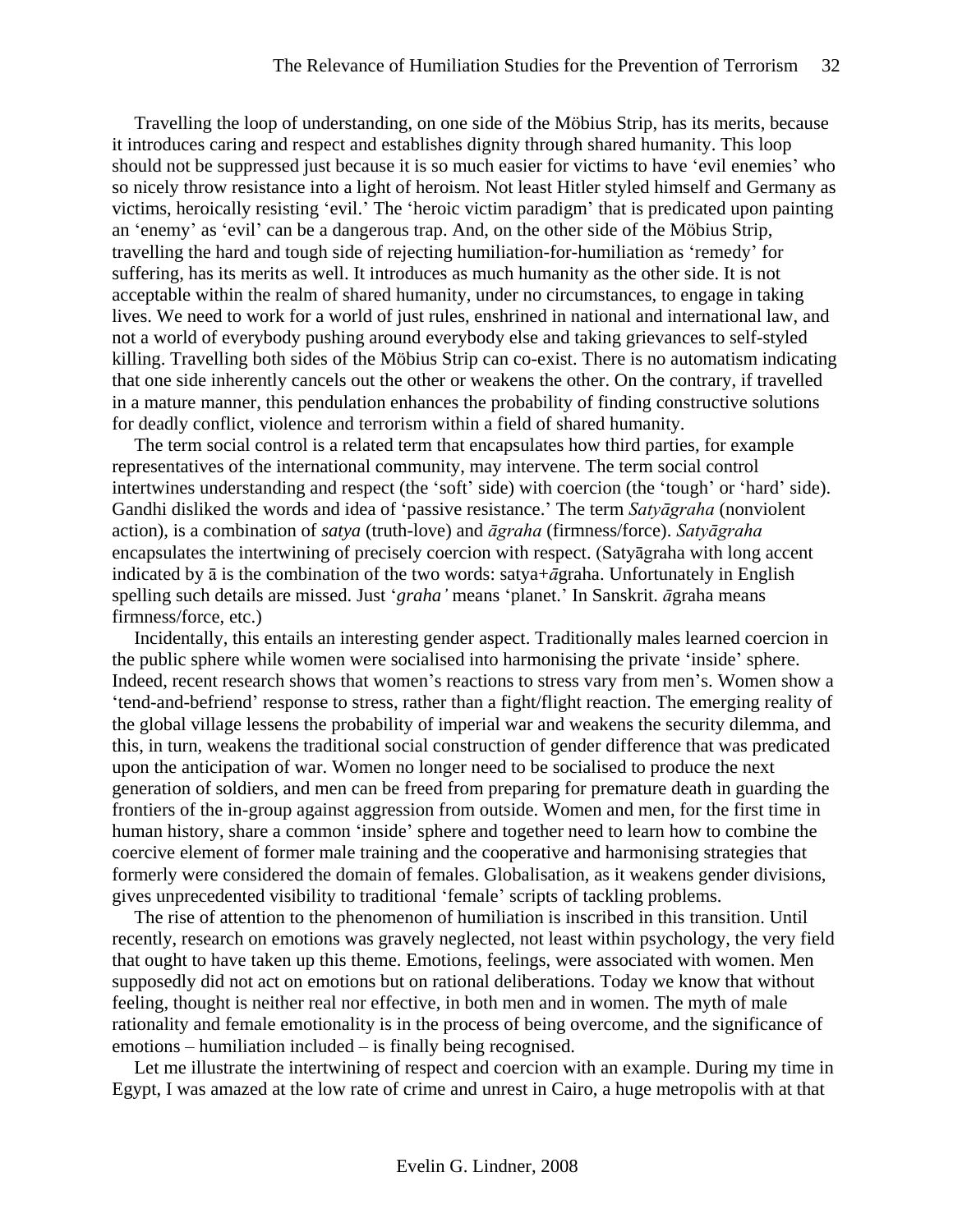Travelling the loop of understanding, on one side of the Möbius Strip, has its merits, because it introduces caring and respect and establishes dignity through shared humanity. This loop should not be suppressed just because it is so much easier for victims to have 'evil enemies' who so nicely throw resistance into a light of heroism. Not least Hitler styled himself and Germany as victims, heroically resisting 'evil.' The 'heroic victim paradigm' that is predicated upon painting an 'enemy' as 'evil' can be a dangerous trap. And, on the other side of the Möbius Strip, travelling the hard and tough side of rejecting humiliation-for-humiliation as 'remedy' for suffering, has its merits as well. It introduces as much humanity as the other side. It is not acceptable within the realm of shared humanity, under no circumstances, to engage in taking lives. We need to work for a world of just rules, enshrined in national and international law, and not a world of everybody pushing around everybody else and taking grievances to self-styled killing. Travelling both sides of the Möbius Strip can co-exist. There is no automatism indicating that one side inherently cancels out the other or weakens the other. On the contrary, if travelled in a mature manner, this pendulation enhances the probability of finding constructive solutions for deadly conflict, violence and terrorism within a field of shared humanity.

The term social control is a related term that encapsulates how third parties, for example representatives of the international community, may intervene. The term social control intertwines understanding and respect (the 'soft' side) with coercion (the 'tough' or 'hard' side). Gandhi disliked the words and idea of 'passive resistance.' The term *Satyāgraha* (nonviolent action), is a combination of *satya* (truth-love) and *āgraha* (firmness/force). *Satyāgraha* encapsulates the intertwining of precisely coercion with respect. (Satyāgraha with long accent indicated by ā is the combination of the two words: satya+*ā*graha. Unfortunately in English spelling such details are missed. Just '*graha'* means 'planet.' In Sanskrit. *ā*graha means firmness/force, etc.)

Incidentally, this entails an interesting gender aspect. Traditionally males learned coercion in the public sphere while women were socialised into harmonising the private 'inside' sphere. Indeed, recent research shows that women's reactions to stress vary from men's. Women show a 'tend-and-befriend' response to stress, rather than a fight/flight reaction. The emerging reality of the global village lessens the probability of imperial war and weakens the security dilemma, and this, in turn, weakens the traditional social construction of gender difference that was predicated upon the anticipation of war. Women no longer need to be socialised to produce the next generation of soldiers, and men can be freed from preparing for premature death in guarding the frontiers of the in-group against aggression from outside. Women and men, for the first time in human history, share a common 'inside' sphere and together need to learn how to combine the coercive element of former male training and the cooperative and harmonising strategies that formerly were considered the domain of females. Globalisation, as it weakens gender divisions, gives unprecedented visibility to traditional 'female' scripts of tackling problems.

The rise of attention to the phenomenon of humiliation is inscribed in this transition. Until recently, research on emotions was gravely neglected, not least within psychology, the very field that ought to have taken up this theme. Emotions, feelings, were associated with women. Men supposedly did not act on emotions but on rational deliberations. Today we know that without feeling, thought is neither real nor effective, in both men and in women. The myth of male rationality and female emotionality is in the process of being overcome, and the significance of emotions – humiliation included – is finally being recognised.

Let me illustrate the intertwining of respect and coercion with an example. During my time in Egypt, I was amazed at the low rate of crime and unrest in Cairo, a huge metropolis with at that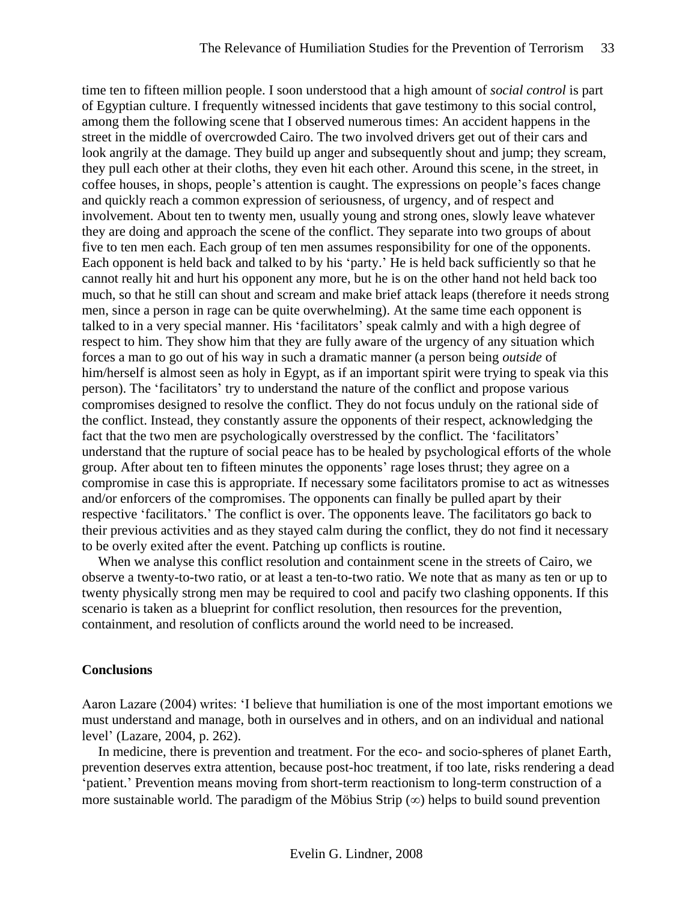time ten to fifteen million people. I soon understood that a high amount of *social control* is part of Egyptian culture. I frequently witnessed incidents that gave testimony to this social control, among them the following scene that I observed numerous times: An accident happens in the street in the middle of overcrowded Cairo. The two involved drivers get out of their cars and look angrily at the damage. They build up anger and subsequently shout and jump; they scream, they pull each other at their cloths, they even hit each other. Around this scene, in the street, in coffee houses, in shops, people's attention is caught. The expressions on people's faces change and quickly reach a common expression of seriousness, of urgency, and of respect and involvement. About ten to twenty men, usually young and strong ones, slowly leave whatever they are doing and approach the scene of the conflict. They separate into two groups of about five to ten men each. Each group of ten men assumes responsibility for one of the opponents. Each opponent is held back and talked to by his 'party.' He is held back sufficiently so that he cannot really hit and hurt his opponent any more, but he is on the other hand not held back too much, so that he still can shout and scream and make brief attack leaps (therefore it needs strong men, since a person in rage can be quite overwhelming). At the same time each opponent is talked to in a very special manner. His 'facilitators' speak calmly and with a high degree of respect to him. They show him that they are fully aware of the urgency of any situation which forces a man to go out of his way in such a dramatic manner (a person being *outside* of him/herself is almost seen as holy in Egypt, as if an important spirit were trying to speak via this person). The 'facilitators' try to understand the nature of the conflict and propose various compromises designed to resolve the conflict. They do not focus unduly on the rational side of the conflict. Instead, they constantly assure the opponents of their respect, acknowledging the fact that the two men are psychologically overstressed by the conflict. The 'facilitators' understand that the rupture of social peace has to be healed by psychological efforts of the whole group. After about ten to fifteen minutes the opponents' rage loses thrust; they agree on a compromise in case this is appropriate. If necessary some facilitators promise to act as witnesses and/or enforcers of the compromises. The opponents can finally be pulled apart by their respective 'facilitators.' The conflict is over. The opponents leave. The facilitators go back to their previous activities and as they stayed calm during the conflict, they do not find it necessary to be overly exited after the event. Patching up conflicts is routine.

When we analyse this conflict resolution and containment scene in the streets of Cairo, we observe a twenty-to-two ratio, or at least a ten-to-two ratio. We note that as many as ten or up to twenty physically strong men may be required to cool and pacify two clashing opponents. If this scenario is taken as a blueprint for conflict resolution, then resources for the prevention, containment, and resolution of conflicts around the world need to be increased.

## Conclusions

Aaron Lazare (2004) writes: 'I believe that humiliation is one of the most important emotions we must understand and manage, both in ourselves and in others, and on an individual and national level' (Lazare, 2004, p. 262).

In medicine, there is prevention and treatment. For the eco- and socio-spheres of planet Earth, prevention deserves extra attention, because post-hoc treatment, if too late, risks rendering a dead 'patient.' Prevention means moving from short-term reactionism to long-term construction of a more sustainable world. The paradigm of the Möbius Strip ($\infty$) helps to build sound prevention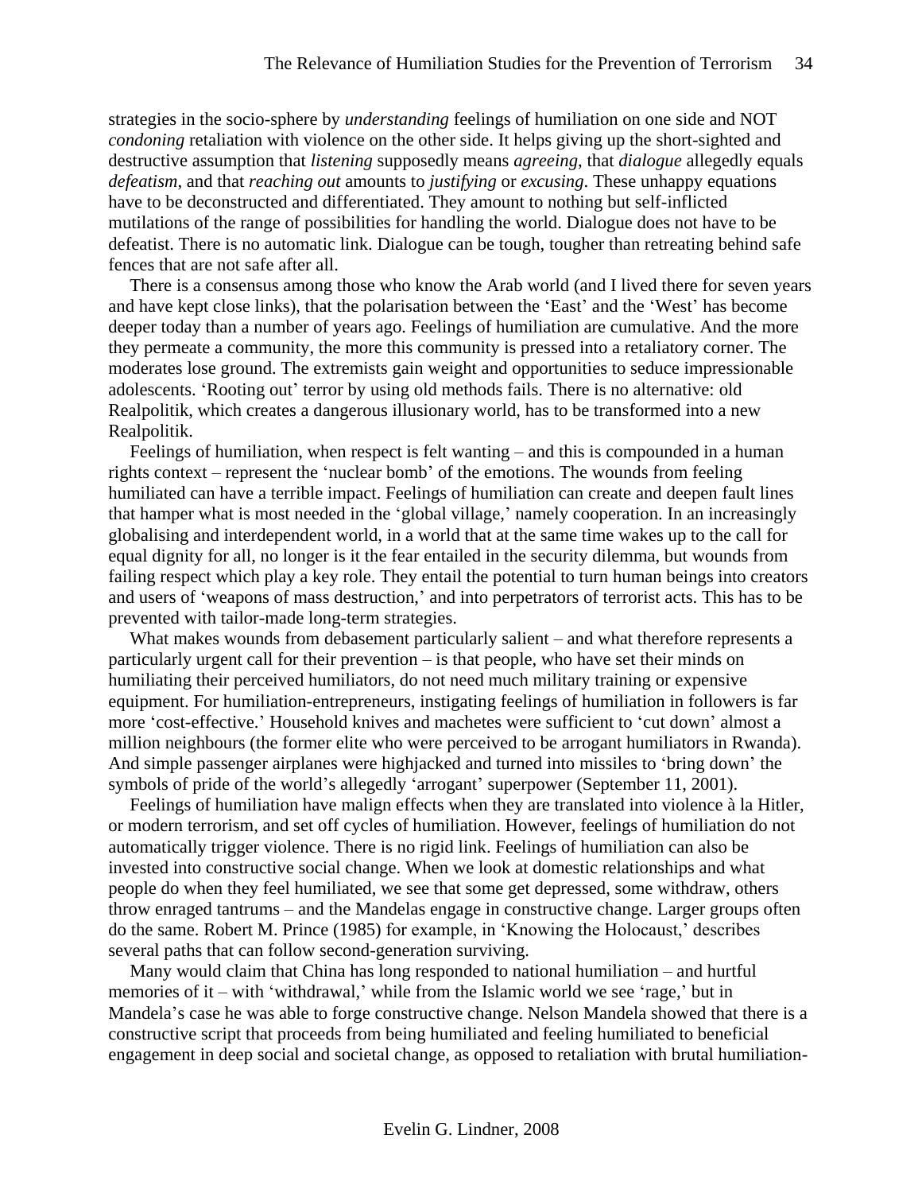strategies in the socio-sphere by *understanding* feelings of humiliation on one side and NOT *condoning* retaliation with violence on the other side. It helps giving up the short-sighted and destructive assumption that *listening* supposedly means *agreeing*, that *dialogue* allegedly equals *defeatism*, and that *reaching out* amounts to *justifying* or *excusing*. These unhappy equations have to be deconstructed and differentiated. They amount to nothing but self-inflicted mutilations of the range of possibilities for handling the world. Dialogue does not have to be defeatist. There is no automatic link. Dialogue can be tough, tougher than retreating behind safe fences that are not safe after all.

There is a consensus among those who know the Arab world (and I lived there for seven years and have kept close links), that the polarisation between the 'East' and the 'West' has become deeper today than a number of years ago. Feelings of humiliation are cumulative. And the more they permeate a community, the more this community is pressed into a retaliatory corner. The moderates lose ground. The extremists gain weight and opportunities to seduce impressionable adolescents. 'Rooting out' terror by using old methods fails. There is no alternative: old Realpolitik, which creates a dangerous illusionary world, has to be transformed into a new Realpolitik.

Feelings of humiliation, when respect is felt wanting – and this is compounded in a human rights context – represent the 'nuclear bomb' of the emotions. The wounds from feeling humiliated can have a terrible impact. Feelings of humiliation can create and deepen fault lines that hamper what is most needed in the 'global village,' namely cooperation. In an increasingly globalising and interdependent world, in a world that at the same time wakes up to the call for equal dignity for all, no longer is it the fear entailed in the security dilemma, but wounds from failing respect which play a key role. They entail the potential to turn human beings into creators and users of 'weapons of mass destruction,' and into perpetrators of terrorist acts. This has to be prevented with tailor-made long-term strategies.

What makes wounds from debasement particularly salient – and what therefore represents a particularly urgent call for their prevention – is that people, who have set their minds on humiliating their perceived humiliators, do not need much military training or expensive equipment. For humiliation-entrepreneurs, instigating feelings of humiliation in followers is far more 'cost-effective.' Household knives and machetes were sufficient to 'cut down' almost a million neighbours (the former elite who were perceived to be arrogant humiliators in Rwanda). And simple passenger airplanes were highjacked and turned into missiles to 'bring down' the symbols of pride of the world's allegedly 'arrogant' superpower (September 11, 2001).

Feelings of humiliation have malign effects when they are translated into violence à la Hitler, or modern terrorism, and set off cycles of humiliation. However, feelings of humiliation do not automatically trigger violence. There is no rigid link. Feelings of humiliation can also be invested into constructive social change. When we look at domestic relationships and what people do when they feel humiliated, we see that some get depressed, some withdraw, others throw enraged tantrums – and the Mandelas engage in constructive change. Larger groups often do the same. Robert M. Prince (1985) for example, in 'Knowing the Holocaust,' describes several paths that can follow second-generation surviving.

Many would claim that China has long responded to national humiliation – and hurtful memories of it – with 'withdrawal,' while from the Islamic world we see 'rage,' but in Mandela's case he was able to forge constructive change. Nelson Mandela showed that there is a constructive script that proceeds from being humiliated and feeling humiliated to beneficial engagement in deep social and societal change, as opposed to retaliation with brutal humiliation-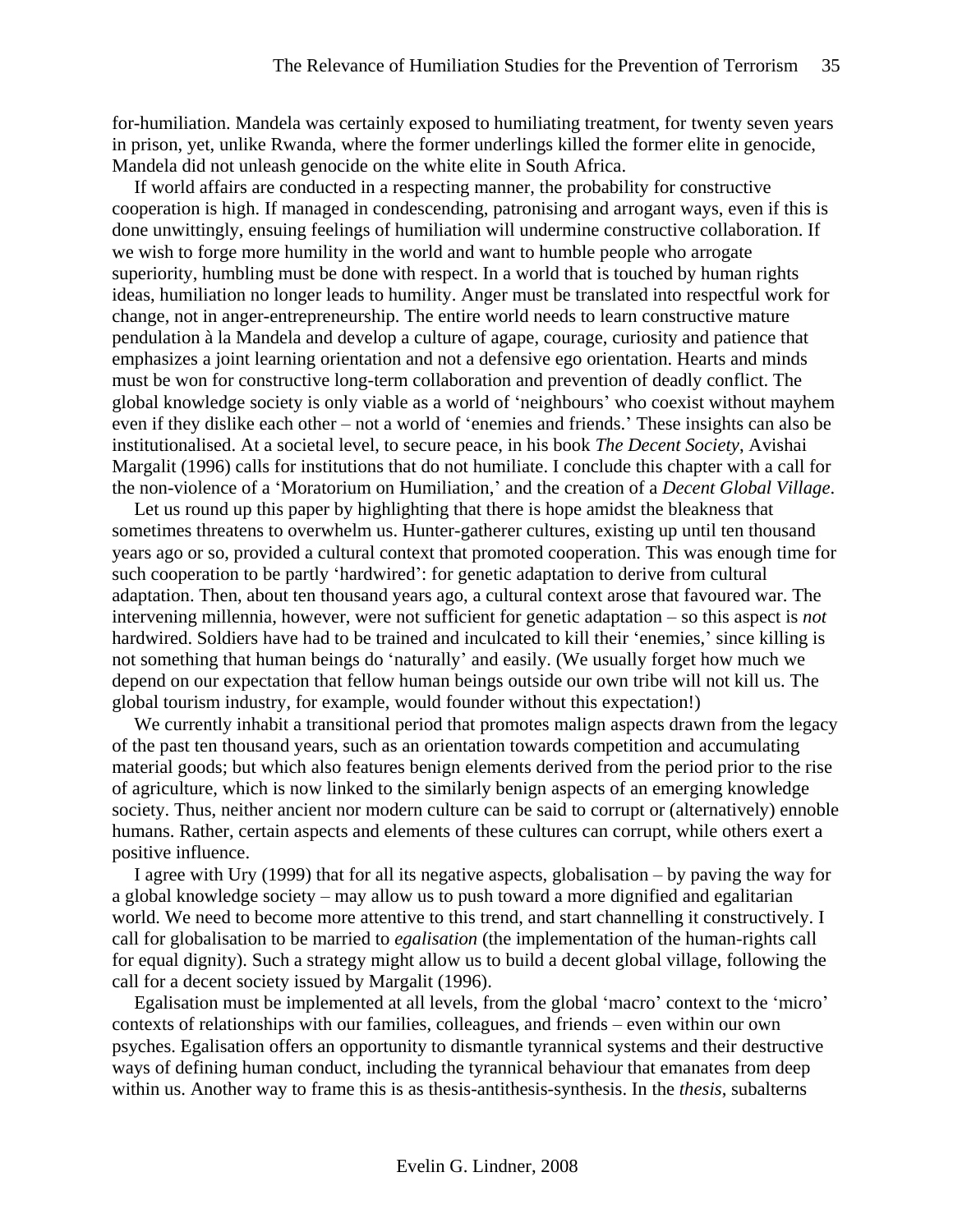for-humiliation. Mandela was certainly exposed to humiliating treatment, for twenty seven years in prison, yet, unlike Rwanda, where the former underlings killed the former elite in genocide, Mandela did not unleash genocide on the white elite in South Africa.

If world affairs are conducted in a respecting manner, the probability for constructive cooperation is high. If managed in condescending, patronising and arrogant ways, even if this is done unwittingly, ensuing feelings of humiliation will undermine constructive collaboration. If we wish to forge more humility in the world and want to humble people who arrogate superiority, humbling must be done with respect. In a world that is touched by human rights ideas, humiliation no longer leads to humility. Anger must be translated into respectful work for change, not in anger-entrepreneurship. The entire world needs to learn constructive mature pendulation à la Mandela and develop a culture of agape, courage, curiosity and patience that emphasizes a joint learning orientation and not a defensive ego orientation. Hearts and minds must be won for constructive long-term collaboration and prevention of deadly conflict. The global knowledge society is only viable as a world of 'neighbours' who coexist without mayhem even if they dislike each other – not a world of 'enemies and friends.' These insights can also be institutionalised. At a societal level, to secure peace, in his book *The Decent Society*, Avishai Margalit (1996) calls for institutions that do not humiliate. I conclude this chapter with a call for the non-violence of a 'Moratorium on Humiliation,' and the creation of a *Decent Global Village*.

Let us round up this paper by highlighting that there is hope amidst the bleakness that sometimes threatens to overwhelm us. Hunter-gatherer cultures, existing up until ten thousand years ago or so, provided a cultural context that promoted cooperation. This was enough time for such cooperation to be partly 'hardwired': for genetic adaptation to derive from cultural adaptation. Then, about ten thousand years ago, a cultural context arose that favoured war. The intervening millennia, however, were not sufficient for genetic adaptation – so this aspect is *not* hardwired. Soldiers have had to be trained and inculcated to kill their 'enemies,' since killing is not something that human beings do 'naturally' and easily. (We usually forget how much we depend on our expectation that fellow human beings outside our own tribe will not kill us. The global tourism industry, for example, would founder without this expectation!)

We currently inhabit a transitional period that promotes malign aspects drawn from the legacy of the past ten thousand years, such as an orientation towards competition and accumulating material goods; but which also features benign elements derived from the period prior to the rise of agriculture, which is now linked to the similarly benign aspects of an emerging knowledge society. Thus, neither ancient nor modern culture can be said to corrupt or (alternatively) ennoble humans. Rather, certain aspects and elements of these cultures can corrupt, while others exert a positive influence.

I agree with Ury (1999) that for all its negative aspects, globalisation – by paving the way for a global knowledge society – may allow us to push toward a more dignified and egalitarian world. We need to become more attentive to this trend, and start channelling it constructively. I call for globalisation to be married to *egalisation* (the implementation of the human-rights call for equal dignity). Such a strategy might allow us to build a decent global village, following the call for a decent society issued by Margalit (1996).

Egalisation must be implemented at all levels, from the global 'macro' context to the 'micro' contexts of relationships with our families, colleagues, and friends – even within our own psyches. Egalisation offers an opportunity to dismantle tyrannical systems and their destructive ways of defining human conduct, including the tyrannical behaviour that emanates from deep within us. Another way to frame this is as thesis-antithesis-synthesis. In the *thesis*, subalterns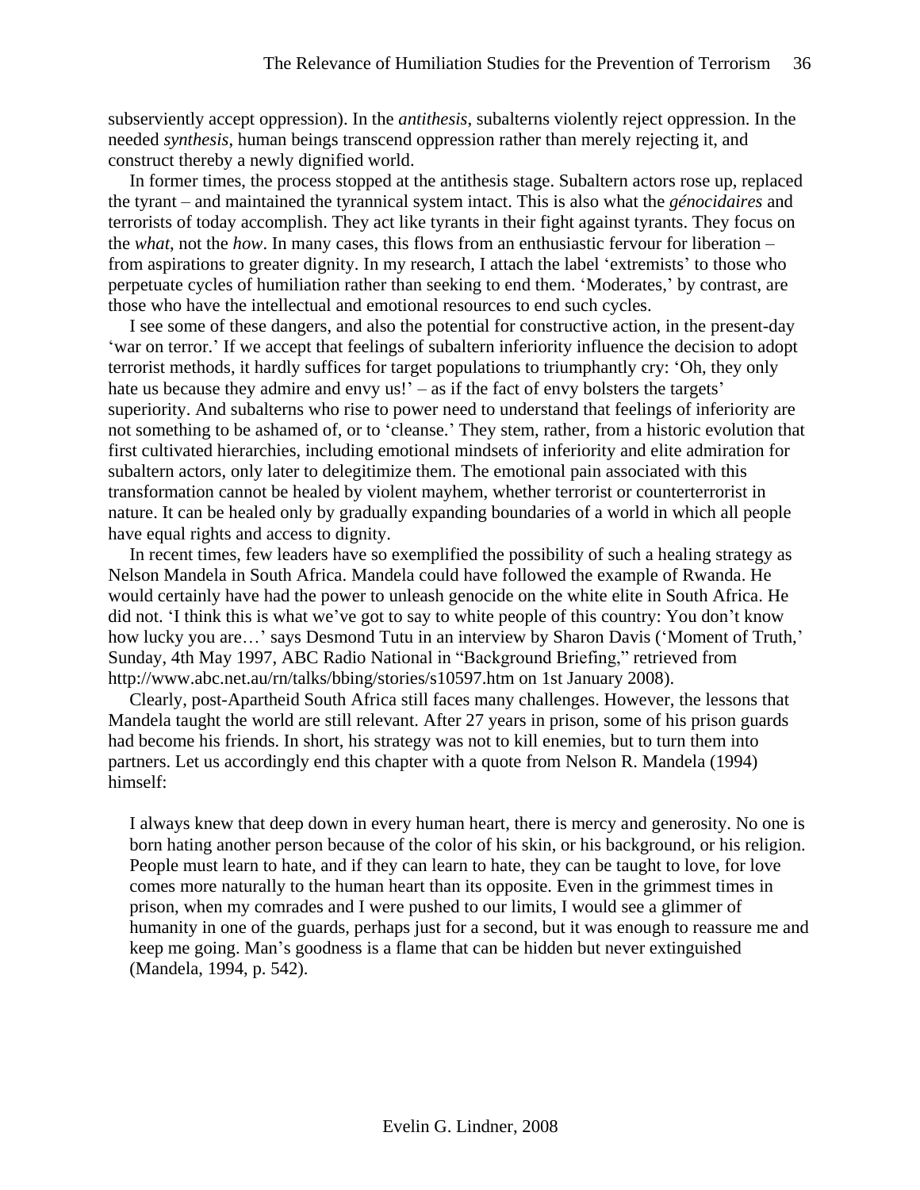subserviently accept oppression). In the *antithesis*, subalterns violently reject oppression. In the needed *synthesis*, human beings transcend oppression rather than merely rejecting it, and construct thereby a newly dignified world.

In former times, the process stopped at the antithesis stage. Subaltern actors rose up, replaced the tyrant – and maintained the tyrannical system intact. This is also what the *génocidaires* and terrorists of today accomplish. They act like tyrants in their fight against tyrants. They focus on the *what*, not the *how*. In many cases, this flows from an enthusiastic fervour for liberation – from aspirations to greater dignity. In my research, I attach the label 'extremists' to those who perpetuate cycles of humiliation rather than seeking to end them. 'Moderates,' by contrast, are those who have the intellectual and emotional resources to end such cycles.

I see some of these dangers, and also the potential for constructive action, in the present-day 'war on terror.' If we accept that feelings of subaltern inferiority influence the decision to adopt terrorist methods, it hardly suffices for target populations to triumphantly cry: 'Oh, they only hate us because they admire and envy us!' – as if the fact of envy bolsters the targets' superiority. And subalterns who rise to power need to understand that feelings of inferiority are not something to be ashamed of, or to 'cleanse.' They stem, rather, from a historic evolution that first cultivated hierarchies, including emotional mindsets of inferiority and elite admiration for subaltern actors, only later to delegitimize them. The emotional pain associated with this transformation cannot be healed by violent mayhem, whether terrorist or counterterrorist in nature. It can be healed only by gradually expanding boundaries of a world in which all people have equal rights and access to dignity.

In recent times, few leaders have so exemplified the possibility of such a healing strategy as Nelson Mandela in South Africa. Mandela could have followed the example of Rwanda. He would certainly have had the power to unleash genocide on the white elite in South Africa. He did not. 'I think this is what we've got to say to white people of this country: You don't know how lucky you are…' says Desmond Tutu in an interview by Sharon Davis ('Moment of Truth,' Sunday, 4th May 1997, ABC Radio National in "Background Briefing," retrieved from http://www.abc.net.au/rn/talks/bbing/stories/s10597.htm on 1st January 2008).

Clearly, post-Apartheid South Africa still faces many challenges. However, the lessons that Mandela taught the world are still relevant. After 27 years in prison, some of his prison guards had become his friends. In short, his strategy was not to kill enemies, but to turn them into partners. Let us accordingly end this chapter with a quote from Nelson R. Mandela (1994) himself:

> I always knew that deep down in every human heart, there is mercy and generosity. No one is born hating another person because of the color of his skin, or his background, or his religion. People must learn to hate, and if they can learn to hate, they can be taught to love, for love comes more naturally to the human heart than its opposite. Even in the grimmest times in prison, when my comrades and I were pushed to our limits, I would see a glimmer of humanity in one of the guards, perhaps just for a second, but it was enough to reassure me and keep me going. Man's goodness is a flame that can be hidden but never extinguished (Mandela, 1994, p. 542).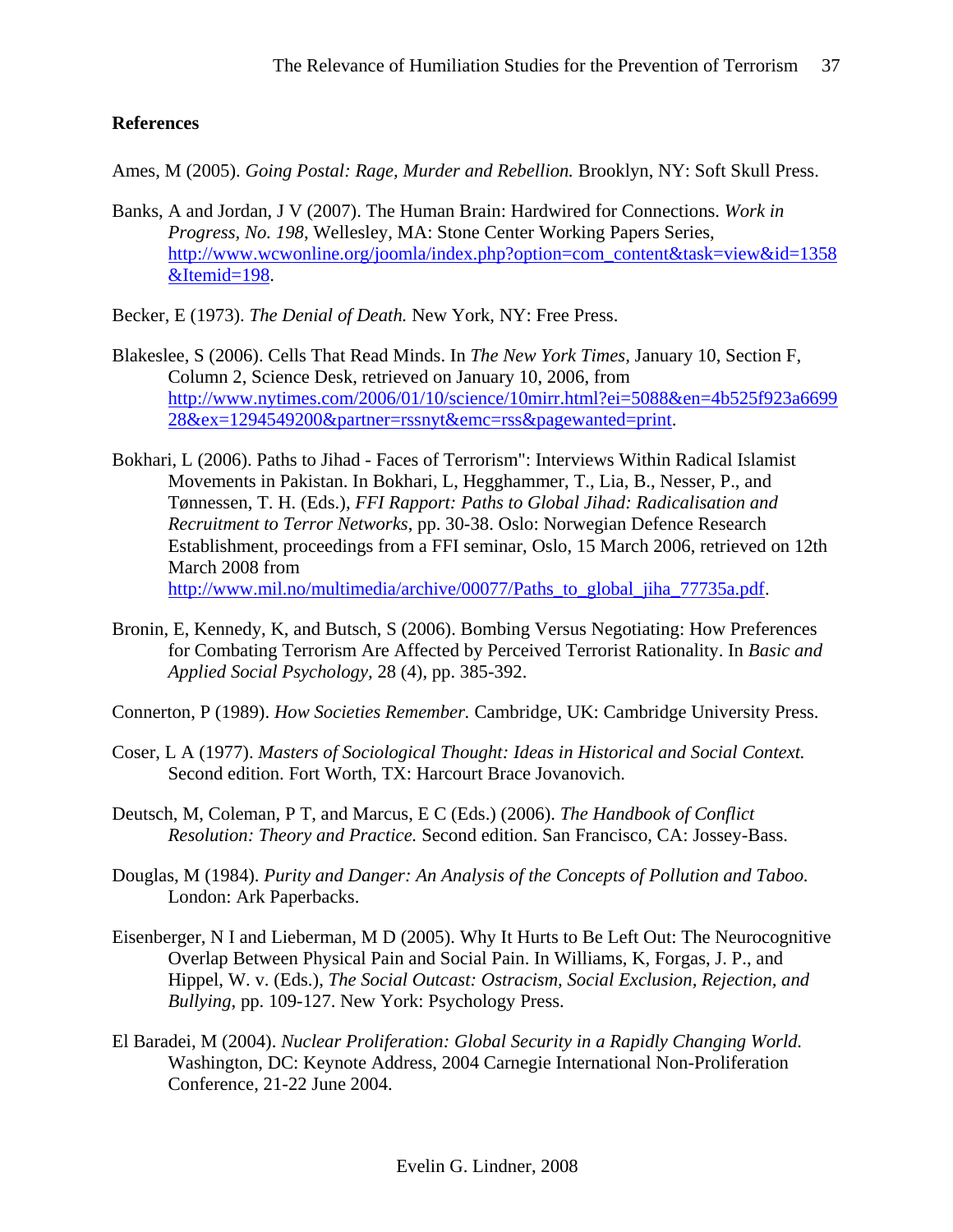**References**

Ames, M (2005). *Going Postal: Rage, Murder and Rebellion.* Brooklyn, NY: Soft Skull Press.

Banks, A and Jordan, J V (2007). The Human Brain: Hardwired for Connections. *Work in Progress, No. 198*, Wellesley, MA: Stone Center Working Papers Series, http://www.wcwonline.org/joomla/index.php?option=com_content&task=view&id=1358&Itemid=198.

Becker, E (1973). *The Denial of Death.* New York, NY: Free Press.

Blakeslee, S (2006). Cells That Read Minds. In *The New York Times*, January 10, Section F, Column 2, Science Desk, retrieved on January 10, 2006, from http://www.nytimes.com/2006/01/10/science/10mirr.html?ei=5088&en=4b525f923a669928&ex=1294549200&partner=rssnyt&emc=rss&pagewanted=print.

Bokhari, L (2006). Paths to Jihad - Faces of Terrorism": Interviews Within Radical Islamist Movements in Pakistan. In Bokhari, L, Hegghammer, T., Lia, B., Nesser, P., and Tønnessen, T. H. (Eds.), *FFI Rapport: Paths to Global Jihad: Radicalisation and Recruitment to Terror Networks*, pp. 30-38. Oslo: Norwegian Defence Research Establishment, proceedings from a FFI seminar, Oslo, 15 March 2006, retrieved on 12th March 2008 from http://www.mil.no/multimedia/archive/00077/Paths_to_global_jiha_77735a.pdf.

Bronin, E, Kennedy, K, and Butsch, S (2006). Bombing Versus Negotiating: How Preferences for Combating Terrorism Are Affected by Perceived Terrorist Rationality. In *Basic and Applied Social Psychology*, 28 (4), pp. 385-392.

Connerton, P (1989). *How Societies Remember.* Cambridge, UK: Cambridge University Press.

Coser, L A (1977). *Masters of Sociological Thought: Ideas in Historical and Social Context.* Second edition. Fort Worth, TX: Harcourt Brace Jovanovich.

Deutsch, M, Coleman, P T, and Marcus, E C (Eds.) (2006). *The Handbook of Conflict Resolution: Theory and Practice.* Second edition. San Francisco, CA: Jossey-Bass.

Douglas, M (1984). *Purity and Danger: An Analysis of the Concepts of Pollution and Taboo.* London: Ark Paperbacks.

Eisenberger, N I and Lieberman, M D (2005). Why It Hurts to Be Left Out: The Neurocognitive Overlap Between Physical Pain and Social Pain. In Williams, K, Forgas, J. P., and Hippel, W. v. (Eds.), *The Social Outcast: Ostracism, Social Exclusion, Rejection, and Bullying*, pp. 109-127. New York: Psychology Press.

El Baradei, M (2004). *Nuclear Proliferation: Global Security in a Rapidly Changing World.* Washington, DC: Keynote Address, 2004 Carnegie International Non-Proliferation Conference, 21-22 June 2004.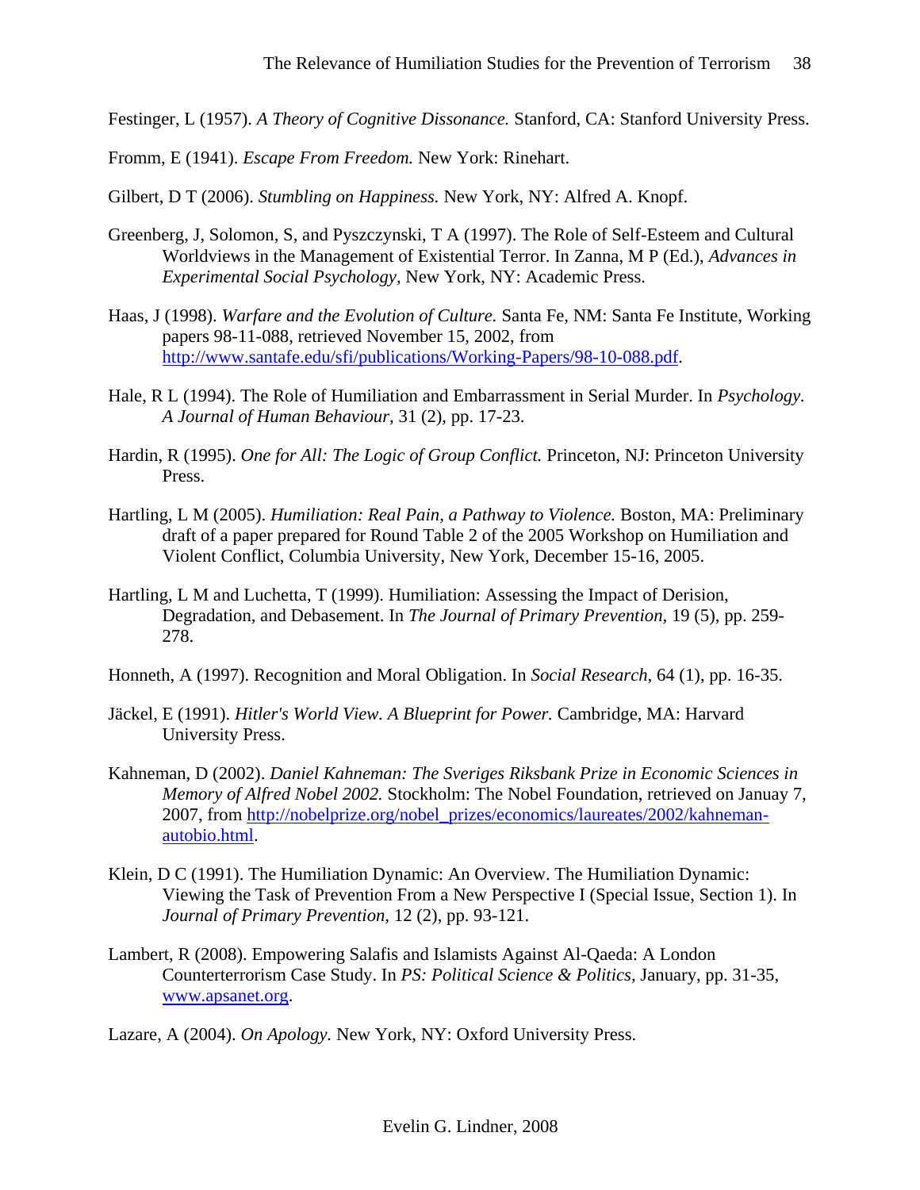Festinger, L (1957). *A Theory of Cognitive Dissonance.* Stanford, CA: Stanford University Press.

Fromm, E (1941). *Escape From Freedom.* New York: Rinehart.

Gilbert, D T (2006). *Stumbling on Happiness.* New York, NY: Alfred A. Knopf.

Greenberg, J, Solomon, S, and Pyszczynski, T A (1997). The Role of Self-Esteem and Cultural Worldviews in the Management of Existential Terror. In Zanna, M P (Ed.), *Advances in Experimental Social Psychology,* New York, NY: Academic Press.

Haas, J (1998). *Warfare and the Evolution of Culture.* Santa Fe, NM: Santa Fe Institute, Working papers 98-11-088, retrieved November 15, 2002, from http://www.santafe.edu/sfi/publications/Working-Papers/98-10-088.pdf.

Hale, R L (1994). The Role of Humiliation and Embarrassment in Serial Murder. In *Psychology. A Journal of Human Behaviour,* 31 (2), pp. 17-23.

Hardin, R (1995). *One for All: The Logic of Group Conflict.* Princeton, NJ: Princeton University Press.

Hartling, L M (2005). *Humiliation: Real Pain, a Pathway to Violence.* Boston, MA: Preliminary draft of a paper prepared for Round Table 2 of the 2005 Workshop on Humiliation and Violent Conflict, Columbia University, New York, December 15-16, 2005.

Hartling, L M and Luchetta, T (1999). Humiliation: Assessing the Impact of Derision, Degradation, and Debasement. In *The Journal of Primary Prevention,* 19 (5), pp. 259-278.

Honneth, A (1997). Recognition and Moral Obligation. In *Social Research,* 64 (1), pp. 16-35.

Jäckel, E (1991). *Hitler's World View. A Blueprint for Power.* Cambridge, MA: Harvard University Press.

Kahneman, D (2002). *Daniel Kahneman: The Sveriges Riksbank Prize in Economic Sciences in Memory of Alfred Nobel 2002.* Stockholm: The Nobel Foundation, retrieved on Januay 7, 2007, from http://nobelprize.org/nobel_prizes/economics/laureates/2002/kahneman-autobio.html.

Klein, D C (1991). The Humiliation Dynamic: An Overview. The Humiliation Dynamic: Viewing the Task of Prevention From a New Perspective I (Special Issue, Section 1). In *Journal of Primary Prevention,* 12 (2), pp. 93-121.

Lambert, R (2008). Empowering Salafis and Islamists Against Al-Qaeda: A London Counterterrorism Case Study. In *PS: Political Science & Politics,* January, pp. 31-35, www.apsanet.org.

Lazare, A (2004). *On Apology.* New York, NY: Oxford University Press.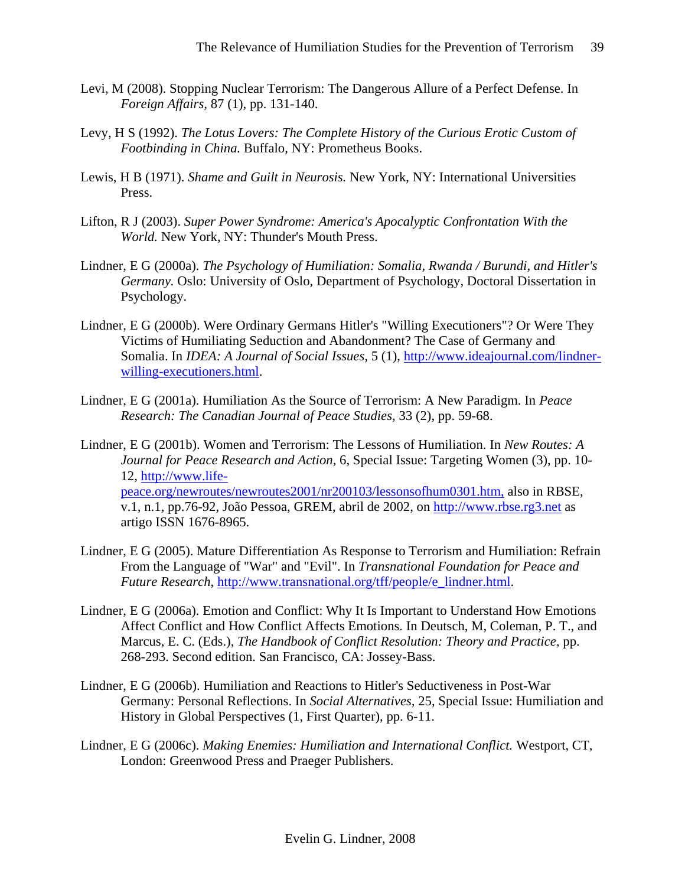Levi, M (2008). Stopping Nuclear Terrorism: The Dangerous Allure of a Perfect Defense. In *Foreign Affairs,* 87 (1), pp. 131-140.

Levy, H S (1992). *The Lotus Lovers: The Complete History of the Curious Erotic Custom of Footbinding in China.* Buffalo, NY: Prometheus Books.

Lewis, H B (1971). *Shame and Guilt in Neurosis.* New York, NY: International Universities Press.

Lifton, R J (2003). *Super Power Syndrome: America's Apocalyptic Confrontation With the World.* New York, NY: Thunder's Mouth Press.

Lindner, E G (2000a). *The Psychology of Humiliation: Somalia, Rwanda / Burundi, and Hitler's Germany.* Oslo: University of Oslo, Department of Psychology, Doctoral Dissertation in Psychology.

Lindner, E G (2000b). Were Ordinary Germans Hitler's "Willing Executioners"? Or Were They Victims of Humiliating Seduction and Abandonment? The Case of Germany and Somalia. In *IDEA: A Journal of Social Issues,* 5 (1), http://www.ideajournal.com/lindner-willing-executioners.html.

Lindner, E G (2001a). Humiliation As the Source of Terrorism: A New Paradigm. In *Peace Research: The Canadian Journal of Peace Studies,* 33 (2), pp. 59-68.

Lindner, E G (2001b). Women and Terrorism: The Lessons of Humiliation. In *New Routes: A Journal for Peace Research and Action,* 6, Special Issue: Targeting Women (3), pp. 10-12, http://www.life-peace.org/newroutes/newroutes2001/nr200103/lessonsofhum0301.htm, also in RBSE, v.1, n.1, pp.76-92, João Pessoa, GREM, abril de 2002, on http://www.rbse.rg3.net as artigo ISSN 1676-8965.

Lindner, E G (2005). Mature Differentiation As Response to Terrorism and Humiliation: Refrain From the Language of "War" and "Evil". In *Transnational Foundation for Peace and Future Research,* http://www.transnational.org/tff/people/e_lindner.html.

Lindner, E G (2006a). Emotion and Conflict: Why It Is Important to Understand How Emotions Affect Conflict and How Conflict Affects Emotions. In Deutsch, M, Coleman, P. T., and Marcus, E. C. (Eds.), *The Handbook of Conflict Resolution: Theory and Practice*, pp. 268-293. Second edition. San Francisco, CA: Jossey-Bass.

Lindner, E G (2006b). Humiliation and Reactions to Hitler's Seductiveness in Post-War Germany: Personal Reflections. In *Social Alternatives,* 25, Special Issue: Humiliation and History in Global Perspectives (1, First Quarter), pp. 6-11.

Lindner, E G (2006c). *Making Enemies: Humiliation and International Conflict.* Westport, CT, London: Greenwood Press and Praeger Publishers.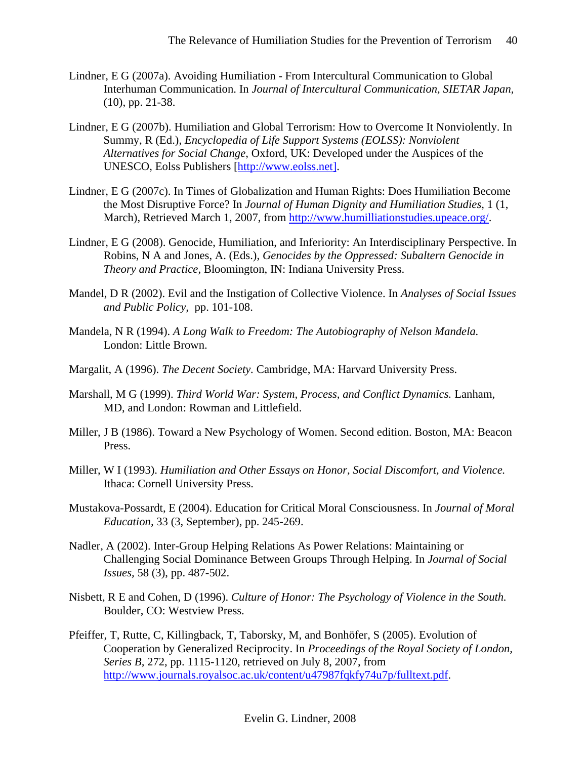Lindner, E G (2007a). Avoiding Humiliation - From Intercultural Communication to Global Interhuman Communication. In *Journal of Intercultural Communication, SIETAR Japan*, (10), pp. 21-38.

Lindner, E G (2007b). Humiliation and Global Terrorism: How to Overcome It Nonviolently. In Summy, R (Ed.), *Encyclopedia of Life Support Systems (EOLSS): Nonviolent Alternatives for Social Change*, Oxford, UK: Developed under the Auspices of the UNESCO, Eolss Publishers [http://www.eolss.net].

Lindner, E G (2007c). In Times of Globalization and Human Rights: Does Humiliation Become the Most Disruptive Force? In *Journal of Human Dignity and Humiliation Studies*, 1 (1, March), Retrieved March 1, 2007, from http://www.humilliationstudies.upeace.org/.

Lindner, E G (2008). Genocide, Humiliation, and Inferiority: An Interdisciplinary Perspective. In Robins, N A and Jones, A. (Eds.), *Genocides by the Oppressed: Subaltern Genocide in Theory and Practice*, Bloomington, IN: Indiana University Press.

Mandel, D R (2002). Evil and the Instigation of Collective Violence. In *Analyses of Social Issues and Public Policy*, pp. 101-108.

Mandela, N R (1994). *A Long Walk to Freedom: The Autobiography of Nelson Mandela.* London: Little Brown.

Margalit, A (1996). *The Decent Society*. Cambridge, MA: Harvard University Press.

Marshall, M G (1999). *Third World War: System, Process, and Conflict Dynamics.* Lanham, MD, and London: Rowman and Littlefield.

Miller, J B (1986). Toward a New Psychology of Women. Second edition. Boston, MA: Beacon Press.

Miller, W I (1993). *Humiliation and Other Essays on Honor, Social Discomfort, and Violence.* Ithaca: Cornell University Press.

Mustakova-Possardt, E (2004). Education for Critical Moral Consciousness. In *Journal of Moral Education*, 33 (3, September), pp. 245-269.

Nadler, A (2002). Inter-Group Helping Relations As Power Relations: Maintaining or Challenging Social Dominance Between Groups Through Helping. In *Journal of Social Issues*, 58 (3), pp. 487-502.

Nisbett, R E and Cohen, D (1996). *Culture of Honor: The Psychology of Violence in the South.* Boulder, CO: Westview Press.

Pfeiffer, T, Rutte, C, Killingback, T, Taborsky, M, and Bonhöfer, S (2005). Evolution of Cooperation by Generalized Reciprocity. In *Proceedings of the Royal Society of London, Series B*, 272, pp. 1115-1120, retrieved on July 8, 2007, from http://www.journals.royalsoc.ac.uk/content/u47987fqkfy74u7p/fulltext.pdf.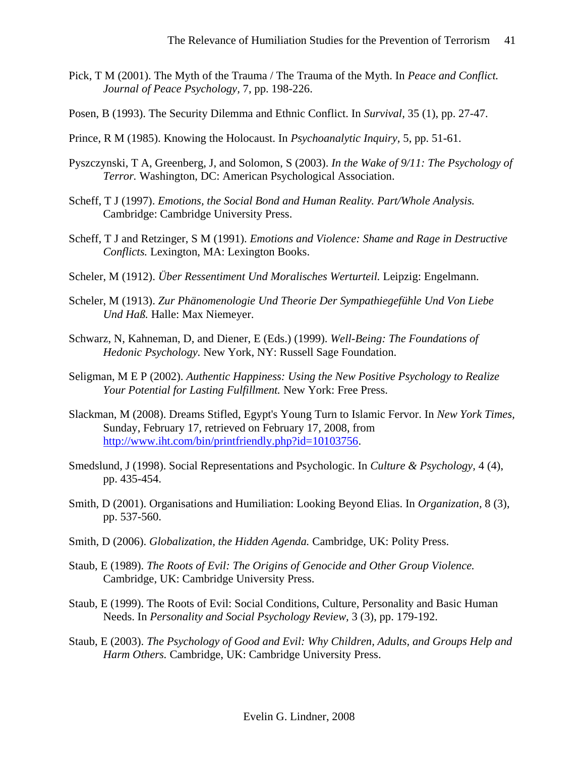Pick, T M (2001). The Myth of the Trauma / The Trauma of the Myth. In *Peace and Conflict. Journal of Peace Psychology*, 7, pp. 198-226.

Posen, B (1993). The Security Dilemma and Ethnic Conflict. In *Survival*, 35 (1), pp. 27-47.

Prince, R M (1985). Knowing the Holocaust. In *Psychoanalytic Inquiry*, 5, pp. 51-61.

Pyszczynski, T A, Greenberg, J, and Solomon, S (2003). *In the Wake of 9/11: The Psychology of Terror.* Washington, DC: American Psychological Association.

Scheff, T J (1997). *Emotions, the Social Bond and Human Reality. Part/Whole Analysis.* Cambridge: Cambridge University Press.

Scheff, T J and Retzinger, S M (1991). *Emotions and Violence: Shame and Rage in Destructive Conflicts.* Lexington, MA: Lexington Books.

Scheler, M (1912). *Über Ressentiment Und Moralisches Werturteil.* Leipzig: Engelmann.

Scheler, M (1913). *Zur Phänomenologie Und Theorie Der Sympathiegefühle Und Von Liebe Und Haß.* Halle: Max Niemeyer.

Schwarz, N, Kahneman, D, and Diener, E (Eds.) (1999). *Well-Being: The Foundations of Hedonic Psychology.* New York, NY: Russell Sage Foundation.

Seligman, M E P (2002). *Authentic Happiness: Using the New Positive Psychology to Realize Your Potential for Lasting Fulfillment.* New York: Free Press.

Slackman, M (2008). Dreams Stifled, Egypt's Young Turn to Islamic Fervor. In *New York Times,* Sunday, February 17, retrieved on February 17, 2008, from http://www.iht.com/bin/printfriendly.php?id=10103756.

Smedslund, J (1998). Social Representations and Psychologic. In *Culture & Psychology,* 4 (4), pp. 435-454.

Smith, D (2001). Organisations and Humiliation: Looking Beyond Elias. In *Organization,* 8 (3), pp. 537-560.

Smith, D (2006). *Globalization, the Hidden Agenda.* Cambridge, UK: Polity Press.

Staub, E (1989). *The Roots of Evil: The Origins of Genocide and Other Group Violence.* Cambridge, UK: Cambridge University Press.

Staub, E (1999). The Roots of Evil: Social Conditions, Culture, Personality and Basic Human Needs. In *Personality and Social Psychology Review,* 3 (3), pp. 179-192.

Staub, E (2003). *The Psychology of Good and Evil: Why Children, Adults, and Groups Help and Harm Others.* Cambridge, UK: Cambridge University Press.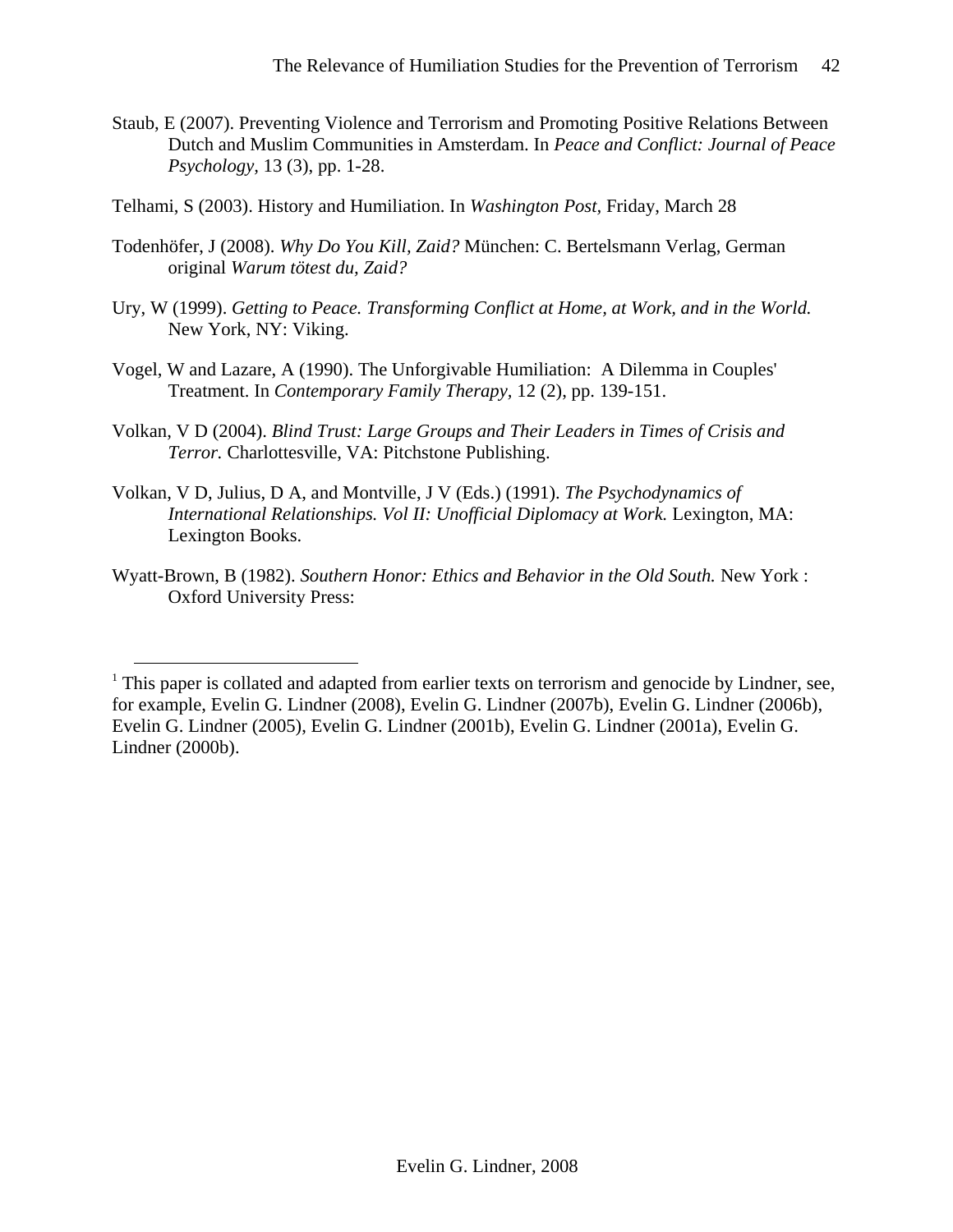Staub, E (2007). Preventing Violence and Terrorism and Promoting Positive Relations Between Dutch and Muslim Communities in Amsterdam. In *Peace and Conflict: Journal of Peace Psychology*, 13 (3), pp. 1-28.

Telhami, S (2003). History and Humiliation. In *Washington Post*, Friday, March 28

Todenhöfer, J (2008). *Why Do You Kill, Zaid?* München: C. Bertelsmann Verlag, German original *Warum tötest du, Zaid?*

Ury, W (1999). *Getting to Peace. Transforming Conflict at Home, at Work, and in the World.* New York, NY: Viking.

Vogel, W and Lazare, A (1990). The Unforgivable Humiliation: A Dilemma in Couples' Treatment. In *Contemporary Family Therapy,* 12 (2), pp. 139-151.

Volkan, V D (2004). *Blind Trust: Large Groups and Their Leaders in Times of Crisis and Terror.* Charlottesville, VA: Pitchstone Publishing.

Volkan, V D, Julius, D A, and Montville, J V (Eds.) (1991). *The Psychodynamics of International Relationships. Vol II: Unofficial Diplomacy at Work.* Lexington, MA: Lexington Books.

Wyatt-Brown, B (1982). *Southern Honor: Ethics and Behavior in the Old South.* New York : Oxford University Press:

---

[1] This paper is collated and adapted from earlier texts on terrorism and genocide by Lindner, see, for example, Evelin G. Lindner (2008), Evelin G. Lindner (2007b), Evelin G. Lindner (2006b), Evelin G. Lindner (2005), Evelin G. Lindner (2001b), Evelin G. Lindner (2001a), Evelin G. Lindner (2000b).